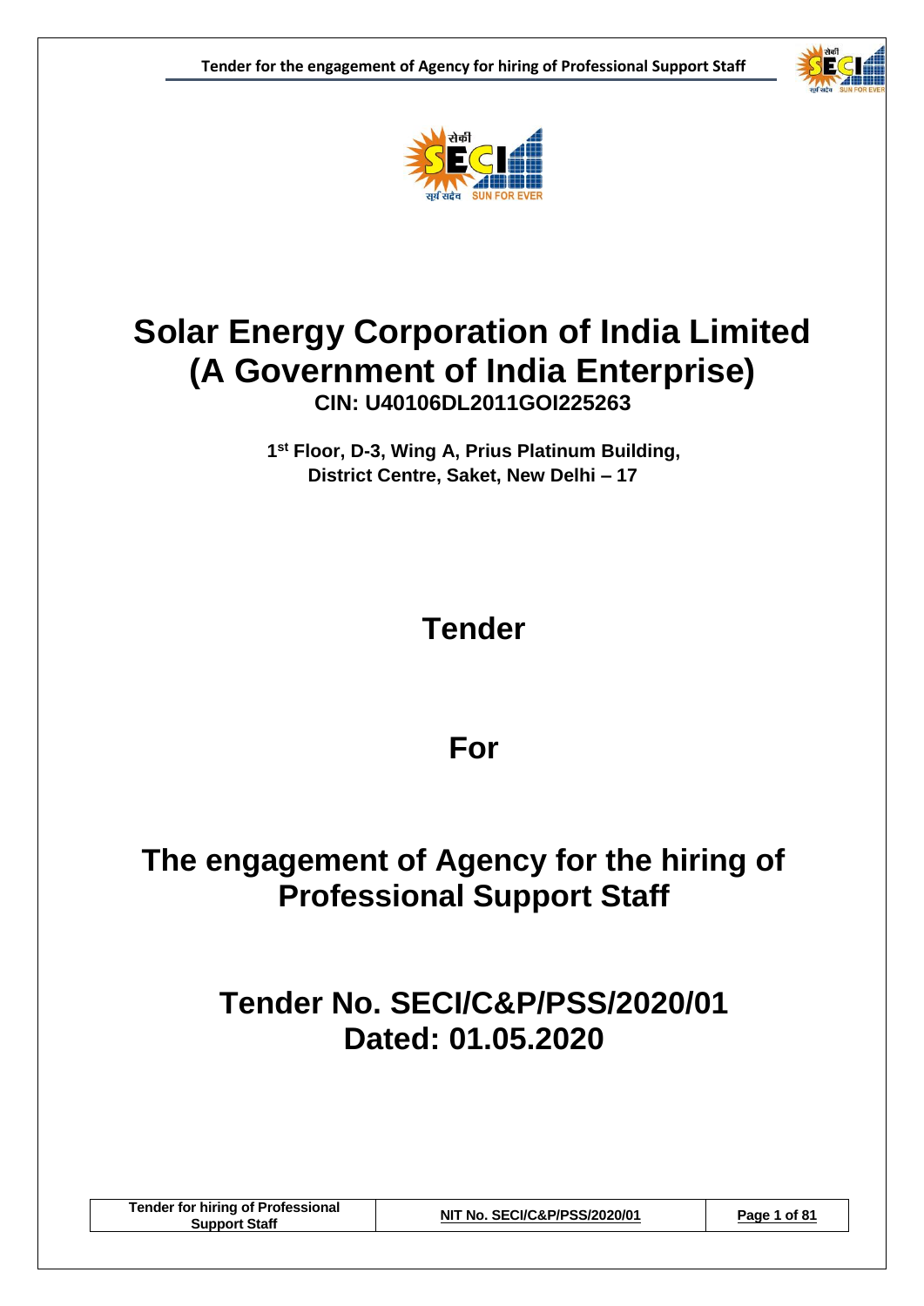# Solar Energy Corporation of India Limited
# (A Government of India Enterprise)

**CIN: U40106DL2011GOI225263**

**1st Floor, D-3, Wing A, Prius Platinum Building,**
**District Centre, Saket, New Delhi – 17**

# Tender

# For

# The engagement of Agency for the hiring of Professional Support Staff

# Tender No. SECI/C&P/PSS/2020/01
# Dated: 01.05.2020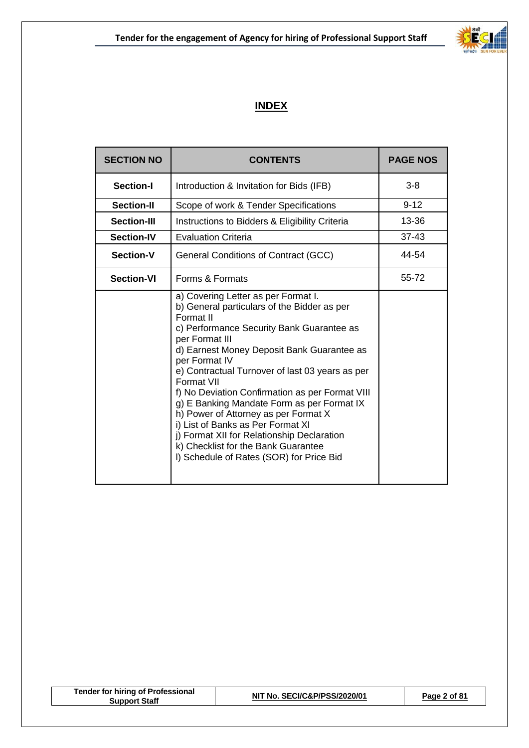# INDEX

| SECTION NO | CONTENTS | PAGE NOS |
|---|---|---|
| Section-I | Introduction & Invitation for Bids (IFB) | 3-8 |
| Section-II | Scope of work & Tender Specifications | 9-12 |
| Section-III | Instructions to Bidders & Eligibility Criteria | 13-36 |
| Section-IV | Evaluation Criteria | 37-43 |
| Section-V | General Conditions of Contract (GCC) | 44-54 |
| Section-VI | Forms & Formats | 55-72 |
| | a) Covering Letter as per Format I.<br>b) General particulars of the Bidder as per Format II<br>c) Performance Security Bank Guarantee as per Format III<br>d) Earnest Money Deposit Bank Guarantee as per Format IV<br>e) Contractual Turnover of last 03 years as per Format VII<br>f) No Deviation Confirmation as per Format VIII<br>g) E Banking Mandate Form as per Format IX<br>h) Power of Attorney as per Format X<br>i) List of Banks as Per Format XI<br>j) Format XII for Relationship Declaration<br>k) Checklist for the Bank Guarantee<br>l) Schedule of Rates (SOR) for Price Bid | |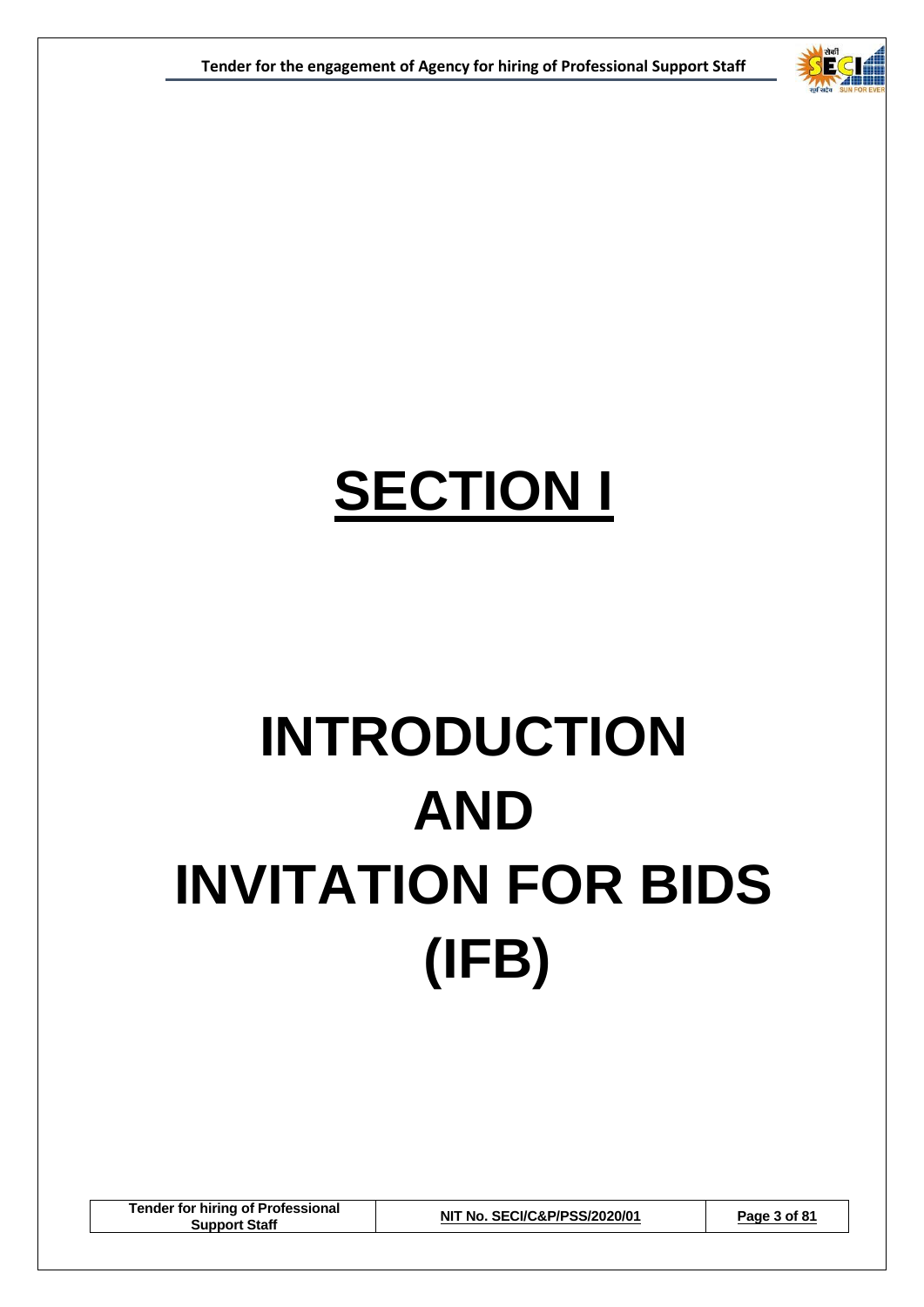# SECTION I

# INTRODUCTION AND INVITATION FOR BIDS (IFB)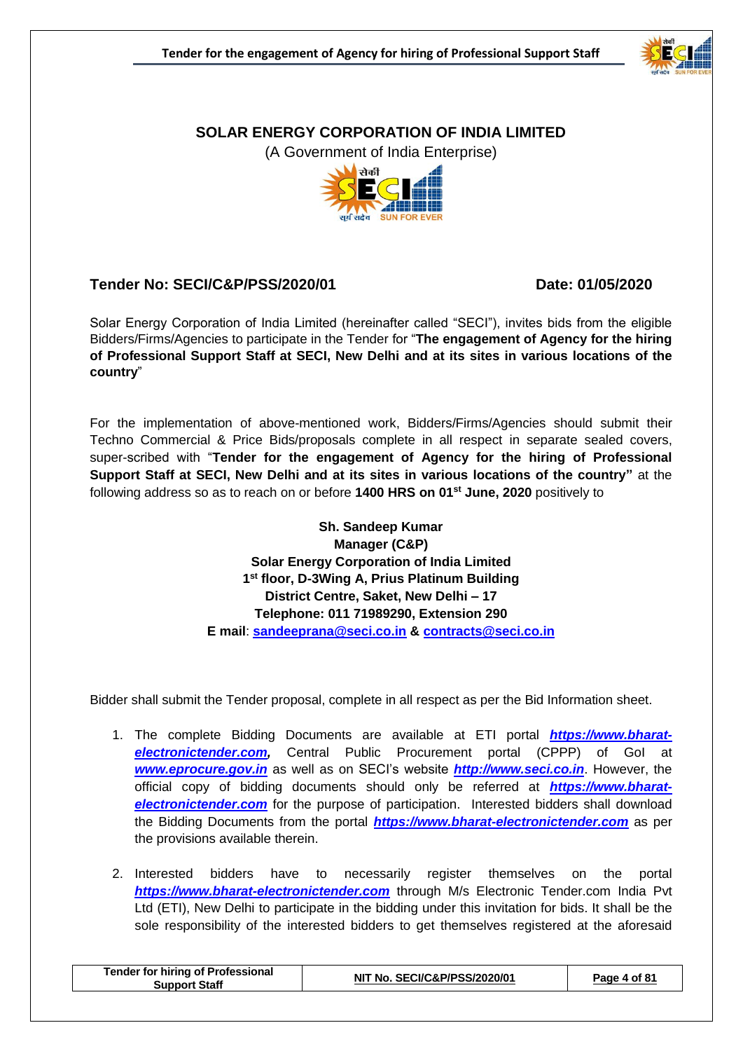# SOLAR ENERGY CORPORATION OF INDIA LIMITED

(A Government of India Enterprise)

**Tender No: SECI/C&P/PSS/2020/01** **Date: 01/05/2020**

Solar Energy Corporation of India Limited (hereinafter called "SECI"), invites bids from the eligible Bidders/Firms/Agencies to participate in the Tender for "**The engagement of Agency for the hiring of Professional Support Staff at SECI, New Delhi and at its sites in various locations of the country**"

For the implementation of above-mentioned work, Bidders/Firms/Agencies should submit their Techno Commercial & Price Bids/proposals complete in all respect in separate sealed covers, super-scribed with "**Tender for the engagement of Agency for the hiring of Professional Support Staff at SECI, New Delhi and at its sites in various locations of the country"** at the following address so as to reach on or before **1400 HRS on 01st June, 2020** positively to

**Sh. Sandeep Kumar**
**Manager (C&P)**
**Solar Energy Corporation of India Limited**
**1st floor, D-3Wing A, Prius Platinum Building**
**District Centre, Saket, New Delhi – 17**
**Telephone: 011 71989290, Extension 290**
**E mail**: **sandeeprana@seci.co.in** **&** **contracts@seci.co.in**

Bidder shall submit the Tender proposal, complete in all respect as per the Bid Information sheet.

1. The complete Bidding Documents are available at ETI portal ***https://www.bharat-electronictender.com,*** Central Public Procurement portal (CPPP) of GoI at ***www.eprocure.gov.in*** as well as on SECI's website ***http://www.seci.co.in***. However, the official copy of bidding documents should only be referred at ***https://www.bharat-electronictender.com*** for the purpose of participation. Interested bidders shall download the Bidding Documents from the portal ***https://www.bharat-electronictender.com*** as per the provisions available therein.

2. Interested bidders have to necessarily register themselves on the portal ***https://www.bharat-electronictender.com*** through M/s Electronic Tender.com India Pvt Ltd (ETI), New Delhi to participate in the bidding under this invitation for bids. It shall be the sole responsibility of the interested bidders to get themselves registered at the aforesaid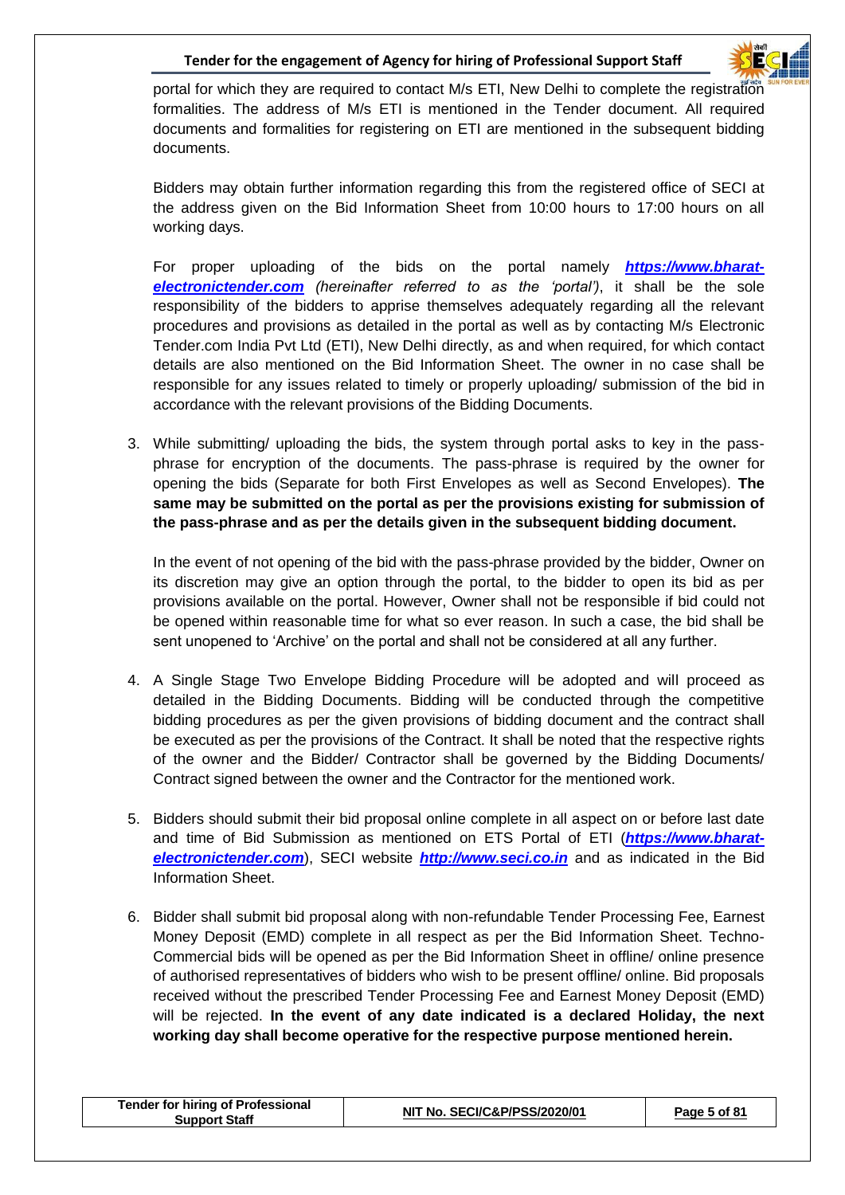portal for which they are required to contact M/s ETI, New Delhi to complete the registration formalities. The address of M/s ETI is mentioned in the Tender document. All required documents and formalities for registering on ETI are mentioned in the subsequent bidding documents.

Bidders may obtain further information regarding this from the registered office of SECI at the address given on the Bid Information Sheet from 10:00 hours to 17:00 hours on all working days.

For proper uploading of the bids on the portal namely ***https://www.bharat-electronictender.com*** *(hereinafter referred to as the 'portal')*, it shall be the sole responsibility of the bidders to apprise themselves adequately regarding all the relevant procedures and provisions as detailed in the portal as well as by contacting M/s Electronic Tender.com India Pvt Ltd (ETI), New Delhi directly, as and when required, for which contact details are also mentioned on the Bid Information Sheet. The owner in no case shall be responsible for any issues related to timely or properly uploading/ submission of the bid in accordance with the relevant provisions of the Bidding Documents.

3. While submitting/ uploading the bids, the system through portal asks to key in the pass-phrase for encryption of the documents. The pass-phrase is required by the owner for opening the bids (Separate for both First Envelopes as well as Second Envelopes). **The same may be submitted on the portal as per the provisions existing for submission of the pass-phrase and as per the details given in the subsequent bidding document.**

   In the event of not opening of the bid with the pass-phrase provided by the bidder, Owner on its discretion may give an option through the portal, to the bidder to open its bid as per provisions available on the portal. However, Owner shall not be responsible if bid could not be opened within reasonable time for what so ever reason. In such a case, the bid shall be sent unopened to 'Archive' on the portal and shall not be considered at all any further.

4. A Single Stage Two Envelope Bidding Procedure will be adopted and will proceed as detailed in the Bidding Documents. Bidding will be conducted through the competitive bidding procedures as per the given provisions of bidding document and the contract shall be executed as per the provisions of the Contract. It shall be noted that the respective rights of the owner and the Bidder/ Contractor shall be governed by the Bidding Documents/ Contract signed between the owner and the Contractor for the mentioned work.

5. Bidders should submit their bid proposal online complete in all aspect on or before last date and time of Bid Submission as mentioned on ETS Portal of ETI (***https://www.bharat-electronictender.com***), SECI website ***http://www.seci.co.in*** and as indicated in the Bid Information Sheet.

6. Bidder shall submit bid proposal along with non-refundable Tender Processing Fee, Earnest Money Deposit (EMD) complete in all respect as per the Bid Information Sheet. Techno-Commercial bids will be opened as per the Bid Information Sheet in offline/ online presence of authorised representatives of bidders who wish to be present offline/ online. Bid proposals received without the prescribed Tender Processing Fee and Earnest Money Deposit (EMD) will be rejected. **In the event of any date indicated is a declared Holiday, the next working day shall become operative for the respective purpose mentioned herein.**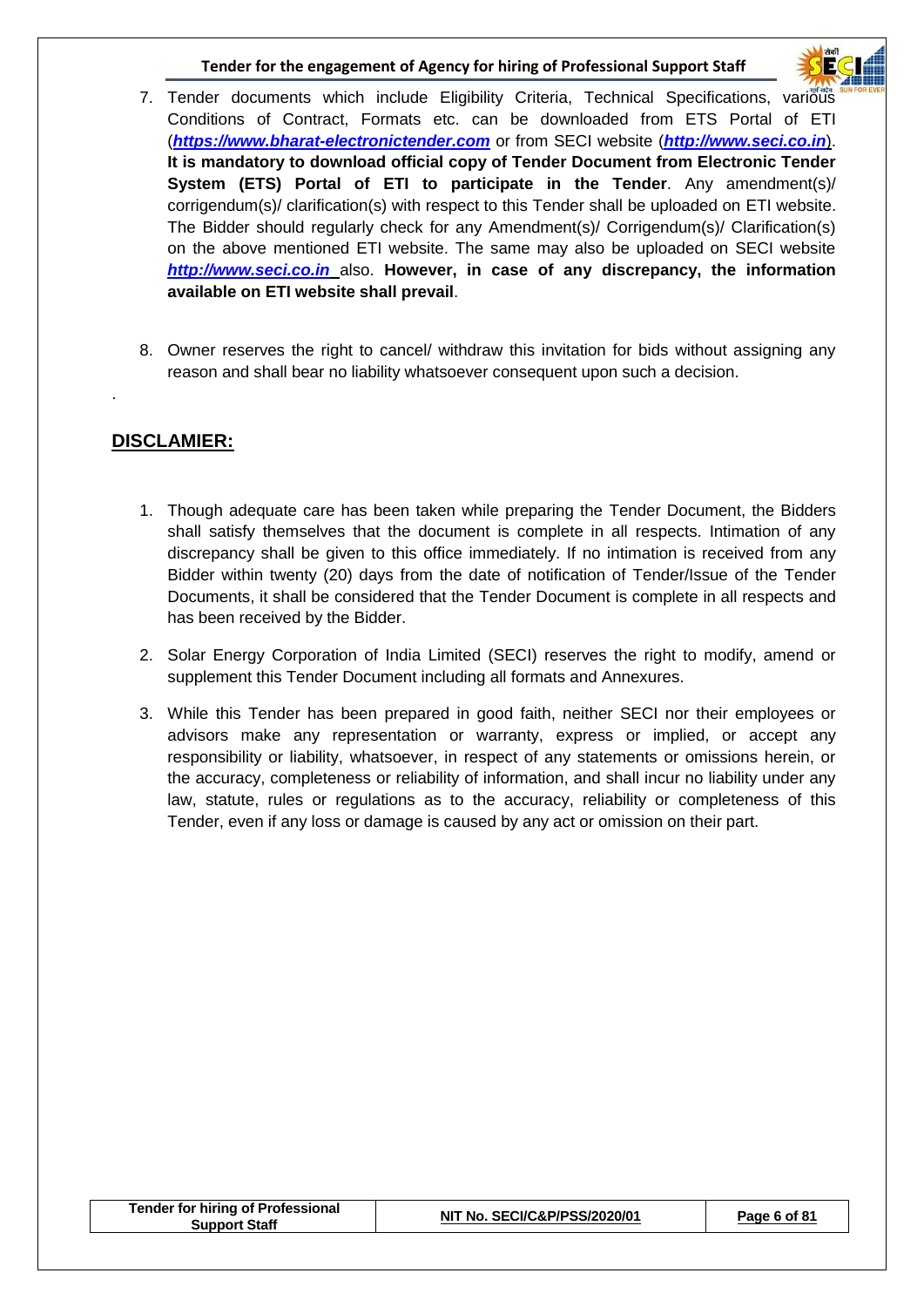7. Tender documents which include Eligibility Criteria, Technical Specifications, various Conditions of Contract, Formats etc. can be downloaded from ETS Portal of ETI (***https://www.bharat-electronictender.com***) or from SECI website (***http://www.seci.co.in***). **It is mandatory to download official copy of Tender Document from Electronic Tender System (ETS) Portal of ETI to participate in the Tender**. Any amendment(s)/ corrigendum(s)/ clarification(s) with respect to this Tender shall be uploaded on ETI website. The Bidder should regularly check for any Amendment(s)/ Corrigendum(s)/ Clarification(s) on the above mentioned ETI website. The same may also be uploaded on SECI website ***http://www.seci.co.in*** also. **However, in case of any discrepancy, the information available on ETI website shall prevail**.

8. Owner reserves the right to cancel/ withdraw this invitation for bids without assigning any reason and shall bear no liability whatsoever consequent upon such a decision.

.

## DISCLAMIER:

1. Though adequate care has been taken while preparing the Tender Document, the Bidders shall satisfy themselves that the document is complete in all respects. Intimation of any discrepancy shall be given to this office immediately. If no intimation is received from any Bidder within twenty (20) days from the date of notification of Tender/Issue of the Tender Documents, it shall be considered that the Tender Document is complete in all respects and has been received by the Bidder.

2. Solar Energy Corporation of India Limited (SECI) reserves the right to modify, amend or supplement this Tender Document including all formats and Annexures.

3. While this Tender has been prepared in good faith, neither SECI nor their employees or advisors make any representation or warranty, express or implied, or accept any responsibility or liability, whatsoever, in respect of any statements or omissions herein, or the accuracy, completeness or reliability of information, and shall incur no liability under any law, statute, rules or regulations as to the accuracy, reliability or completeness of this Tender, even if any loss or damage is caused by any act or omission on their part.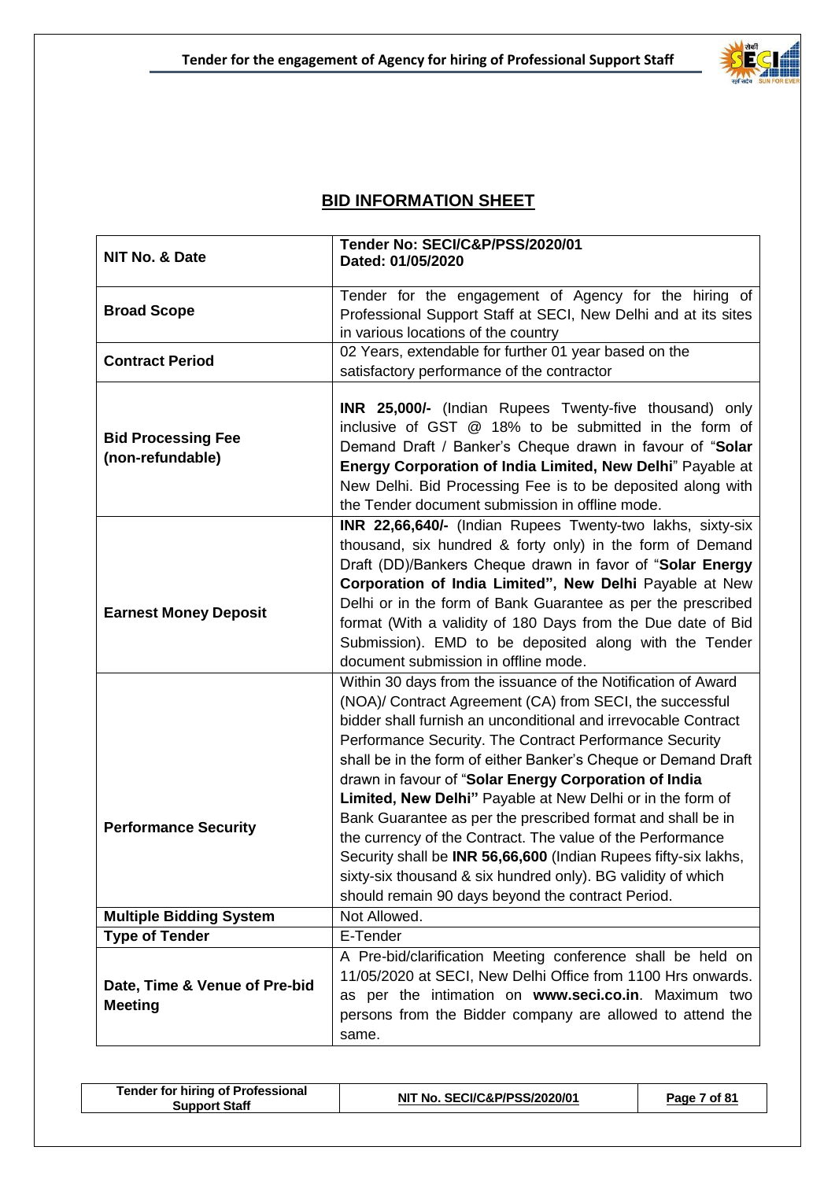## BID INFORMATION SHEET

| | |
|---|---|
| **NIT No. & Date** | **Tender No: SECI/C&P/PSS/2020/01**<br>**Dated: 01/05/2020** |
| **Broad Scope** | Tender for the engagement of Agency for the hiring of Professional Support Staff at SECI, New Delhi and at its sites in various locations of the country |
| **Contract Period** | 02 Years, extendable for further 01 year based on the satisfactory performance of the contractor |
| **Bid Processing Fee (non-refundable)** | **INR 25,000/-** (Indian Rupees Twenty-five thousand) only inclusive of GST @ 18% to be submitted in the form of Demand Draft / Banker's Cheque drawn in favour of "**Solar Energy Corporation of India Limited, New Delhi**" Payable at New Delhi. Bid Processing Fee is to be deposited along with the Tender document submission in offline mode. |
| **Earnest Money Deposit** | **INR 22,66,640/-** (Indian Rupees Twenty-two lakhs, sixty-six thousand, six hundred & forty only) in the form of Demand Draft (DD)/Bankers Cheque drawn in favor of "**Solar Energy Corporation of India Limited", New Delhi** Payable at New Delhi or in the form of Bank Guarantee as per the prescribed format (With a validity of 180 Days from the Due date of Bid Submission). EMD to be deposited along with the Tender document submission in offline mode. |
| **Performance Security** | Within 30 days from the issuance of the Notification of Award (NOA)/ Contract Agreement (CA) from SECI, the successful bidder shall furnish an unconditional and irrevocable Contract Performance Security. The Contract Performance Security shall be in the form of either Banker's Cheque or Demand Draft drawn in favour of "**Solar Energy Corporation of India Limited, New Delhi"** Payable at New Delhi or in the form of Bank Guarantee as per the prescribed format and shall be in the currency of the Contract. The value of the Performance Security shall be **INR 56,66,600** (Indian Rupees fifty-six lakhs, sixty-six thousand & six hundred only). BG validity of which should remain 90 days beyond the contract Period. |
| **Multiple Bidding System** | Not Allowed. |
| **Type of Tender** | E-Tender |
| **Date, Time & Venue of Pre-bid Meeting** | A Pre-bid/clarification Meeting conference shall be held on 11/05/2020 at SECI, New Delhi Office from 1100 Hrs onwards. as per the intimation on **www.seci.co.in**. Maximum two persons from the Bidder company are allowed to attend the same. |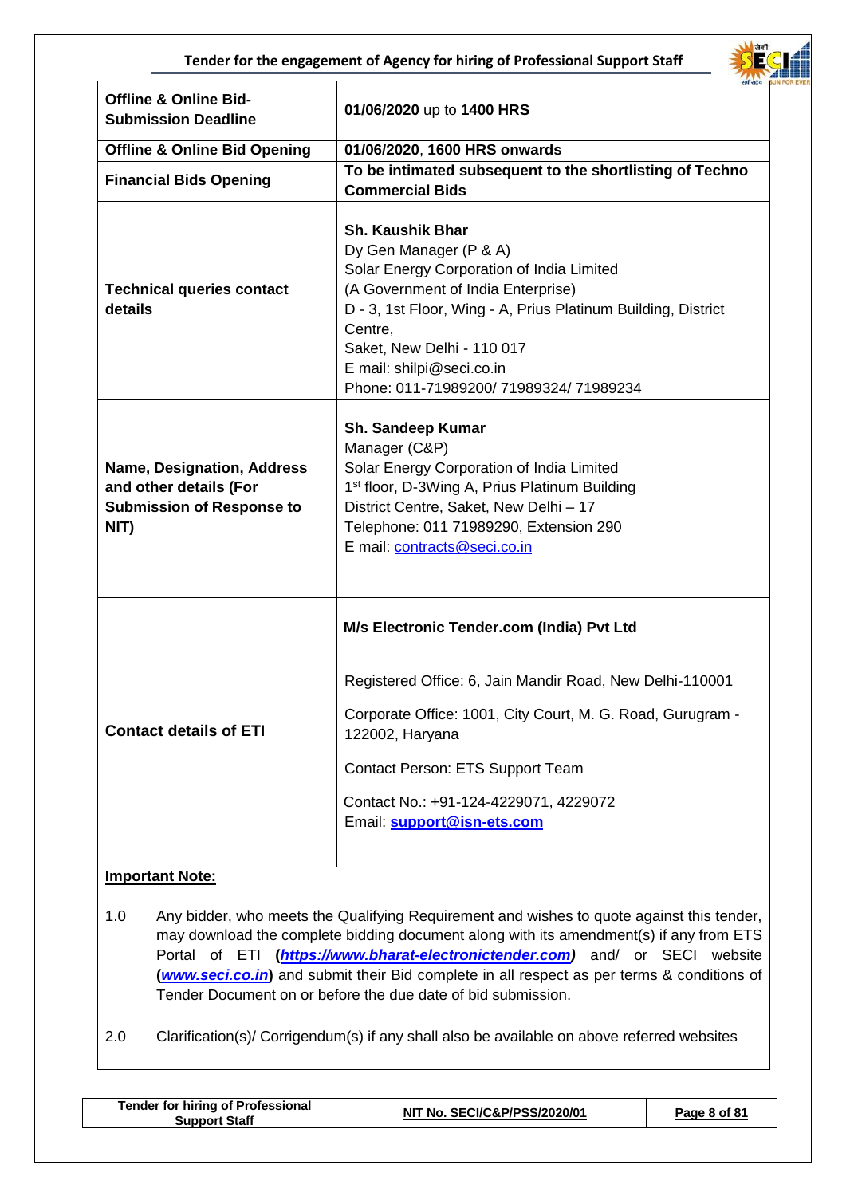| | |
|---|---|
| **Offline & Online Bid-Submission Deadline** | **01/06/2020** up to **1400 HRS** |
| **Offline & Online Bid Opening** | **01/06/2020**, **1600 HRS onwards** |
| **Financial Bids Opening** | **To be intimated subsequent to the shortlisting of Techno Commercial Bids** |
| **Technical queries contact details** | **Sh. Kaushik Bhar**<br>Dy Gen Manager (P & A)<br>Solar Energy Corporation of India Limited<br>(A Government of India Enterprise)<br>D - 3, 1st Floor, Wing - A, Prius Platinum Building, District Centre,<br>Saket, New Delhi - 110 017<br>E mail: shilpi@seci.co.in<br>Phone: 011-71989200/ 71989324/ 71989234 |
| **Name, Designation, Address and other details (For Submission of Response to NIT)** | **Sh. Sandeep Kumar**<br>Manager (C&P)<br>Solar Energy Corporation of India Limited<br>1st floor, D-3Wing A, Prius Platinum Building<br>District Centre, Saket, New Delhi – 17<br>Telephone: 011 71989290, Extension 290<br>E mail: contracts@seci.co.in |
| **Contact details of ETI** | **M/s Electronic Tender.com (India) Pvt Ltd**<br>Registered Office: 6, Jain Mandir Road, New Delhi-110001<br>Corporate Office: 1001, City Court, M. G. Road, Gurugram - 122002, Haryana<br>Contact Person: ETS Support Team<br>Contact No.: +91-124-4229071, 4229072<br>Email: **support@isn-ets.com** |

**Important Note:**

1.0 Any bidder, who meets the Qualifying Requirement and wishes to quote against this tender, may download the complete bidding document along with its amendment(s) if any from ETS Portal of ETI (***https://www.bharat-electronictender.com)*** and/ or SECI website (***www.seci.co.in***) and submit their Bid complete in all respect as per terms & conditions of Tender Document on or before the due date of bid submission.

2.0 Clarification(s)/ Corrigendum(s) if any shall also be available on above referred websites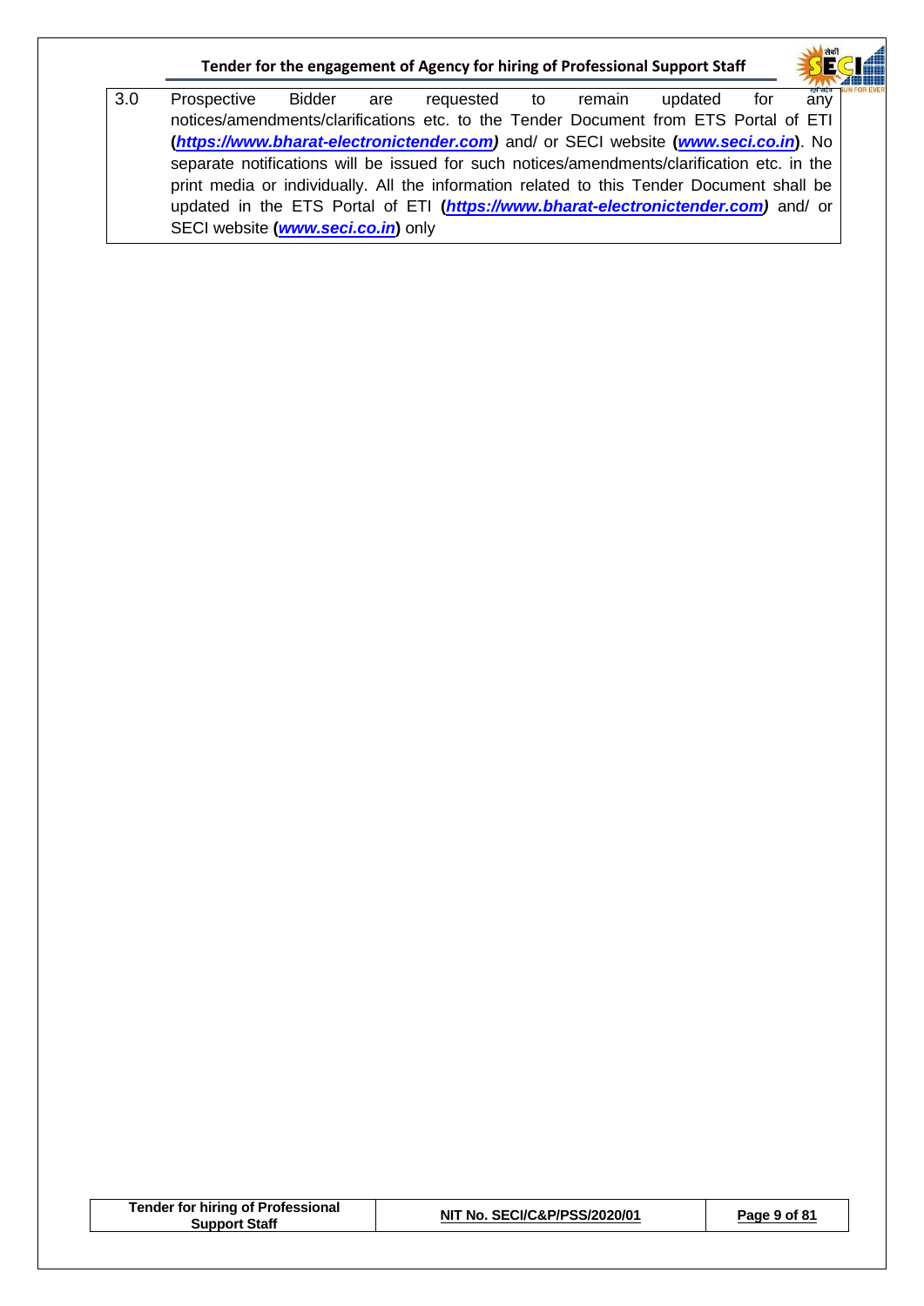| 3.0 | Prospective Bidder are requested to remain updated for any notices/amendments/clarifications etc. to the Tender Document from ETS Portal of ETI **(*https://www.bharat-electronictender.com*)** and/ or SECI website **(*www.seci.co.in*)**. No separate notifications will be issued for such notices/amendments/clarification etc. in the print media or individually. All the information related to this Tender Document shall be updated in the ETS Portal of ETI **(*https://www.bharat-electronictender.com*)** and/ or SECI website **(*www.seci.co.in*)** only |
|---|---|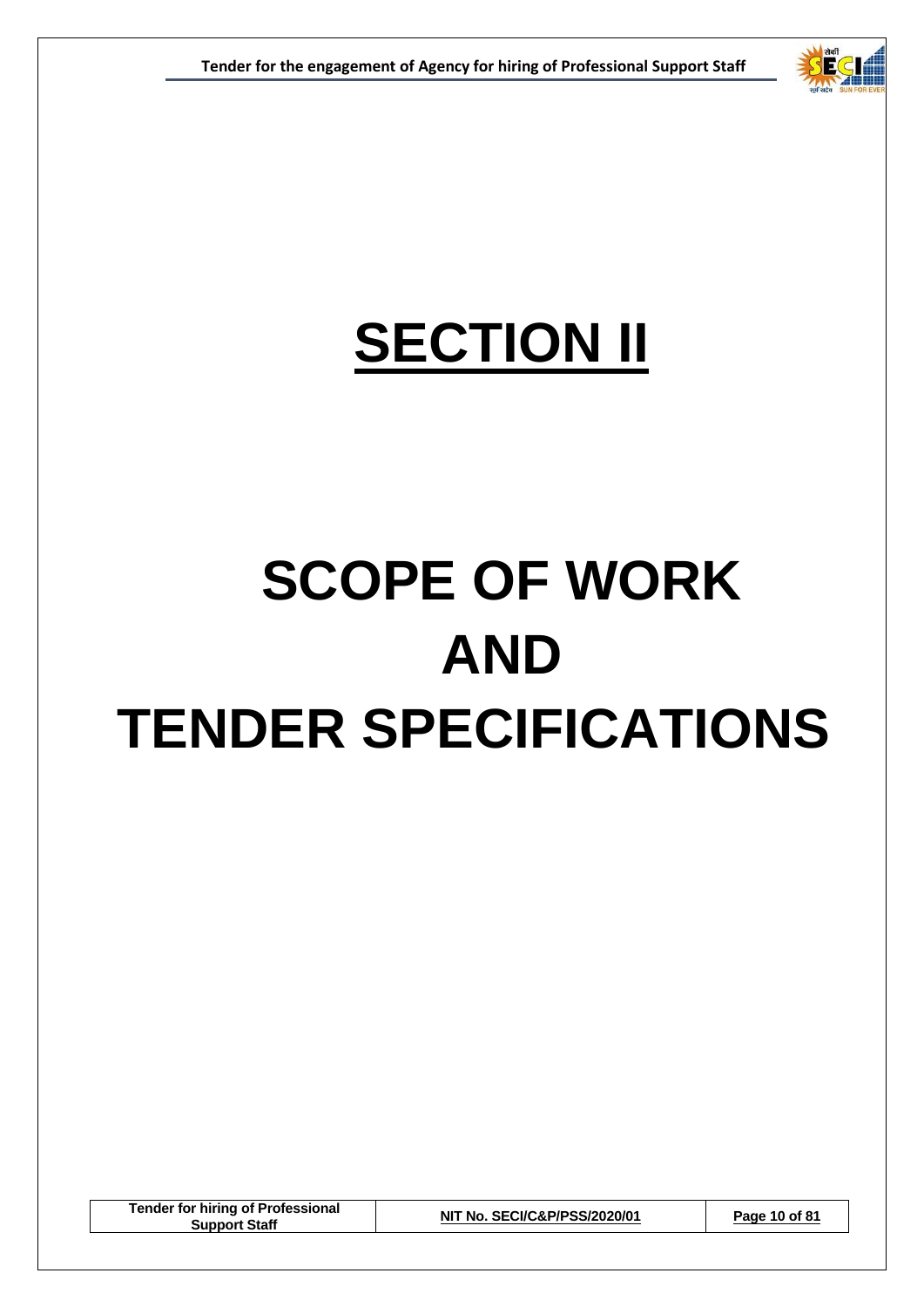# SECTION II

# SCOPE OF WORK AND TENDER SPECIFICATIONS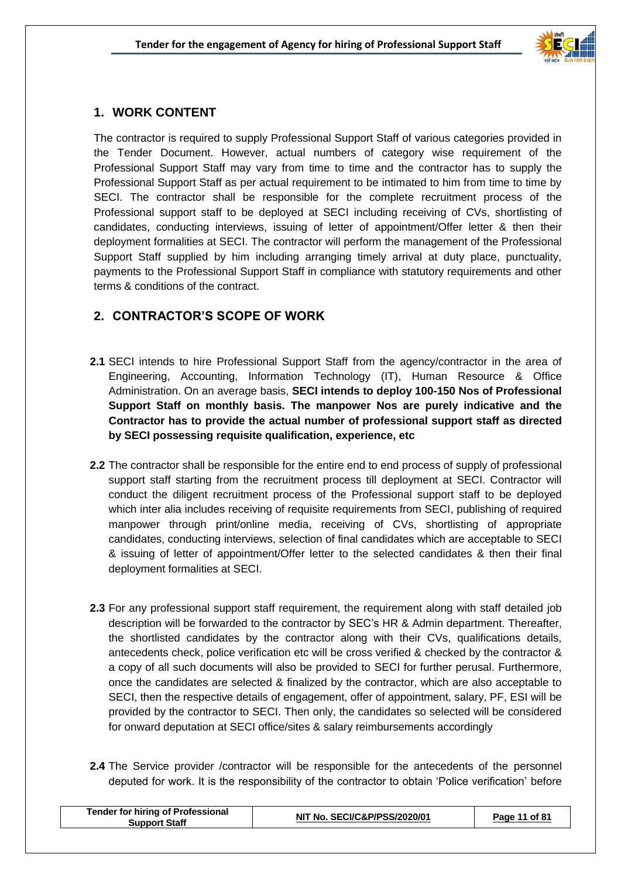## 1. WORK CONTENT

The contractor is required to supply Professional Support Staff of various categories provided in the Tender Document. However, actual numbers of category wise requirement of the Professional Support Staff may vary from time to time and the contractor has to supply the Professional Support Staff as per actual requirement to be intimated to him from time to time by SECI. The contractor shall be responsible for the complete recruitment process of the Professional support staff to be deployed at SECI including receiving of CVs, shortlisting of candidates, conducting interviews, issuing of letter of appointment/Offer letter & then their deployment formalities at SECI. The contractor will perform the management of the Professional Support Staff supplied by him including arranging timely arrival at duty place, punctuality, payments to the Professional Support Staff in compliance with statutory requirements and other terms & conditions of the contract.

## 2. CONTRACTOR'S SCOPE OF WORK

**2.1** SECI intends to hire Professional Support Staff from the agency/contractor in the area of Engineering, Accounting, Information Technology (IT), Human Resource & Office Administration. On an average basis, **SECI intends to deploy 100-150 Nos of Professional Support Staff on monthly basis. The manpower Nos are purely indicative and the Contractor has to provide the actual number of professional support staff as directed by SECI possessing requisite qualification, experience, etc**

**2.2** The contractor shall be responsible for the entire end to end process of supply of professional support staff starting from the recruitment process till deployment at SECI. Contractor will conduct the diligent recruitment process of the Professional support staff to be deployed which inter alia includes receiving of requisite requirements from SECI, publishing of required manpower through print/online media, receiving of CVs, shortlisting of appropriate candidates, conducting interviews, selection of final candidates which are acceptable to SECI & issuing of letter of appointment/Offer letter to the selected candidates & then their final deployment formalities at SECI.

**2.3** For any professional support staff requirement, the requirement along with staff detailed job description will be forwarded to the contractor by SEC's HR & Admin department. Thereafter, the shortlisted candidates by the contractor along with their CVs, qualifications details, antecedents check, police verification etc will be cross verified & checked by the contractor & a copy of all such documents will also be provided to SECI for further perusal. Furthermore, once the candidates are selected & finalized by the contractor, which are also acceptable to SECI, then the respective details of engagement, offer of appointment, salary, PF, ESI will be provided by the contractor to SECI. Then only, the candidates so selected will be considered for onward deputation at SECI office/sites & salary reimbursements accordingly

**2.4** The Service provider /contractor will be responsible for the antecedents of the personnel deputed for work. It is the responsibility of the contractor to obtain 'Police verification' before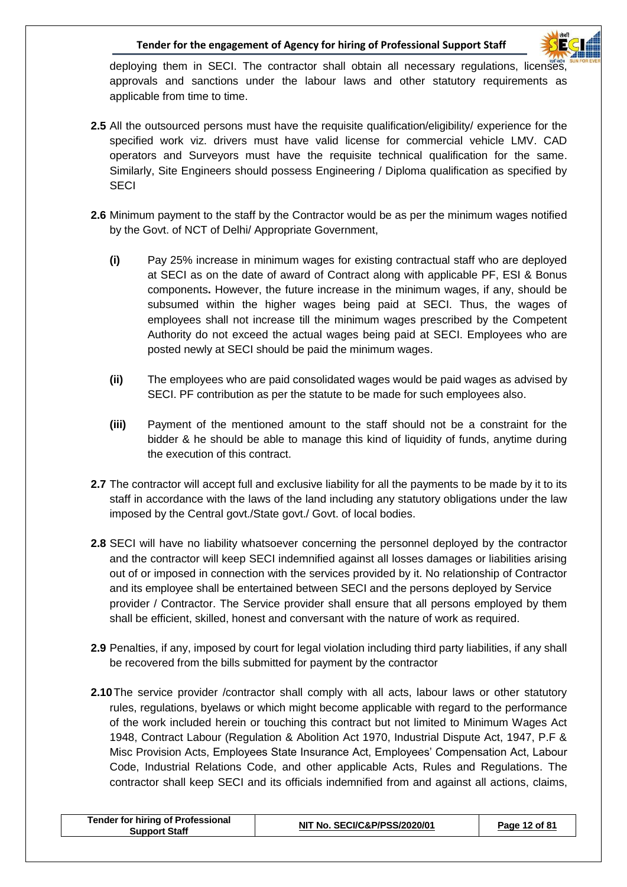deploying them in SECI. The contractor shall obtain all necessary regulations, licenses, approvals and sanctions under the labour laws and other statutory requirements as applicable from time to time.

**2.5** All the outsourced persons must have the requisite qualification/eligibility/ experience for the specified work viz. drivers must have valid license for commercial vehicle LMV. CAD operators and Surveyors must have the requisite technical qualification for the same. Similarly, Site Engineers should possess Engineering / Diploma qualification as specified by SECI

**2.6** Minimum payment to the staff by the Contractor would be as per the minimum wages notified by the Govt. of NCT of Delhi/ Appropriate Government,

**(i)** Pay 25% increase in minimum wages for existing contractual staff who are deployed at SECI as on the date of award of Contract along with applicable PF, ESI & Bonus components**.** However, the future increase in the minimum wages, if any, should be subsumed within the higher wages being paid at SECI. Thus, the wages of employees shall not increase till the minimum wages prescribed by the Competent Authority do not exceed the actual wages being paid at SECI. Employees who are posted newly at SECI should be paid the minimum wages.

**(ii)** The employees who are paid consolidated wages would be paid wages as advised by SECI. PF contribution as per the statute to be made for such employees also.

**(iii)** Payment of the mentioned amount to the staff should not be a constraint for the bidder & he should be able to manage this kind of liquidity of funds, anytime during the execution of this contract.

**2.7** The contractor will accept full and exclusive liability for all the payments to be made by it to its staff in accordance with the laws of the land including any statutory obligations under the law imposed by the Central govt./State govt./ Govt. of local bodies.

**2.8** SECI will have no liability whatsoever concerning the personnel deployed by the contractor and the contractor will keep SECI indemnified against all losses damages or liabilities arising out of or imposed in connection with the services provided by it. No relationship of Contractor and its employee shall be entertained between SECI and the persons deployed by Service provider / Contractor. The Service provider shall ensure that all persons employed by them shall be efficient, skilled, honest and conversant with the nature of work as required.

**2.9** Penalties, if any, imposed by court for legal violation including third party liabilities, if any shall be recovered from the bills submitted for payment by the contractor

**2.10** The service provider /contractor shall comply with all acts, labour laws or other statutory rules, regulations, byelaws or which might become applicable with regard to the performance of the work included herein or touching this contract but not limited to Minimum Wages Act 1948, Contract Labour (Regulation & Abolition Act 1970, Industrial Dispute Act, 1947, P.F & Misc Provision Acts, Employees State Insurance Act, Employees' Compensation Act, Labour Code, Industrial Relations Code, and other applicable Acts, Rules and Regulations. The contractor shall keep SECI and its officials indemnified from and against all actions, claims,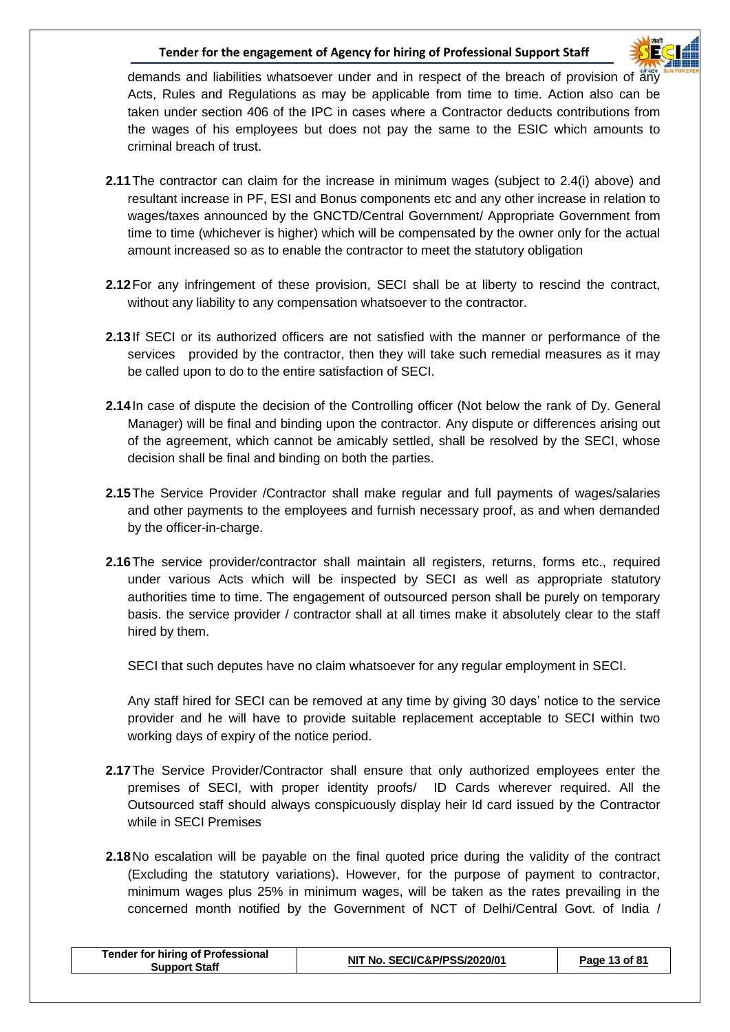demands and liabilities whatsoever under and in respect of the breach of provision of any Acts, Rules and Regulations as may be applicable from time to time. Action also can be taken under section 406 of the IPC in cases where a Contractor deducts contributions from the wages of his employees but does not pay the same to the ESIC which amounts to criminal breach of trust.

**2.11** The contractor can claim for the increase in minimum wages (subject to 2.4(i) above) and resultant increase in PF, ESI and Bonus components etc and any other increase in relation to wages/taxes announced by the GNCTD/Central Government/ Appropriate Government from time to time (whichever is higher) which will be compensated by the owner only for the actual amount increased so as to enable the contractor to meet the statutory obligation

**2.12** For any infringement of these provision, SECI shall be at liberty to rescind the contract, without any liability to any compensation whatsoever to the contractor.

**2.13** If SECI or its authorized officers are not satisfied with the manner or performance of the services provided by the contractor, then they will take such remedial measures as it may be called upon to do to the entire satisfaction of SECI.

**2.14** In case of dispute the decision of the Controlling officer (Not below the rank of Dy. General Manager) will be final and binding upon the contractor. Any dispute or differences arising out of the agreement, which cannot be amicably settled, shall be resolved by the SECI, whose decision shall be final and binding on both the parties.

**2.15** The Service Provider /Contractor shall make regular and full payments of wages/salaries and other payments to the employees and furnish necessary proof, as and when demanded by the officer-in-charge.

**2.16** The service provider/contractor shall maintain all registers, returns, forms etc., required under various Acts which will be inspected by SECI as well as appropriate statutory authorities time to time. The engagement of outsourced person shall be purely on temporary basis. the service provider / contractor shall at all times make it absolutely clear to the staff hired by them.

SECI that such deputes have no claim whatsoever for any regular employment in SECI.

Any staff hired for SECI can be removed at any time by giving 30 days' notice to the service provider and he will have to provide suitable replacement acceptable to SECI within two working days of expiry of the notice period.

**2.17** The Service Provider/Contractor shall ensure that only authorized employees enter the premises of SECI, with proper identity proofs/ ID Cards wherever required. All the Outsourced staff should always conspicuously display heir Id card issued by the Contractor while in SECI Premises

**2.18** No escalation will be payable on the final quoted price during the validity of the contract (Excluding the statutory variations). However, for the purpose of payment to contractor, minimum wages plus 25% in minimum wages, will be taken as the rates prevailing in the concerned month notified by the Government of NCT of Delhi/Central Govt. of India /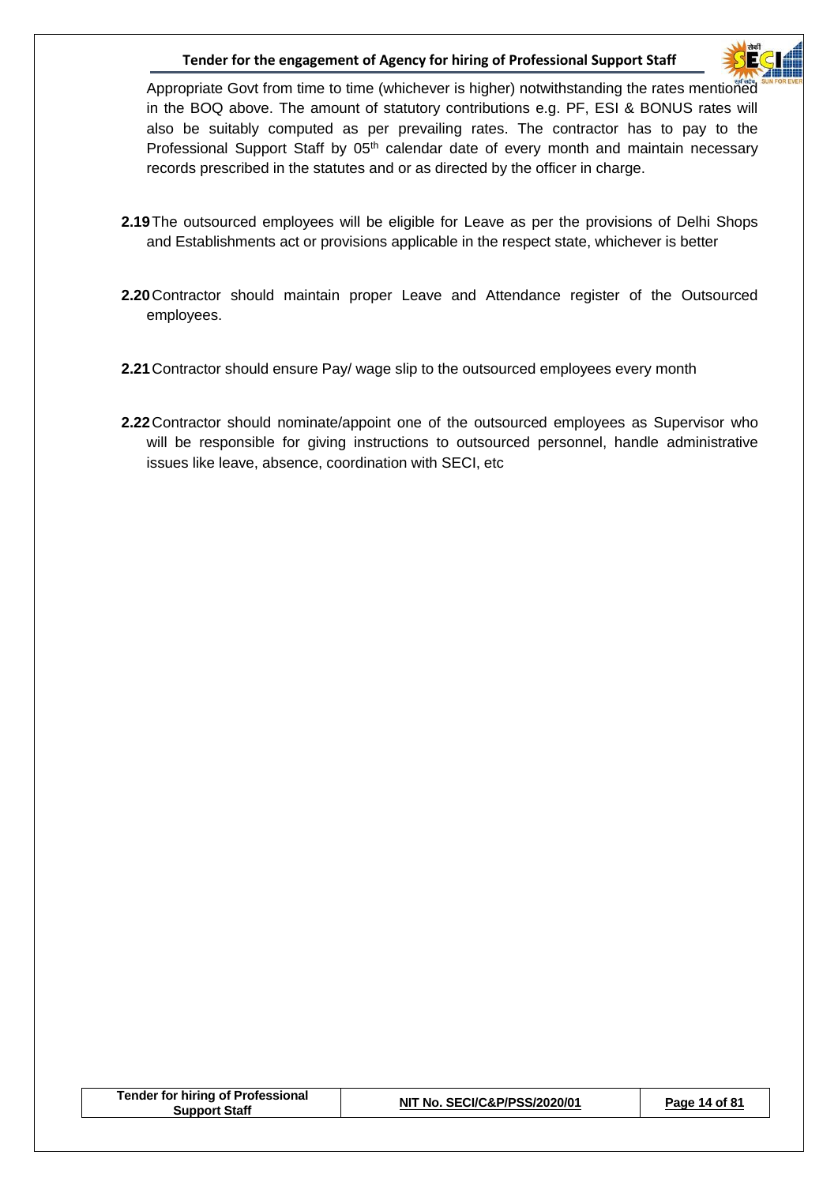Appropriate Govt from time to time (whichever is higher) notwithstanding the rates mentioned in the BOQ above. The amount of statutory contributions e.g. PF, ESI & BONUS rates will also be suitably computed as per prevailing rates. The contractor has to pay to the Professional Support Staff by 05th calendar date of every month and maintain necessary records prescribed in the statutes and or as directed by the officer in charge.

**2.19** The outsourced employees will be eligible for Leave as per the provisions of Delhi Shops and Establishments act or provisions applicable in the respect state, whichever is better

**2.20** Contractor should maintain proper Leave and Attendance register of the Outsourced employees.

**2.21** Contractor should ensure Pay/ wage slip to the outsourced employees every month

**2.22** Contractor should nominate/appoint one of the outsourced employees as Supervisor who will be responsible for giving instructions to outsourced personnel, handle administrative issues like leave, absence, coordination with SECI, etc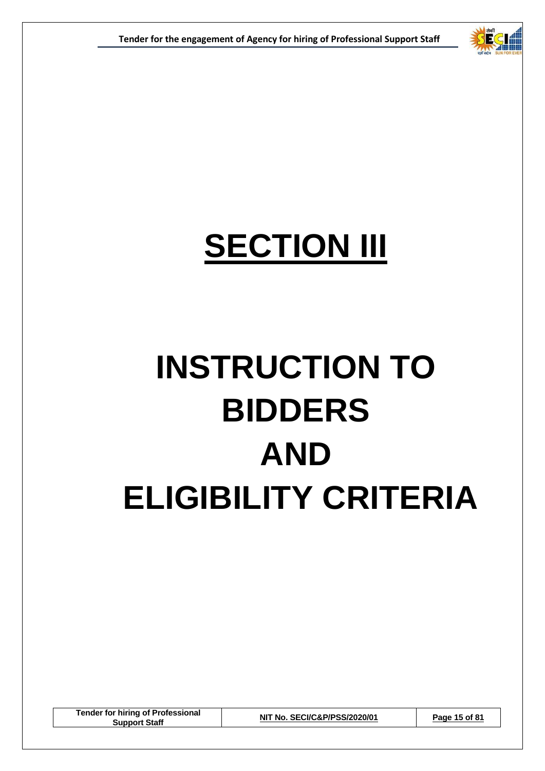# SECTION III

# INSTRUCTION TO BIDDERS AND ELIGIBILITY CRITERIA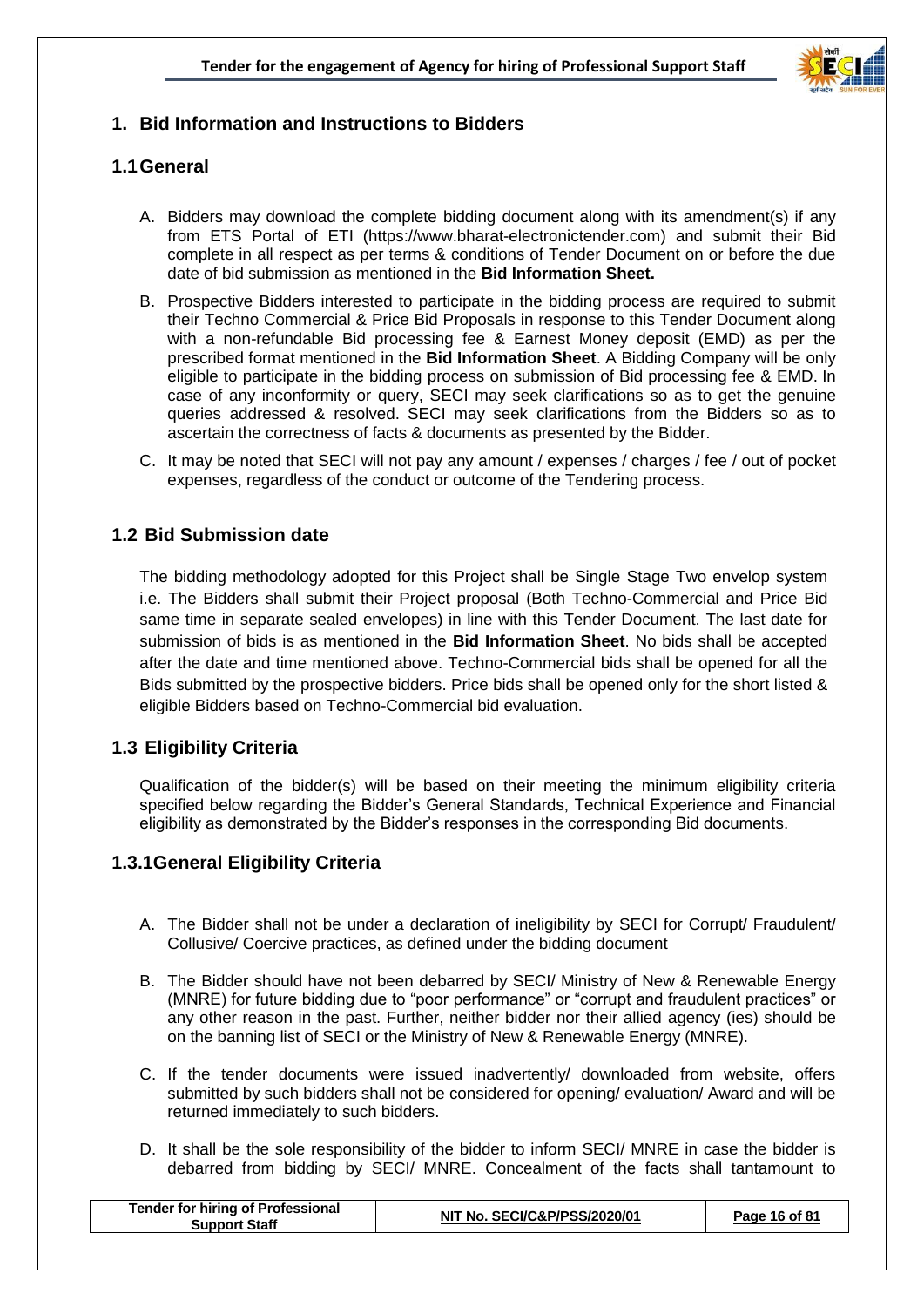# 1. Bid Information and Instructions to Bidders

## 1.1 General

A. Bidders may download the complete bidding document along with its amendment(s) if any from ETS Portal of ETI (https://www.bharat-electronictender.com) and submit their Bid complete in all respect as per terms & conditions of Tender Document on or before the due date of bid submission as mentioned in the **Bid Information Sheet.**

B. Prospective Bidders interested to participate in the bidding process are required to submit their Techno Commercial & Price Bid Proposals in response to this Tender Document along with a non-refundable Bid processing fee & Earnest Money deposit (EMD) as per the prescribed format mentioned in the **Bid Information Sheet**. A Bidding Company will be only eligible to participate in the bidding process on submission of Bid processing fee & EMD. In case of any inconformity or query, SECI may seek clarifications so as to get the genuine queries addressed & resolved. SECI may seek clarifications from the Bidders so as to ascertain the correctness of facts & documents as presented by the Bidder.

C. It may be noted that SECI will not pay any amount / expenses / charges / fee / out of pocket expenses, regardless of the conduct or outcome of the Tendering process.

## 1.2 Bid Submission date

The bidding methodology adopted for this Project shall be Single Stage Two envelop system i.e. The Bidders shall submit their Project proposal (Both Techno-Commercial and Price Bid same time in separate sealed envelopes) in line with this Tender Document. The last date for submission of bids is as mentioned in the **Bid Information Sheet**. No bids shall be accepted after the date and time mentioned above. Techno-Commercial bids shall be opened for all the Bids submitted by the prospective bidders. Price bids shall be opened only for the short listed & eligible Bidders based on Techno-Commercial bid evaluation.

## 1.3 Eligibility Criteria

Qualification of the bidder(s) will be based on their meeting the minimum eligibility criteria specified below regarding the Bidder's General Standards, Technical Experience and Financial eligibility as demonstrated by the Bidder's responses in the corresponding Bid documents.

### 1.3.1 General Eligibility Criteria

A. The Bidder shall not be under a declaration of ineligibility by SECI for Corrupt/ Fraudulent/ Collusive/ Coercive practices, as defined under the bidding document

B. The Bidder should have not been debarred by SECI/ Ministry of New & Renewable Energy (MNRE) for future bidding due to "poor performance" or "corrupt and fraudulent practices" or any other reason in the past. Further, neither bidder nor their allied agency (ies) should be on the banning list of SECI or the Ministry of New & Renewable Energy (MNRE).

C. If the tender documents were issued inadvertently/ downloaded from website, offers submitted by such bidders shall not be considered for opening/ evaluation/ Award and will be returned immediately to such bidders.

D. It shall be the sole responsibility of the bidder to inform SECI/ MNRE in case the bidder is debarred from bidding by SECI/ MNRE. Concealment of the facts shall tantamount to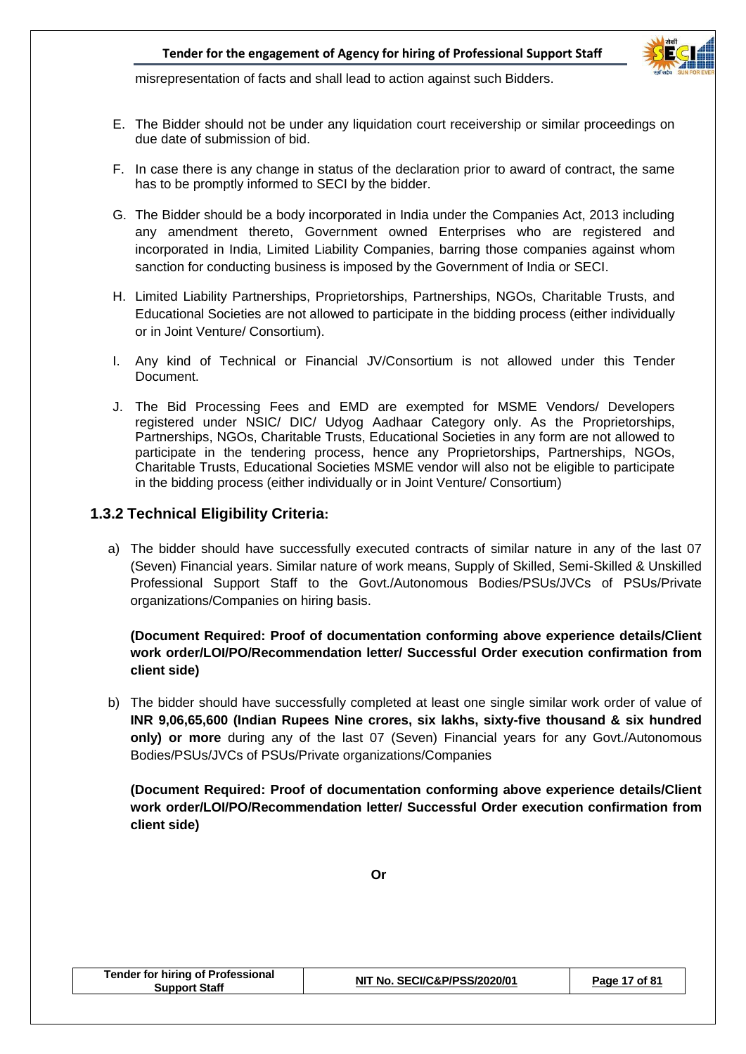misrepresentation of facts and shall lead to action against such Bidders.

E. The Bidder should not be under any liquidation court receivership or similar proceedings on due date of submission of bid.

F. In case there is any change in status of the declaration prior to award of contract, the same has to be promptly informed to SECI by the bidder.

G. The Bidder should be a body incorporated in India under the Companies Act, 2013 including any amendment thereto, Government owned Enterprises who are registered and incorporated in India, Limited Liability Companies, barring those companies against whom sanction for conducting business is imposed by the Government of India or SECI.

H. Limited Liability Partnerships, Proprietorships, Partnerships, NGOs, Charitable Trusts, and Educational Societies are not allowed to participate in the bidding process (either individually or in Joint Venture/ Consortium).

I. Any kind of Technical or Financial JV/Consortium is not allowed under this Tender Document.

J. The Bid Processing Fees and EMD are exempted for MSME Vendors/ Developers registered under NSIC/ DIC/ Udyog Aadhaar Category only. As the Proprietorships, Partnerships, NGOs, Charitable Trusts, Educational Societies in any form are not allowed to participate in the tendering process, hence any Proprietorships, Partnerships, NGOs, Charitable Trusts, Educational Societies MSME vendor will also not be eligible to participate in the bidding process (either individually or in Joint Venture/ Consortium)

### 1.3.2 Technical Eligibility Criteria:

a) The bidder should have successfully executed contracts of similar nature in any of the last 07 (Seven) Financial years. Similar nature of work means, Supply of Skilled, Semi-Skilled & Unskilled Professional Support Staff to the Govt./Autonomous Bodies/PSUs/JVCs of PSUs/Private organizations/Companies on hiring basis.

   **(Document Required: Proof of documentation conforming above experience details/Client work order/LOI/PO/Recommendation letter/ Successful Order execution confirmation from client side)**

b) The bidder should have successfully completed at least one single similar work order of value of **INR 9,06,65,600 (Indian Rupees Nine crores, six lakhs, sixty-five thousand & six hundred only) or more** during any of the last 07 (Seven) Financial years for any Govt./Autonomous Bodies/PSUs/JVCs of PSUs/Private organizations/Companies

   **(Document Required: Proof of documentation conforming above experience details/Client work order/LOI/PO/Recommendation letter/ Successful Order execution confirmation from client side)**

**Or**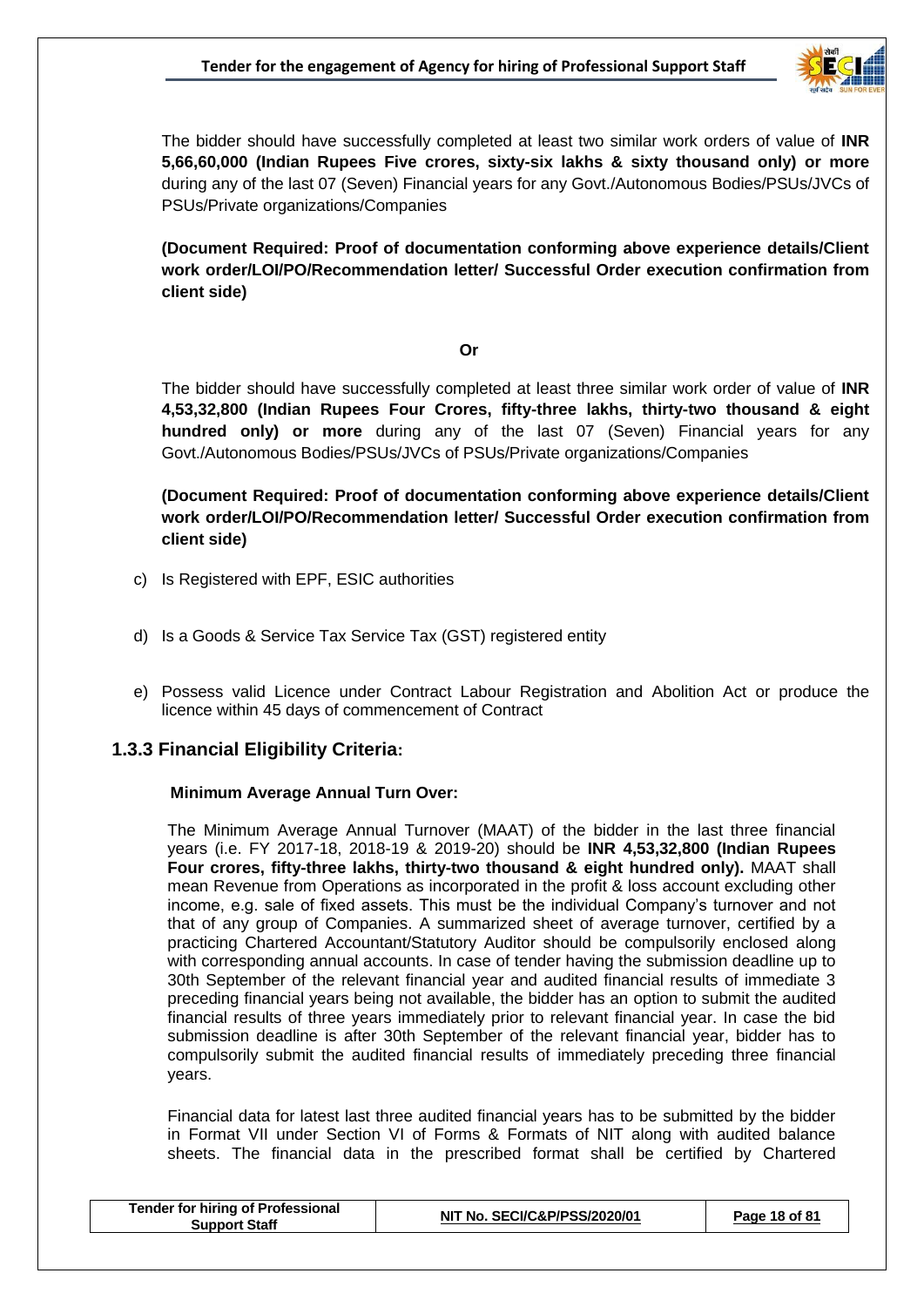The bidder should have successfully completed at least two similar work orders of value of **INR 5,66,60,000 (Indian Rupees Five crores, sixty-six lakhs & sixty thousand only) or more** during any of the last 07 (Seven) Financial years for any Govt./Autonomous Bodies/PSUs/JVCs of PSUs/Private organizations/Companies

**(Document Required: Proof of documentation conforming above experience details/Client work order/LOI/PO/Recommendation letter/ Successful Order execution confirmation from client side)**

**Or**

The bidder should have successfully completed at least three similar work order of value of **INR 4,53,32,800 (Indian Rupees Four Crores, fifty-three lakhs, thirty-two thousand & eight hundred only) or more** during any of the last 07 (Seven) Financial years for any Govt./Autonomous Bodies/PSUs/JVCs of PSUs/Private organizations/Companies

**(Document Required: Proof of documentation conforming above experience details/Client work order/LOI/PO/Recommendation letter/ Successful Order execution confirmation from client side)**

c) Is Registered with EPF, ESIC authorities

d) Is a Goods & Service Tax Service Tax (GST) registered entity

e) Possess valid Licence under Contract Labour Registration and Abolition Act or produce the licence within 45 days of commencement of Contract

### 1.3.3 Financial Eligibility Criteria:

**Minimum Average Annual Turn Over:**

The Minimum Average Annual Turnover (MAAT) of the bidder in the last three financial years (i.e. FY 2017-18, 2018-19 & 2019-20) should be **INR 4,53,32,800 (Indian Rupees Four crores, fifty-three lakhs, thirty-two thousand & eight hundred only).** MAAT shall mean Revenue from Operations as incorporated in the profit & loss account excluding other income, e.g. sale of fixed assets. This must be the individual Company's turnover and not that of any group of Companies. A summarized sheet of average turnover, certified by a practicing Chartered Accountant/Statutory Auditor should be compulsorily enclosed along with corresponding annual accounts. In case of tender having the submission deadline up to 30th September of the relevant financial year and audited financial results of immediate 3 preceding financial years being not available, the bidder has an option to submit the audited financial results of three years immediately prior to relevant financial year. In case the bid submission deadline is after 30th September of the relevant financial year, bidder has to compulsorily submit the audited financial results of immediately preceding three financial years.

Financial data for latest last three audited financial years has to be submitted by the bidder in Format VII under Section VI of Forms & Formats of NIT along with audited balance sheets. The financial data in the prescribed format shall be certified by Chartered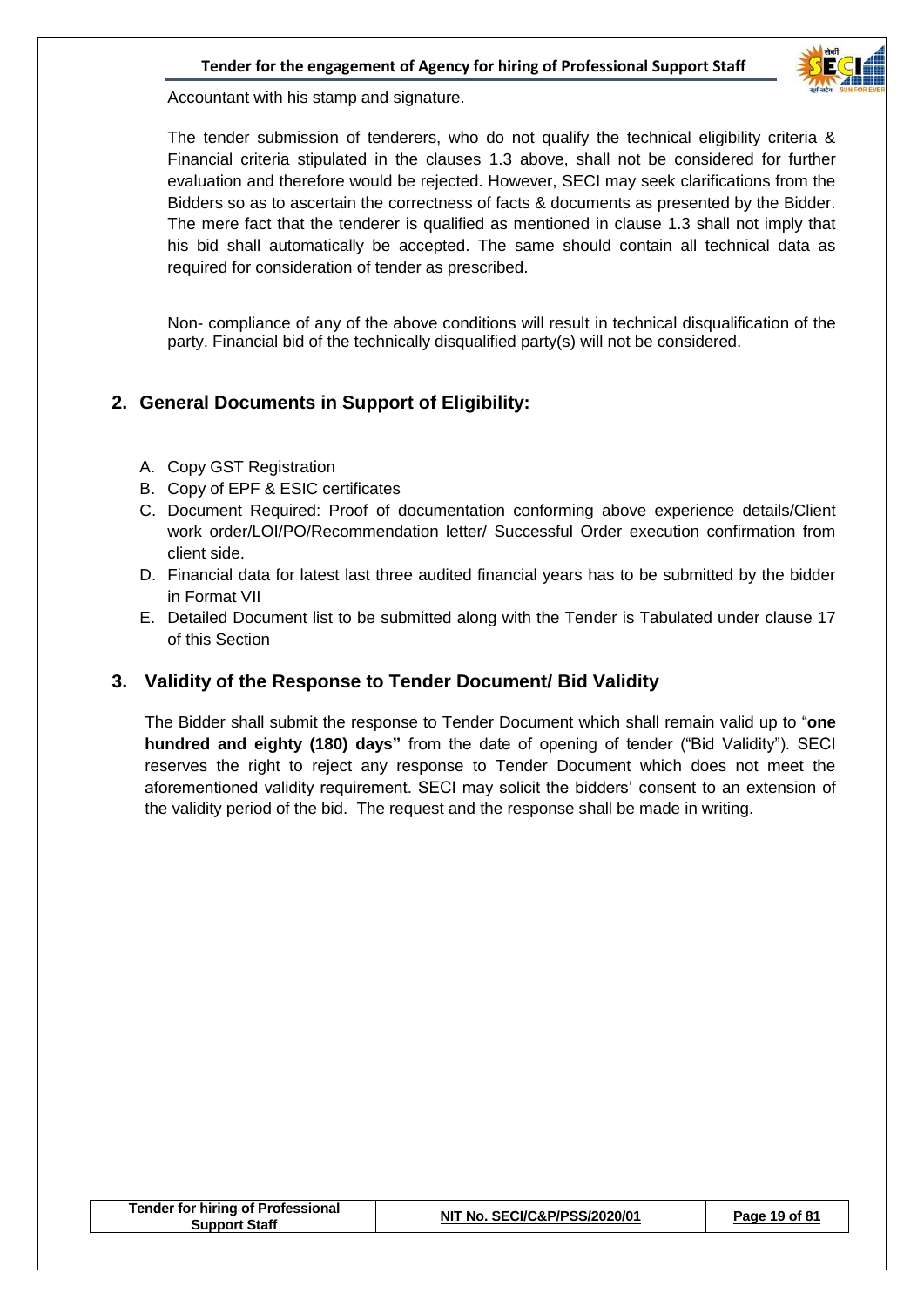Accountant with his stamp and signature.

The tender submission of tenderers, who do not qualify the technical eligibility criteria & Financial criteria stipulated in the clauses 1.3 above, shall not be considered for further evaluation and therefore would be rejected. However, SECI may seek clarifications from the Bidders so as to ascertain the correctness of facts & documents as presented by the Bidder. The mere fact that the tenderer is qualified as mentioned in clause 1.3 shall not imply that his bid shall automatically be accepted. The same should contain all technical data as required for consideration of tender as prescribed.

Non- compliance of any of the above conditions will result in technical disqualification of the party. Financial bid of the technically disqualified party(s) will not be considered.

## 2. General Documents in Support of Eligibility:

A. Copy GST Registration
B. Copy of EPF & ESIC certificates
C. Document Required: Proof of documentation conforming above experience details/Client work order/LOI/PO/Recommendation letter/ Successful Order execution confirmation from client side.
D. Financial data for latest last three audited financial years has to be submitted by the bidder in Format VII
E. Detailed Document list to be submitted along with the Tender is Tabulated under clause 17 of this Section

## 3. Validity of the Response to Tender Document/ Bid Validity

The Bidder shall submit the response to Tender Document which shall remain valid up to "**one hundred and eighty (180) days"** from the date of opening of tender ("Bid Validity"). SECI reserves the right to reject any response to Tender Document which does not meet the aforementioned validity requirement. SECI may solicit the bidders' consent to an extension of the validity period of the bid. The request and the response shall be made in writing.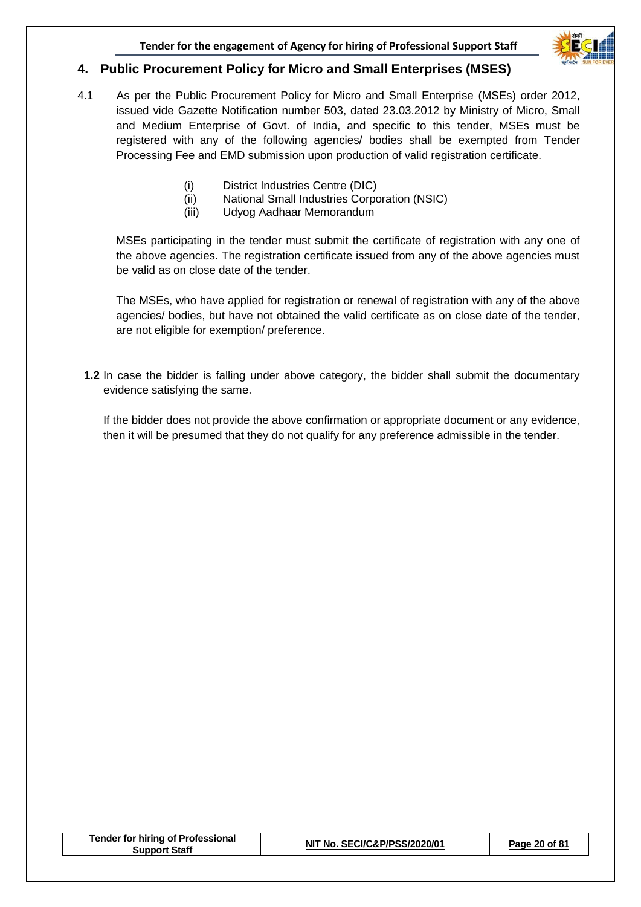## 4. Public Procurement Policy for Micro and Small Enterprises (MSES)

4.1 As per the Public Procurement Policy for Micro and Small Enterprise (MSEs) order 2012, issued vide Gazette Notification number 503, dated 23.03.2012 by Ministry of Micro, Small and Medium Enterprise of Govt. of India, and specific to this tender, MSEs must be registered with any of the following agencies/ bodies shall be exempted from Tender Processing Fee and EMD submission upon production of valid registration certificate.

(i) District Industries Centre (DIC)
(ii) National Small Industries Corporation (NSIC)
(iii) Udyog Aadhaar Memorandum

MSEs participating in the tender must submit the certificate of registration with any one of the above agencies. The registration certificate issued from any of the above agencies must be valid as on close date of the tender.

The MSEs, who have applied for registration or renewal of registration with any of the above agencies/ bodies, but have not obtained the valid certificate as on close date of the tender, are not eligible for exemption/ preference.

**1.2** In case the bidder is falling under above category, the bidder shall submit the documentary evidence satisfying the same.

If the bidder does not provide the above confirmation or appropriate document or any evidence, then it will be presumed that they do not qualify for any preference admissible in the tender.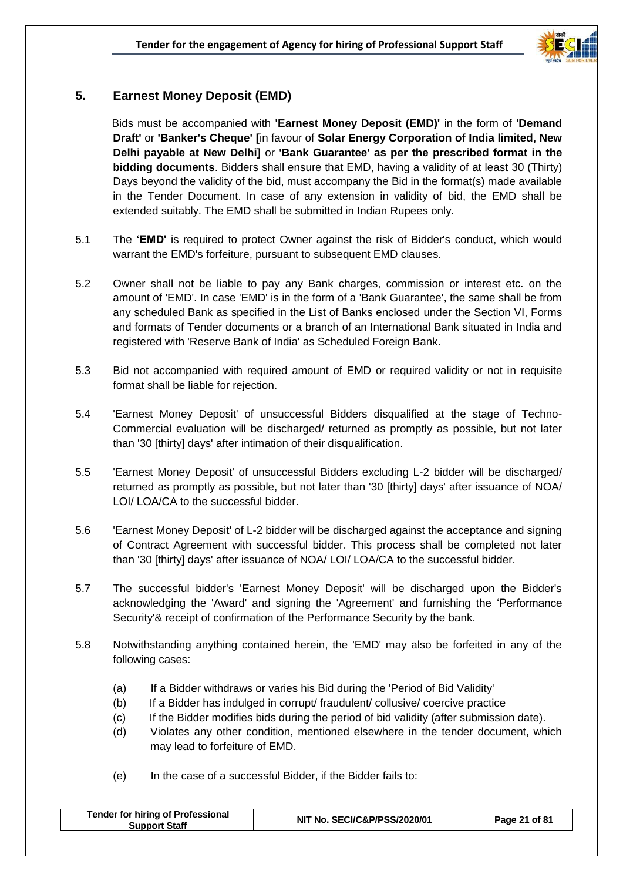## 5. Earnest Money Deposit (EMD)

Bids must be accompanied with **'Earnest Money Deposit (EMD)'** in the form of **'Demand Draft'** or **'Banker's Cheque' [**in favour of **Solar Energy Corporation of India limited, New Delhi payable at New Delhi]** or **'Bank Guarantee' as per the prescribed format in the bidding documents**. Bidders shall ensure that EMD, having a validity of at least 30 (Thirty) Days beyond the validity of the bid, must accompany the Bid in the format(s) made available in the Tender Document. In case of any extension in validity of bid, the EMD shall be extended suitably. The EMD shall be submitted in Indian Rupees only.

5.1 The **'EMD'** is required to protect Owner against the risk of Bidder's conduct, which would warrant the EMD's forfeiture, pursuant to subsequent EMD clauses.

5.2 Owner shall not be liable to pay any Bank charges, commission or interest etc. on the amount of 'EMD'. In case 'EMD' is in the form of a 'Bank Guarantee', the same shall be from any scheduled Bank as specified in the List of Banks enclosed under the Section VI, Forms and formats of Tender documents or a branch of an International Bank situated in India and registered with 'Reserve Bank of India' as Scheduled Foreign Bank.

5.3 Bid not accompanied with required amount of EMD or required validity or not in requisite format shall be liable for rejection.

5.4 'Earnest Money Deposit' of unsuccessful Bidders disqualified at the stage of Techno-Commercial evaluation will be discharged/ returned as promptly as possible, but not later than '30 [thirty] days' after intimation of their disqualification.

5.5 'Earnest Money Deposit' of unsuccessful Bidders excluding L-2 bidder will be discharged/ returned as promptly as possible, but not later than '30 [thirty] days' after issuance of NOA/ LOI/ LOA/CA to the successful bidder.

5.6 'Earnest Money Deposit' of L-2 bidder will be discharged against the acceptance and signing of Contract Agreement with successful bidder. This process shall be completed not later than '30 [thirty] days' after issuance of NOA/ LOI/ LOA/CA to the successful bidder.

5.7 The successful bidder's 'Earnest Money Deposit' will be discharged upon the Bidder's acknowledging the 'Award' and signing the 'Agreement' and furnishing the 'Performance Security'& receipt of confirmation of the Performance Security by the bank.

5.8 Notwithstanding anything contained herein, the 'EMD' may also be forfeited in any of the following cases:

(a) If a Bidder withdraws or varies his Bid during the 'Period of Bid Validity'

(b) If a Bidder has indulged in corrupt/ fraudulent/ collusive/ coercive practice

(c) If the Bidder modifies bids during the period of bid validity (after submission date).

(d) Violates any other condition, mentioned elsewhere in the tender document, which may lead to forfeiture of EMD.

(e) In the case of a successful Bidder, if the Bidder fails to: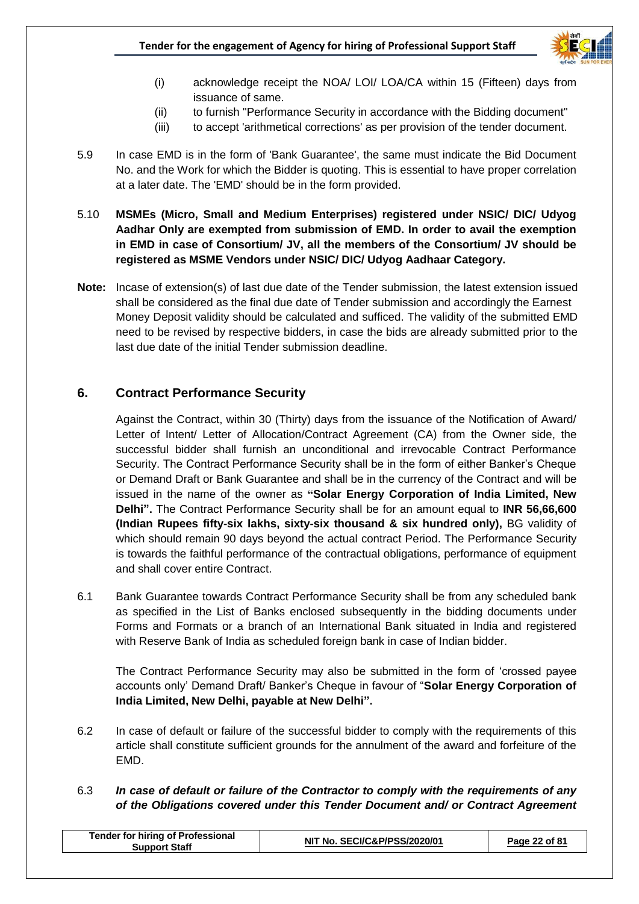(i) acknowledge receipt the NOA/ LOI/ LOA/CA within 15 (Fifteen) days from issuance of same.

(ii) to furnish "Performance Security in accordance with the Bidding document"

(iii) to accept 'arithmetical corrections' as per provision of the tender document.

5.9 In case EMD is in the form of 'Bank Guarantee', the same must indicate the Bid Document No. and the Work for which the Bidder is quoting. This is essential to have proper correlation at a later date. The 'EMD' should be in the form provided.

5.10 **MSMEs (Micro, Small and Medium Enterprises) registered under NSIC/ DIC/ Udyog Aadhar Only are exempted from submission of EMD. In order to avail the exemption in EMD in case of Consortium/ JV, all the members of the Consortium/ JV should be registered as MSME Vendors under NSIC/ DIC/ Udyog Aadhaar Category.**

**Note:** Incase of extension(s) of last due date of the Tender submission, the latest extension issued shall be considered as the final due date of Tender submission and accordingly the Earnest Money Deposit validity should be calculated and sufficed. The validity of the submitted EMD need to be revised by respective bidders, in case the bids are already submitted prior to the last due date of the initial Tender submission deadline.

## 6. Contract Performance Security

Against the Contract, within 30 (Thirty) days from the issuance of the Notification of Award/ Letter of Intent/ Letter of Allocation/Contract Agreement (CA) from the Owner side, the successful bidder shall furnish an unconditional and irrevocable Contract Performance Security. The Contract Performance Security shall be in the form of either Banker's Cheque or Demand Draft or Bank Guarantee and shall be in the currency of the Contract and will be issued in the name of the owner as **"Solar Energy Corporation of India Limited, New Delhi".** The Contract Performance Security shall be for an amount equal to **INR 56,66,600 (Indian Rupees fifty-six lakhs, sixty-six thousand & six hundred only),** BG validity of which should remain 90 days beyond the actual contract Period. The Performance Security is towards the faithful performance of the contractual obligations, performance of equipment and shall cover entire Contract.

6.1 Bank Guarantee towards Contract Performance Security shall be from any scheduled bank as specified in the List of Banks enclosed subsequently in the bidding documents under Forms and Formats or a branch of an International Bank situated in India and registered with Reserve Bank of India as scheduled foreign bank in case of Indian bidder.

The Contract Performance Security may also be submitted in the form of 'crossed payee accounts only' Demand Draft/ Banker's Cheque in favour of "**Solar Energy Corporation of India Limited, New Delhi, payable at New Delhi".**

6.2 In case of default or failure of the successful bidder to comply with the requirements of this article shall constitute sufficient grounds for the annulment of the award and forfeiture of the EMD.

6.3 ***In case of default or failure of the Contractor to comply with the requirements of any of the Obligations covered under this Tender Document and/ or Contract Agreement***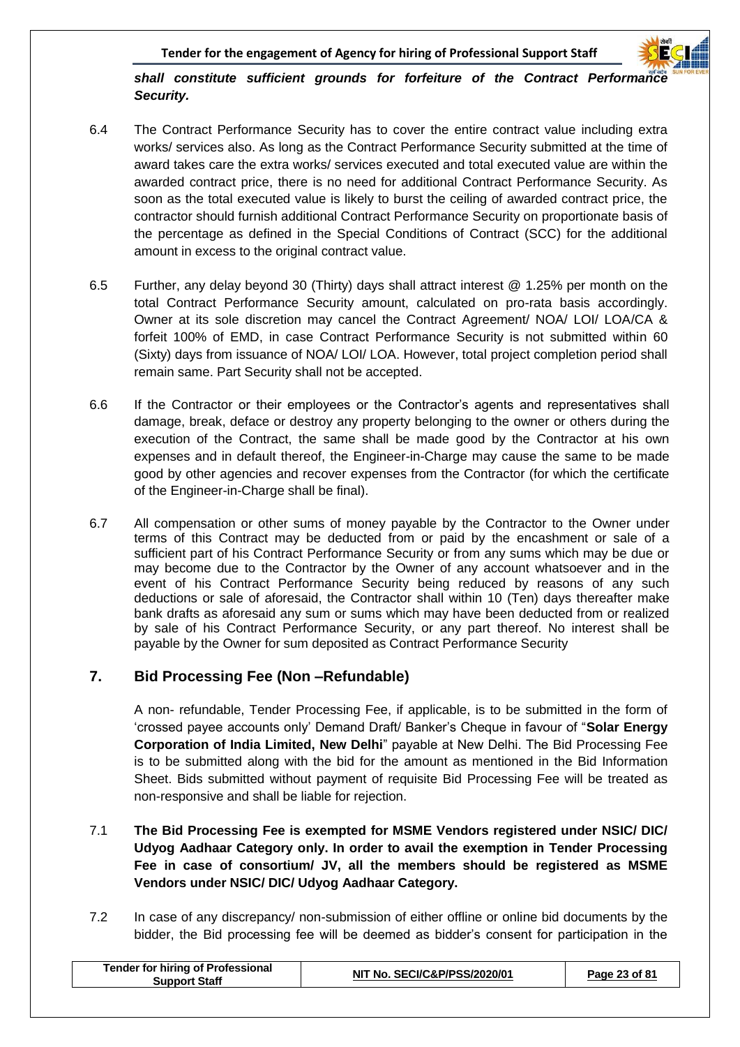***shall constitute sufficient grounds for forfeiture of the Contract Performance Security.***

6.4 The Contract Performance Security has to cover the entire contract value including extra works/ services also. As long as the Contract Performance Security submitted at the time of award takes care the extra works/ services executed and total executed value are within the awarded contract price, there is no need for additional Contract Performance Security. As soon as the total executed value is likely to burst the ceiling of awarded contract price, the contractor should furnish additional Contract Performance Security on proportionate basis of the percentage as defined in the Special Conditions of Contract (SCC) for the additional amount in excess to the original contract value.

6.5 Further, any delay beyond 30 (Thirty) days shall attract interest @ 1.25% per month on the total Contract Performance Security amount, calculated on pro-rata basis accordingly. Owner at its sole discretion may cancel the Contract Agreement/ NOA/ LOI/ LOA/CA & forfeit 100% of EMD, in case Contract Performance Security is not submitted within 60 (Sixty) days from issuance of NOA/ LOI/ LOA. However, total project completion period shall remain same. Part Security shall not be accepted.

6.6 If the Contractor or their employees or the Contractor's agents and representatives shall damage, break, deface or destroy any property belonging to the owner or others during the execution of the Contract, the same shall be made good by the Contractor at his own expenses and in default thereof, the Engineer-in-Charge may cause the same to be made good by other agencies and recover expenses from the Contractor (for which the certificate of the Engineer-in-Charge shall be final).

6.7 All compensation or other sums of money payable by the Contractor to the Owner under terms of this Contract may be deducted from or paid by the encashment or sale of a sufficient part of his Contract Performance Security or from any sums which may be due or may become due to the Contractor by the Owner of any account whatsoever and in the event of his Contract Performance Security being reduced by reasons of any such deductions or sale of aforesaid, the Contractor shall within 10 (Ten) days thereafter make bank drafts as aforesaid any sum or sums which may have been deducted from or realized by sale of his Contract Performance Security, or any part thereof. No interest shall be payable by the Owner for sum deposited as Contract Performance Security

## 7. Bid Processing Fee (Non –Refundable)

A non- refundable, Tender Processing Fee, if applicable, is to be submitted in the form of 'crossed payee accounts only' Demand Draft/ Banker's Cheque in favour of "**Solar Energy Corporation of India Limited, New Delhi**" payable at New Delhi. The Bid Processing Fee is to be submitted along with the bid for the amount as mentioned in the Bid Information Sheet. Bids submitted without payment of requisite Bid Processing Fee will be treated as non-responsive and shall be liable for rejection.

7.1 **The Bid Processing Fee is exempted for MSME Vendors registered under NSIC/ DIC/ Udyog Aadhaar Category only. In order to avail the exemption in Tender Processing Fee in case of consortium/ JV, all the members should be registered as MSME Vendors under NSIC/ DIC/ Udyog Aadhaar Category.**

7.2 In case of any discrepancy/ non-submission of either offline or online bid documents by the bidder, the Bid processing fee will be deemed as bidder's consent for participation in the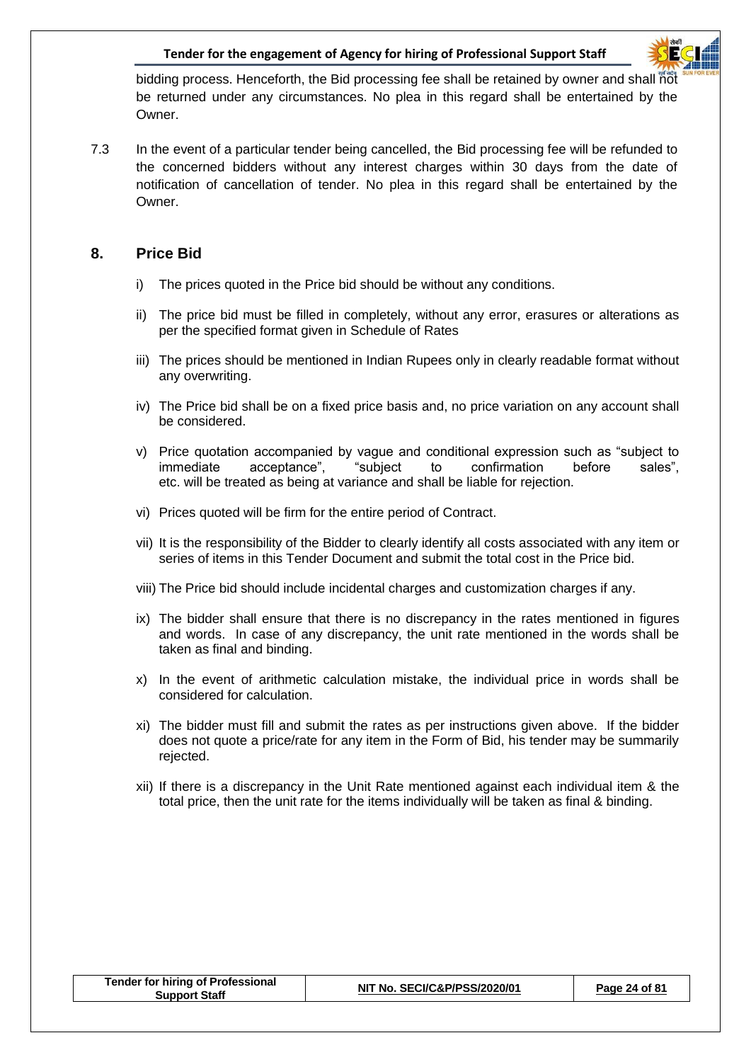bidding process. Henceforth, the Bid processing fee shall be retained by owner and shall not be returned under any circumstances. No plea in this regard shall be entertained by the Owner.

7.3 In the event of a particular tender being cancelled, the Bid processing fee will be refunded to the concerned bidders without any interest charges within 30 days from the date of notification of cancellation of tender. No plea in this regard shall be entertained by the Owner.

## 8. Price Bid

i) The prices quoted in the Price bid should be without any conditions.

ii) The price bid must be filled in completely, without any error, erasures or alterations as per the specified format given in Schedule of Rates

iii) The prices should be mentioned in Indian Rupees only in clearly readable format without any overwriting.

iv) The Price bid shall be on a fixed price basis and, no price variation on any account shall be considered.

v) Price quotation accompanied by vague and conditional expression such as "subject to immediate acceptance", "subject to confirmation before sales", etc. will be treated as being at variance and shall be liable for rejection.

vi) Prices quoted will be firm for the entire period of Contract.

vii) It is the responsibility of the Bidder to clearly identify all costs associated with any item or series of items in this Tender Document and submit the total cost in the Price bid.

viii) The Price bid should include incidental charges and customization charges if any.

ix) The bidder shall ensure that there is no discrepancy in the rates mentioned in figures and words. In case of any discrepancy, the unit rate mentioned in the words shall be taken as final and binding.

x) In the event of arithmetic calculation mistake, the individual price in words shall be considered for calculation.

xi) The bidder must fill and submit the rates as per instructions given above. If the bidder does not quote a price/rate for any item in the Form of Bid, his tender may be summarily rejected.

xii) If there is a discrepancy in the Unit Rate mentioned against each individual item & the total price, then the unit rate for the items individually will be taken as final & binding.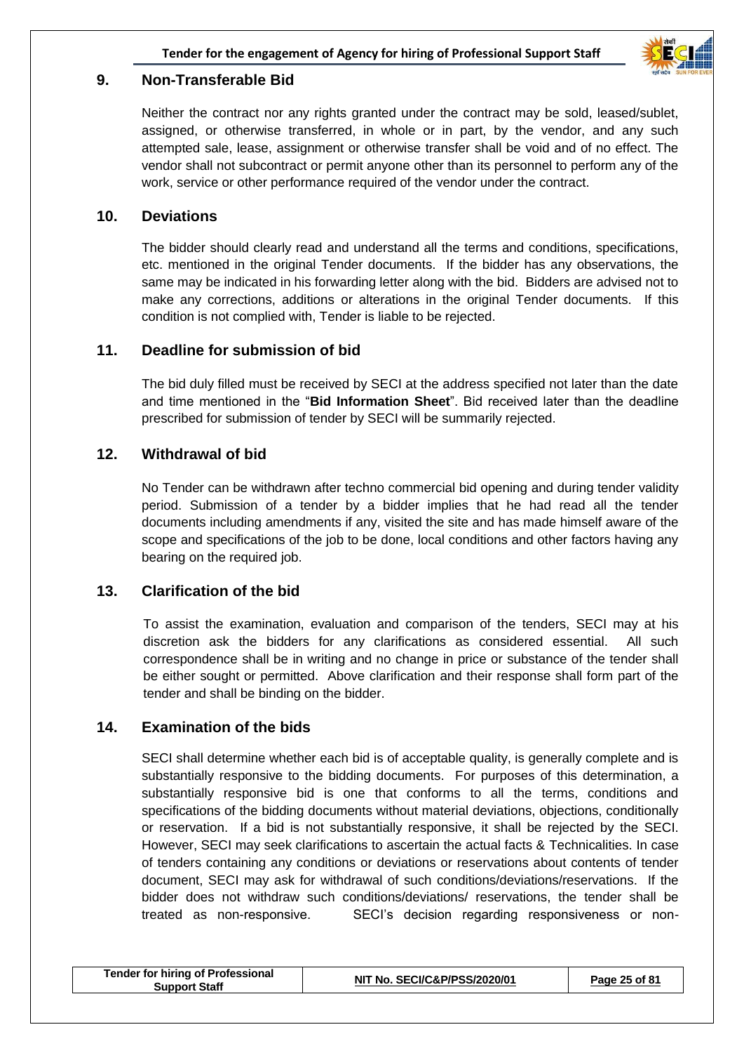## 9. Non-Transferable Bid

Neither the contract nor any rights granted under the contract may be sold, leased/sublet, assigned, or otherwise transferred, in whole or in part, by the vendor, and any such attempted sale, lease, assignment or otherwise transfer shall be void and of no effect. The vendor shall not subcontract or permit anyone other than its personnel to perform any of the work, service or other performance required of the vendor under the contract.

## 10. Deviations

The bidder should clearly read and understand all the terms and conditions, specifications, etc. mentioned in the original Tender documents. If the bidder has any observations, the same may be indicated in his forwarding letter along with the bid. Bidders are advised not to make any corrections, additions or alterations in the original Tender documents. If this condition is not complied with, Tender is liable to be rejected.

## 11. Deadline for submission of bid

The bid duly filled must be received by SECI at the address specified not later than the date and time mentioned in the "**Bid Information Sheet**". Bid received later than the deadline prescribed for submission of tender by SECI will be summarily rejected.

## 12. Withdrawal of bid

No Tender can be withdrawn after techno commercial bid opening and during tender validity period. Submission of a tender by a bidder implies that he had read all the tender documents including amendments if any, visited the site and has made himself aware of the scope and specifications of the job to be done, local conditions and other factors having any bearing on the required job.

## 13. Clarification of the bid

To assist the examination, evaluation and comparison of the tenders, SECI may at his discretion ask the bidders for any clarifications as considered essential. All such correspondence shall be in writing and no change in price or substance of the tender shall be either sought or permitted. Above clarification and their response shall form part of the tender and shall be binding on the bidder.

## 14. Examination of the bids

SECI shall determine whether each bid is of acceptable quality, is generally complete and is substantially responsive to the bidding documents. For purposes of this determination, a substantially responsive bid is one that conforms to all the terms, conditions and specifications of the bidding documents without material deviations, objections, conditionally or reservation. If a bid is not substantially responsive, it shall be rejected by the SECI. However, SECI may seek clarifications to ascertain the actual facts & Technicalities. In case of tenders containing any conditions or deviations or reservations about contents of tender document, SECI may ask for withdrawal of such conditions/deviations/reservations. If the bidder does not withdraw such conditions/deviations/ reservations, the tender shall be treated as non-responsive. SECI's decision regarding responsiveness or non-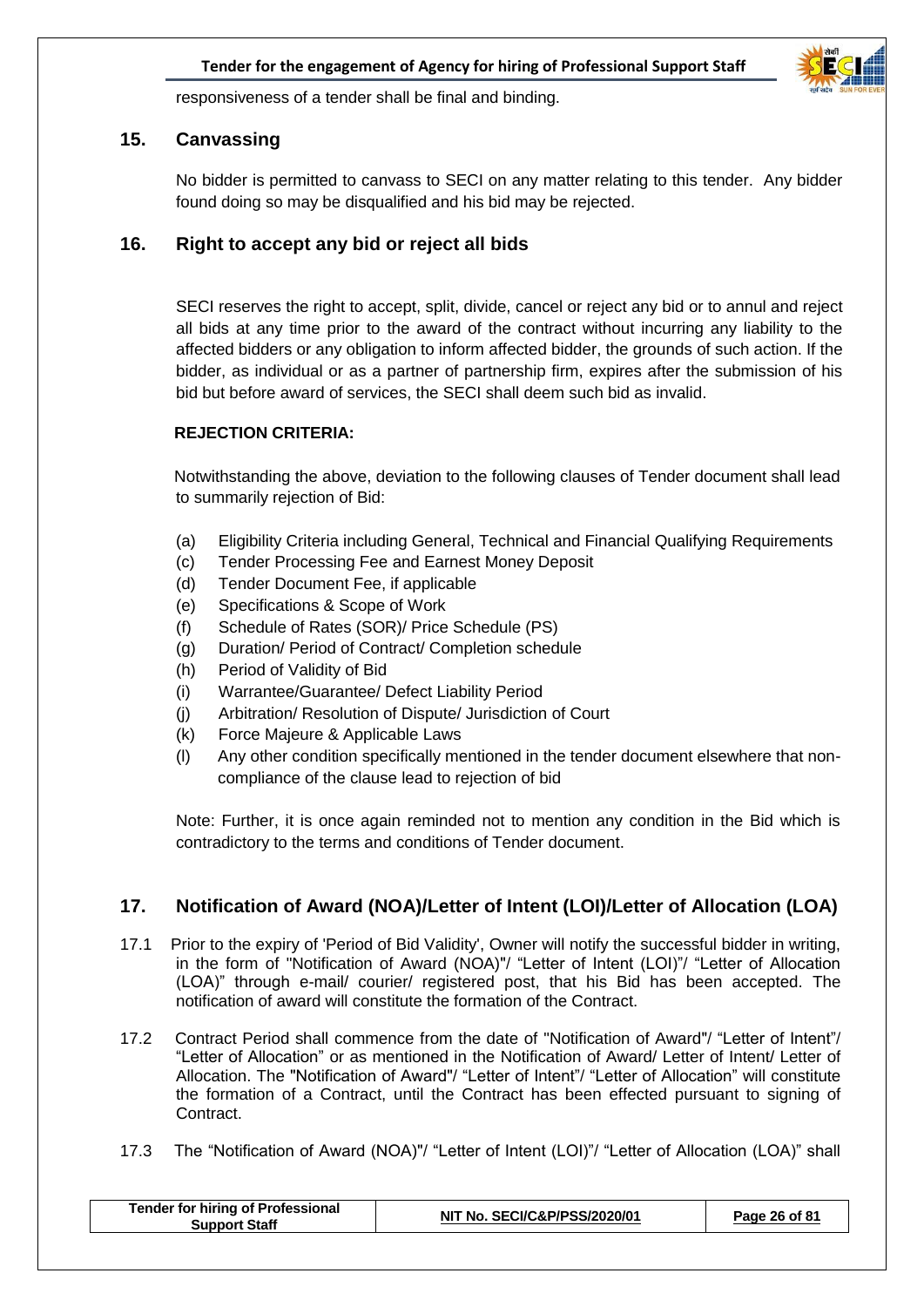responsiveness of a tender shall be final and binding.

## 15. Canvassing

No bidder is permitted to canvass to SECI on any matter relating to this tender. Any bidder found doing so may be disqualified and his bid may be rejected.

## 16. Right to accept any bid or reject all bids

SECI reserves the right to accept, split, divide, cancel or reject any bid or to annul and reject all bids at any time prior to the award of the contract without incurring any liability to the affected bidders or any obligation to inform affected bidder, the grounds of such action. If the bidder, as individual or as a partner of partnership firm, expires after the submission of his bid but before award of services, the SECI shall deem such bid as invalid.

**REJECTION CRITERIA:**

Notwithstanding the above, deviation to the following clauses of Tender document shall lead to summarily rejection of Bid:

(a) Eligibility Criteria including General, Technical and Financial Qualifying Requirements
(c) Tender Processing Fee and Earnest Money Deposit
(d) Tender Document Fee, if applicable
(e) Specifications & Scope of Work
(f) Schedule of Rates (SOR)/ Price Schedule (PS)
(g) Duration/ Period of Contract/ Completion schedule
(h) Period of Validity of Bid
(i) Warrantee/Guarantee/ Defect Liability Period
(j) Arbitration/ Resolution of Dispute/ Jurisdiction of Court
(k) Force Majeure & Applicable Laws
(l) Any other condition specifically mentioned in the tender document elsewhere that non-compliance of the clause lead to rejection of bid

Note: Further, it is once again reminded not to mention any condition in the Bid which is contradictory to the terms and conditions of Tender document.

## 17. Notification of Award (NOA)/Letter of Intent (LOI)/Letter of Allocation (LOA)

17.1 Prior to the expiry of 'Period of Bid Validity', Owner will notify the successful bidder in writing, in the form of "Notification of Award (NOA)"/ "Letter of Intent (LOI)"/ "Letter of Allocation (LOA)" through e-mail/ courier/ registered post, that his Bid has been accepted. The notification of award will constitute the formation of the Contract.

17.2 Contract Period shall commence from the date of "Notification of Award"/ "Letter of Intent"/ "Letter of Allocation" or as mentioned in the Notification of Award/ Letter of Intent/ Letter of Allocation. The "Notification of Award"/ "Letter of Intent"/ "Letter of Allocation" will constitute the formation of a Contract, until the Contract has been effected pursuant to signing of Contract.

17.3 The "Notification of Award (NOA)"/ "Letter of Intent (LOI)"/ "Letter of Allocation (LOA)" shall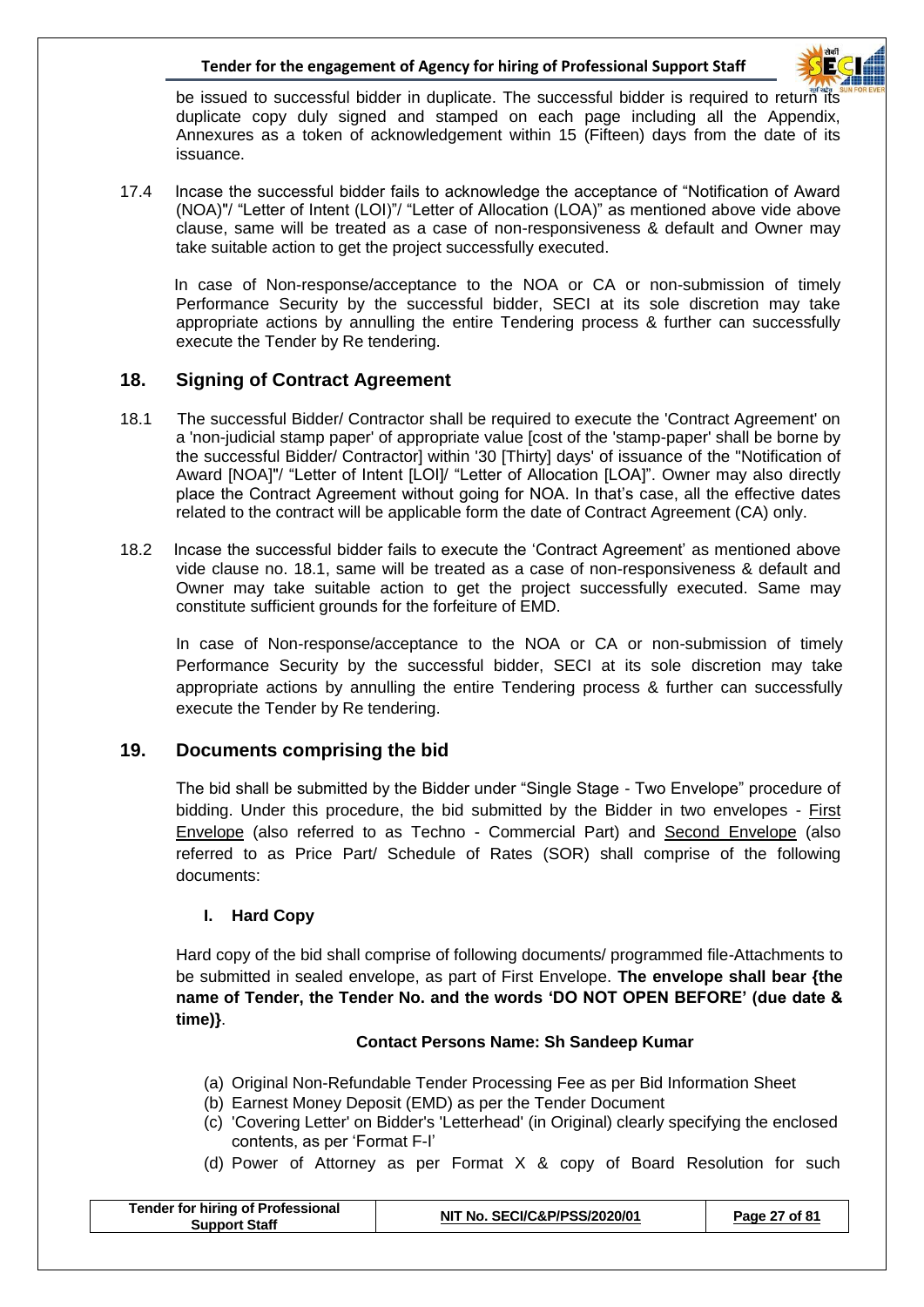be issued to successful bidder in duplicate. The successful bidder is required to return its duplicate copy duly signed and stamped on each page including all the Appendix, Annexures as a token of acknowledgement within 15 (Fifteen) days from the date of its issuance.

17.4 Incase the successful bidder fails to acknowledge the acceptance of "Notification of Award (NOA)"/ "Letter of Intent (LOI)"/ "Letter of Allocation (LOA)" as mentioned above vide above clause, same will be treated as a case of non-responsiveness & default and Owner may take suitable action to get the project successfully executed.

In case of Non-response/acceptance to the NOA or CA or non-submission of timely Performance Security by the successful bidder, SECI at its sole discretion may take appropriate actions by annulling the entire Tendering process & further can successfully execute the Tender by Re tendering.

## 18. Signing of Contract Agreement

18.1 The successful Bidder/ Contractor shall be required to execute the 'Contract Agreement' on a 'non-judicial stamp paper' of appropriate value [cost of the 'stamp-paper' shall be borne by the successful Bidder/ Contractor] within '30 [Thirty] days' of issuance of the "Notification of Award [NOA]"/ "Letter of Intent [LOI]/ "Letter of Allocation [LOA]". Owner may also directly place the Contract Agreement without going for NOA. In that's case, all the effective dates related to the contract will be applicable form the date of Contract Agreement (CA) only.

18.2 Incase the successful bidder fails to execute the 'Contract Agreement' as mentioned above vide clause no. 18.1, same will be treated as a case of non-responsiveness & default and Owner may take suitable action to get the project successfully executed. Same may constitute sufficient grounds for the forfeiture of EMD.

In case of Non-response/acceptance to the NOA or CA or non-submission of timely Performance Security by the successful bidder, SECI at its sole discretion may take appropriate actions by annulling the entire Tendering process & further can successfully execute the Tender by Re tendering.

## 19. Documents comprising the bid

The bid shall be submitted by the Bidder under "Single Stage - Two Envelope" procedure of bidding. Under this procedure, the bid submitted by the Bidder in two envelopes - First Envelope (also referred to as Techno - Commercial Part) and Second Envelope (also referred to as Price Part/ Schedule of Rates (SOR) shall comprise of the following documents:

### I. Hard Copy

Hard copy of the bid shall comprise of following documents/ programmed file-Attachments to be submitted in sealed envelope, as part of First Envelope. **The envelope shall bear {the name of Tender, the Tender No. and the words 'DO NOT OPEN BEFORE' (due date & time)}**.

**Contact Persons Name: Sh Sandeep Kumar**

(a) Original Non-Refundable Tender Processing Fee as per Bid Information Sheet
(b) Earnest Money Deposit (EMD) as per the Tender Document
(c) 'Covering Letter' on Bidder's 'Letterhead' (in Original) clearly specifying the enclosed contents, as per 'Format F-I'
(d) Power of Attorney as per Format X & copy of Board Resolution for such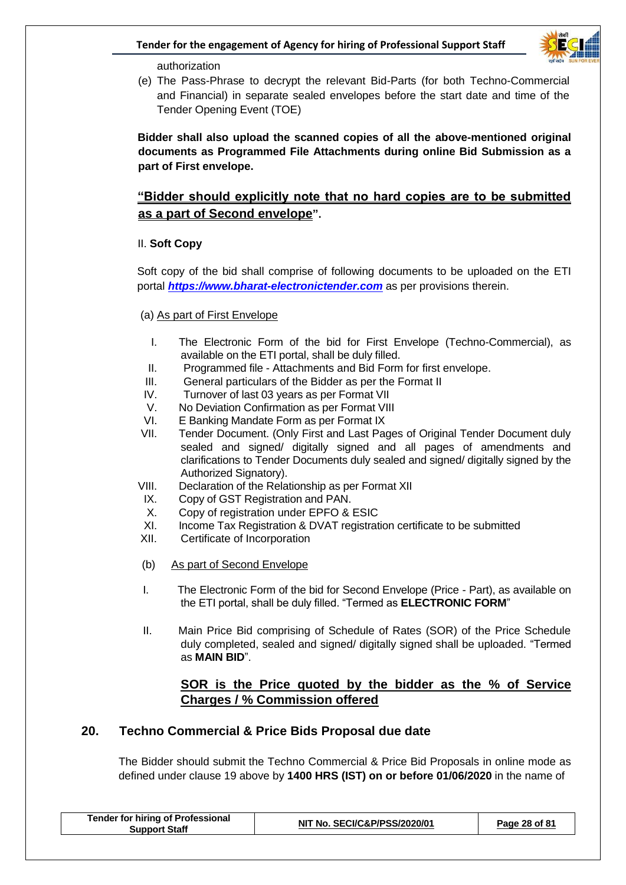authorization

(e) The Pass-Phrase to decrypt the relevant Bid-Parts (for both Techno-Commercial and Financial) in separate sealed envelopes before the start date and time of the Tender Opening Event (TOE)

**Bidder shall also upload the scanned copies of all the above-mentioned original documents as Programmed File Attachments during online Bid Submission as a part of First envelope.**

**<u>“Bidder should explicitly note that no hard copies are to be submitted as a part of Second envelope</u>”.**

II. **Soft Copy**

Soft copy of the bid shall comprise of following documents to be uploaded on the ETI portal ***https://www.bharat-electronictender.com*** as per provisions therein.

(a) <u>As part of First Envelope</u>

I. The Electronic Form of the bid for First Envelope (Techno-Commercial), as available on the ETI portal, shall be duly filled.
II. Programmed file - Attachments and Bid Form for first envelope.
III. General particulars of the Bidder as per the Format II
IV. Turnover of last 03 years as per Format VII
V. No Deviation Confirmation as per Format VIII
VI. E Banking Mandate Form as per Format IX
VII. Tender Document. (Only First and Last Pages of Original Tender Document duly sealed and signed/ digitally signed and all pages of amendments and clarifications to Tender Documents duly sealed and signed/ digitally signed by the Authorized Signatory).
VIII. Declaration of the Relationship as per Format XII
IX. Copy of GST Registration and PAN.
X. Copy of registration under EPFO & ESIC
XI. Income Tax Registration & DVAT registration certificate to be submitted
XII. Certificate of Incorporation

(b) <u>As part of Second Envelope</u>

I. The Electronic Form of the bid for Second Envelope (Price - Part), as available on the ETI portal, shall be duly filled. “Termed as **ELECTRONIC FORM**”

II. Main Price Bid comprising of Schedule of Rates (SOR) of the Price Schedule duly completed, sealed and signed/ digitally signed shall be uploaded. “Termed as **MAIN BID**”.

**<u>SOR is the Price quoted by the bidder as the % of Service Charges / % Commission offered</u>**

## 20. Techno Commercial & Price Bids Proposal due date

The Bidder should submit the Techno Commercial & Price Bid Proposals in online mode as defined under clause 19 above by **1400 HRS (IST) on or before 01/06/2020** in the name of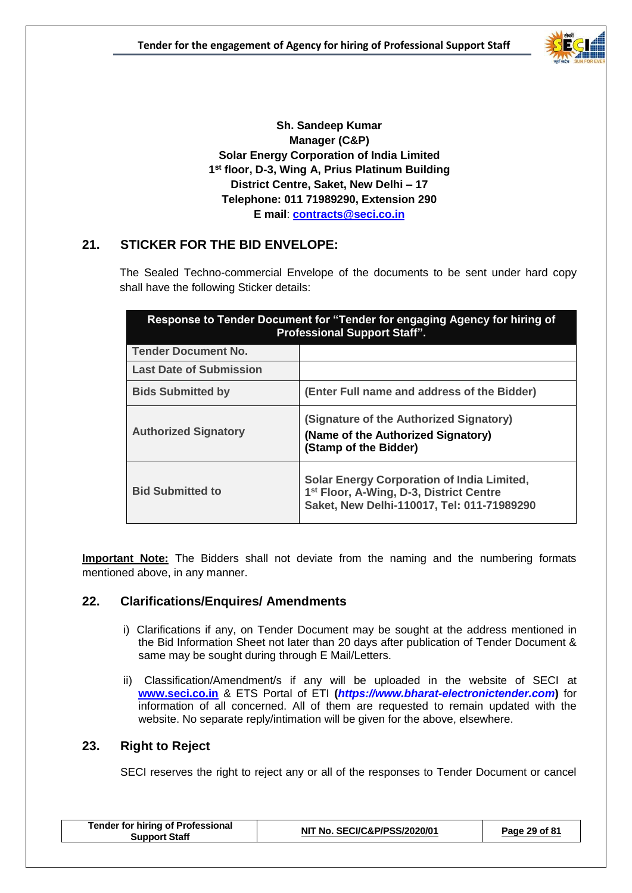**Sh. Sandeep Kumar**
**Manager (C&P)**
**Solar Energy Corporation of India Limited**
**1st floor, D-3, Wing A, Prius Platinum Building**
**District Centre, Saket, New Delhi – 17**
**Telephone: 011 71989290, Extension 290**
**E mail**: **contracts@seci.co.in**

## 21. STICKER FOR THE BID ENVELOPE:

The Sealed Techno-commercial Envelope of the documents to be sent under hard copy shall have the following Sticker details:

| Response to Tender Document for "Tender for engaging Agency for hiring of Professional Support Staff". | |
|---|---|
| **Tender Document No.** | |
| **Last Date of Submission** | |
| **Bids Submitted by** | **(Enter Full name and address of the Bidder)** |
| **Authorized Signatory** | **(Signature of the Authorized Signatory)** **(Name of the Authorized Signatory)** **(Stamp of the Bidder)** |
| **Bid Submitted to** | **Solar Energy Corporation of India Limited, 1st Floor, A-Wing, D-3, District Centre Saket, New Delhi-110017, Tel: 011-71989290** |

**Important Note:** The Bidders shall not deviate from the naming and the numbering formats mentioned above, in any manner.

## 22. Clarifications/Enquires/ Amendments

i) Clarifications if any, on Tender Document may be sought at the address mentioned in the Bid Information Sheet not later than 20 days after publication of Tender Document & same may be sought during through E Mail/Letters.

ii) Classification/Amendment/s if any will be uploaded in the website of SECI at **www.seci.co.in** & ETS Portal of ETI (***https://www.bharat-electronictender.com***) for information of all concerned. All of them are requested to remain updated with the website. No separate reply/intimation will be given for the above, elsewhere.

## 23. Right to Reject

SECI reserves the right to reject any or all of the responses to Tender Document or cancel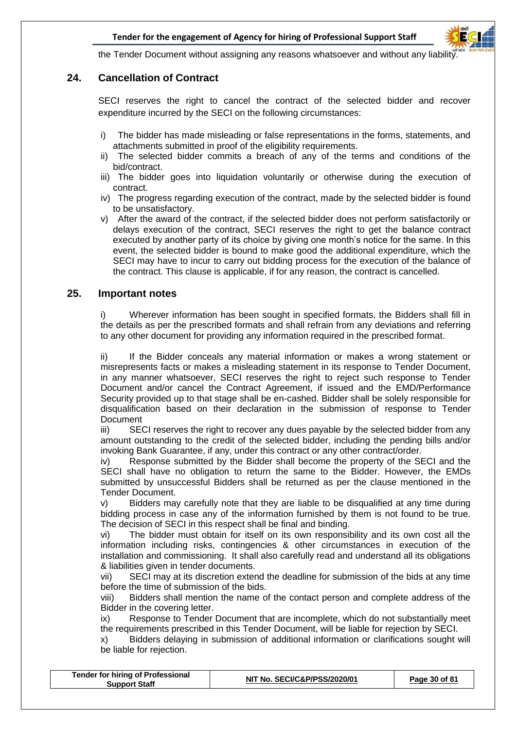the Tender Document without assigning any reasons whatsoever and without any liability.

## 24. Cancellation of Contract

SECI reserves the right to cancel the contract of the selected bidder and recover expenditure incurred by the SECI on the following circumstances:

i) The bidder has made misleading or false representations in the forms, statements, and attachments submitted in proof of the eligibility requirements.

ii) The selected bidder commits a breach of any of the terms and conditions of the bid/contract.

iii) The bidder goes into liquidation voluntarily or otherwise during the execution of contract.

iv) The progress regarding execution of the contract, made by the selected bidder is found to be unsatisfactory.

v) After the award of the contract, if the selected bidder does not perform satisfactorily or delays execution of the contract, SECI reserves the right to get the balance contract executed by another party of its choice by giving one month's notice for the same. In this event, the selected bidder is bound to make good the additional expenditure, which the SECI may have to incur to carry out bidding process for the execution of the balance of the contract. This clause is applicable, if for any reason, the contract is cancelled.

## 25. Important notes

i) Wherever information has been sought in specified formats, the Bidders shall fill in the details as per the prescribed formats and shall refrain from any deviations and referring to any other document for providing any information required in the prescribed format.

ii) If the Bidder conceals any material information or makes a wrong statement or misrepresents facts or makes a misleading statement in its response to Tender Document, in any manner whatsoever, SECI reserves the right to reject such response to Tender Document and/or cancel the Contract Agreement, if issued and the EMD/Performance Security provided up to that stage shall be en-cashed. Bidder shall be solely responsible for disqualification based on their declaration in the submission of response to Tender Document

iii) SECI reserves the right to recover any dues payable by the selected bidder from any amount outstanding to the credit of the selected bidder, including the pending bills and/or invoking Bank Guarantee, if any, under this contract or any other contract/order.

iv) Response submitted by the Bidder shall become the property of the SECI and the SECI shall have no obligation to return the same to the Bidder. However, the EMDs submitted by unsuccessful Bidders shall be returned as per the clause mentioned in the Tender Document.

v) Bidders may carefully note that they are liable to be disqualified at any time during bidding process in case any of the information furnished by them is not found to be true. The decision of SECI in this respect shall be final and binding.

vi) The bidder must obtain for itself on its own responsibility and its own cost all the information including risks, contingencies & other circumstances in execution of the installation and commissioning. It shall also carefully read and understand all its obligations & liabilities given in tender documents.

vii) SECI may at its discretion extend the deadline for submission of the bids at any time before the time of submission of the bids.

viii) Bidders shall mention the name of the contact person and complete address of the Bidder in the covering letter.

ix) Response to Tender Document that are incomplete, which do not substantially meet the requirements prescribed in this Tender Document, will be liable for rejection by SECI.

x) Bidders delaying in submission of additional information or clarifications sought will be liable for rejection.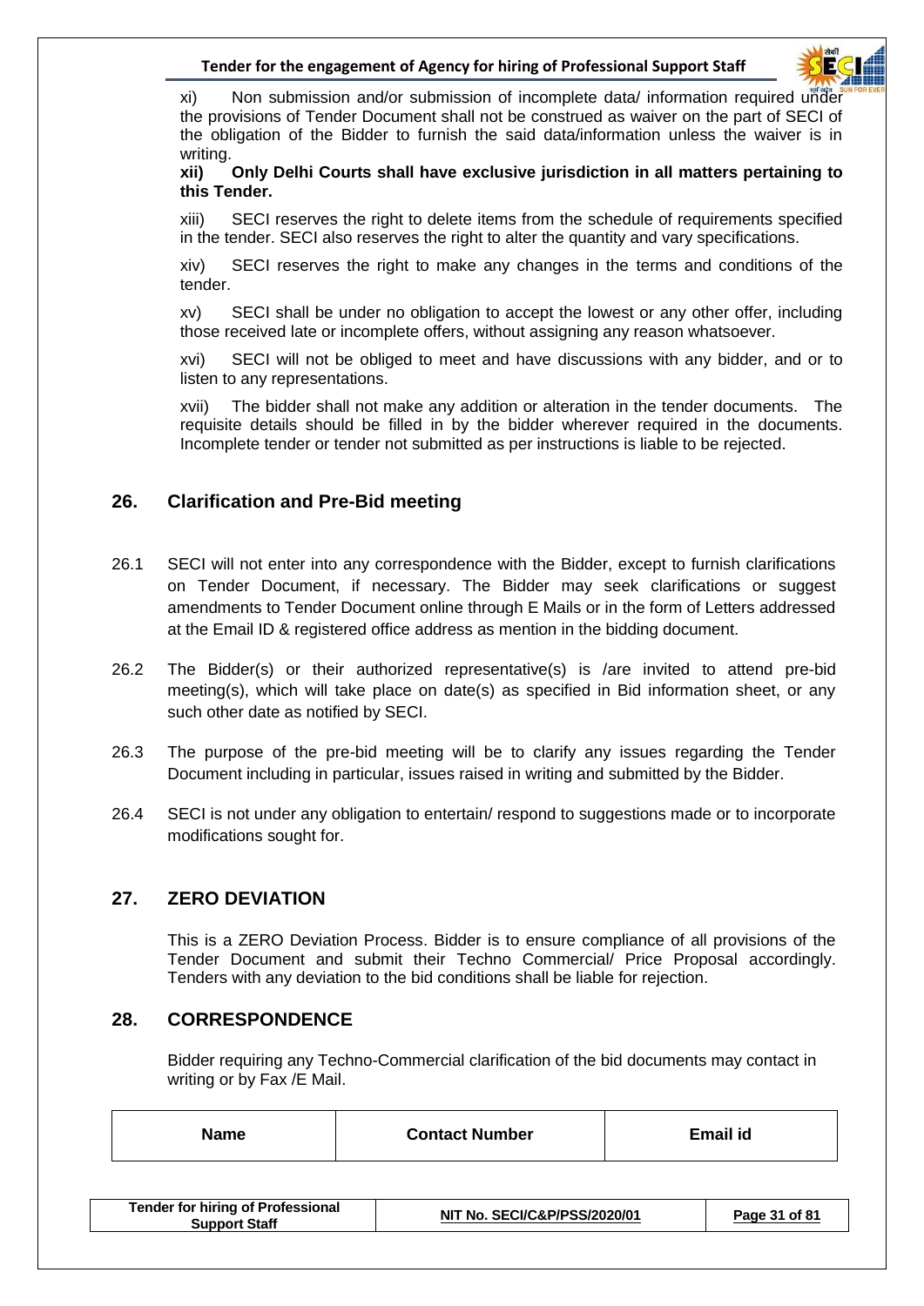xi) Non submission and/or submission of incomplete data/ information required under the provisions of Tender Document shall not be construed as waiver on the part of SECI of the obligation of the Bidder to furnish the said data/information unless the waiver is in writing.

**xii) Only Delhi Courts shall have exclusive jurisdiction in all matters pertaining to this Tender.**

xiii) SECI reserves the right to delete items from the schedule of requirements specified in the tender. SECI also reserves the right to alter the quantity and vary specifications.

xiv) SECI reserves the right to make any changes in the terms and conditions of the tender.

xv) SECI shall be under no obligation to accept the lowest or any other offer, including those received late or incomplete offers, without assigning any reason whatsoever.

xvi) SECI will not be obliged to meet and have discussions with any bidder, and or to listen to any representations.

xvii) The bidder shall not make any addition or alteration in the tender documents. The requisite details should be filled in by the bidder wherever required in the documents. Incomplete tender or tender not submitted as per instructions is liable to be rejected.

## 26. Clarification and Pre-Bid meeting

26.1 SECI will not enter into any correspondence with the Bidder, except to furnish clarifications on Tender Document, if necessary. The Bidder may seek clarifications or suggest amendments to Tender Document online through E Mails or in the form of Letters addressed at the Email ID & registered office address as mention in the bidding document.

26.2 The Bidder(s) or their authorized representative(s) is /are invited to attend pre-bid meeting(s), which will take place on date(s) as specified in Bid information sheet, or any such other date as notified by SECI.

26.3 The purpose of the pre-bid meeting will be to clarify any issues regarding the Tender Document including in particular, issues raised in writing and submitted by the Bidder.

26.4 SECI is not under any obligation to entertain/ respond to suggestions made or to incorporate modifications sought for.

## 27. ZERO DEVIATION

This is a ZERO Deviation Process. Bidder is to ensure compliance of all provisions of the Tender Document and submit their Techno Commercial/ Price Proposal accordingly. Tenders with any deviation to the bid conditions shall be liable for rejection.

## 28. CORRESPONDENCE

Bidder requiring any Techno-Commercial clarification of the bid documents may contact in writing or by Fax /E Mail.

| Name | Contact Number | Email id |
|---|---|---|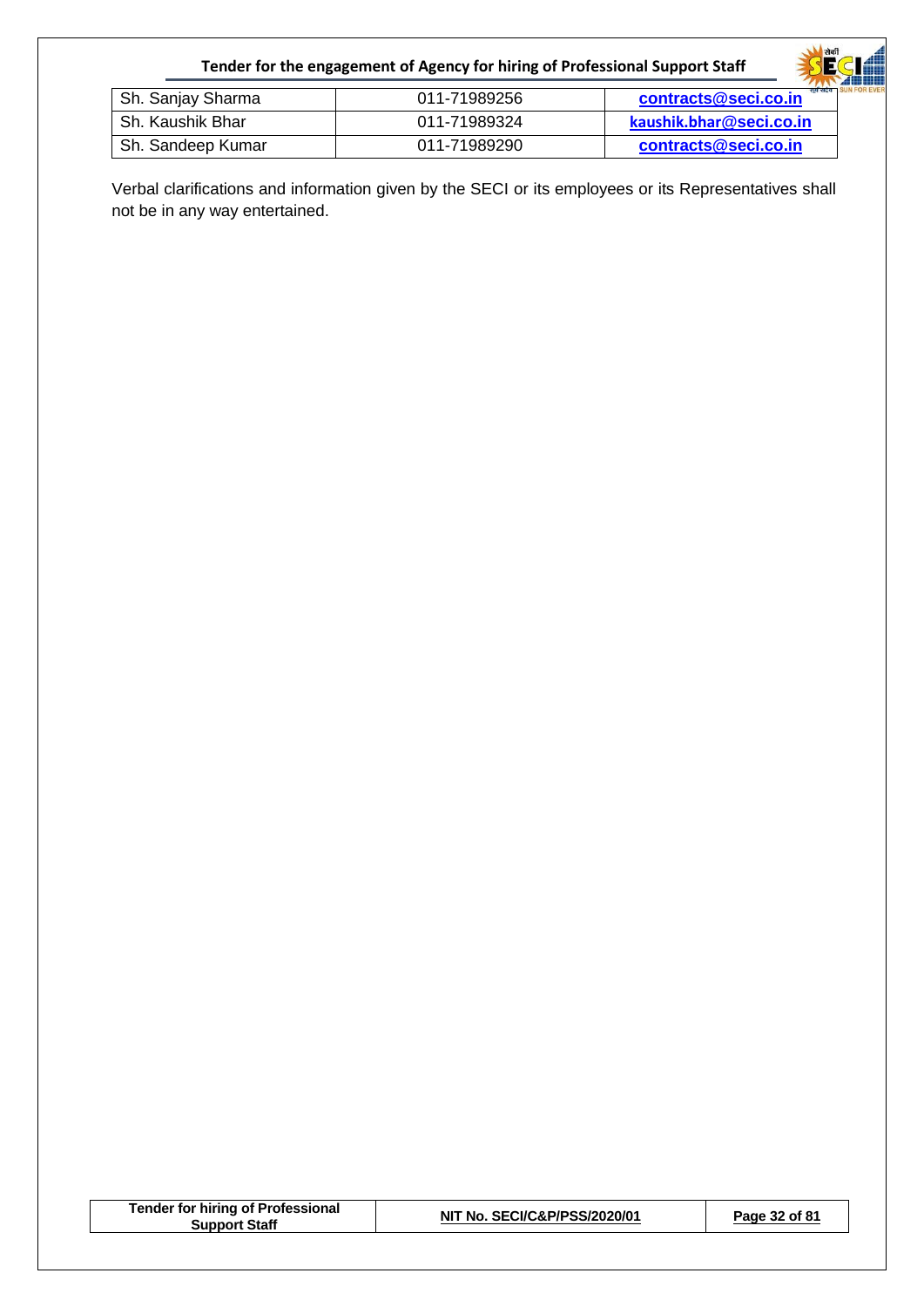| Sh. Sanjay Sharma | 011-71989256 | contracts@seci.co.in |
|---|---|---|
| Sh. Kaushik Bhar | 011-71989324 | kaushik.bhar@seci.co.in |
| Sh. Sandeep Kumar | 011-71989290 | contracts@seci.co.in |

Verbal clarifications and information given by the SECI or its employees or its Representatives shall not be in any way entertained.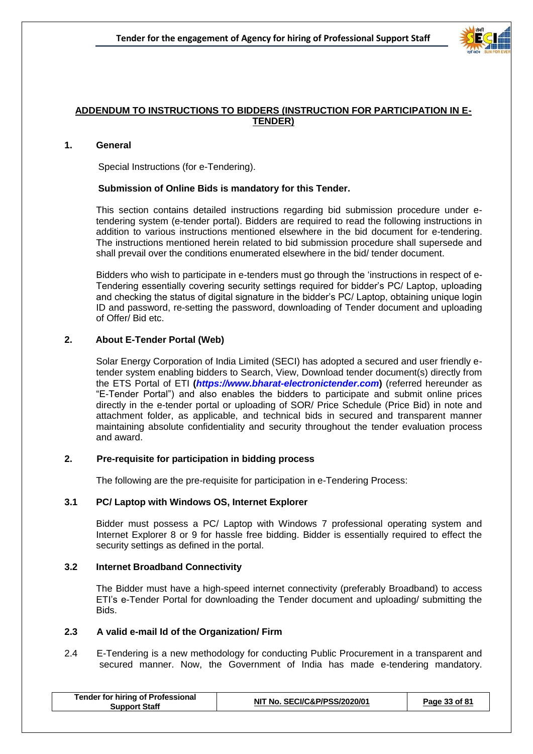## ADDENDUM TO INSTRUCTIONS TO BIDDERS (INSTRUCTION FOR PARTICIPATION IN E-TENDER)

### 1. General

Special Instructions (for e-Tendering).

**Submission of Online Bids is mandatory for this Tender.**

This section contains detailed instructions regarding bid submission procedure under e-tendering system (e-tender portal). Bidders are required to read the following instructions in addition to various instructions mentioned elsewhere in the bid document for e-tendering. The instructions mentioned herein related to bid submission procedure shall supersede and shall prevail over the conditions enumerated elsewhere in the bid/ tender document.

Bidders who wish to participate in e-tenders must go through the 'instructions in respect of e-Tendering essentially covering security settings required for bidder's PC/ Laptop, uploading and checking the status of digital signature in the bidder's PC/ Laptop, obtaining unique login ID and password, re-setting the password, downloading of Tender document and uploading of Offer/ Bid etc.

### 2. About E-Tender Portal (Web)

Solar Energy Corporation of India Limited (SECI) has adopted a secured and user friendly e-tender system enabling bidders to Search, View, Download tender document(s) directly from the ETS Portal of ETI **(*https://www.bharat-electronictender.com*)** (referred hereunder as "E-Tender Portal") and also enables the bidders to participate and submit online prices directly in the e-tender portal or uploading of SOR/ Price Schedule (Price Bid) in note and attachment folder, as applicable, and technical bids in secured and transparent manner maintaining absolute confidentiality and security throughout the tender evaluation process and award.

### 2. Pre-requisite for participation in bidding process

The following are the pre-requisite for participation in e-Tendering Process:

#### 3.1 PC/ Laptop with Windows OS, Internet Explorer

Bidder must possess a PC/ Laptop with Windows 7 professional operating system and Internet Explorer 8 or 9 for hassle free bidding. Bidder is essentially required to effect the security settings as defined in the portal.

#### 3.2 Internet Broadband Connectivity

The Bidder must have a high-speed internet connectivity (preferably Broadband) to access ETI's e-Tender Portal for downloading the Tender document and uploading/ submitting the Bids.

#### 2.3 A valid e-mail Id of the Organization/ Firm

2.4 E-Tendering is a new methodology for conducting Public Procurement in a transparent and secured manner. Now, the Government of India has made e-tendering mandatory.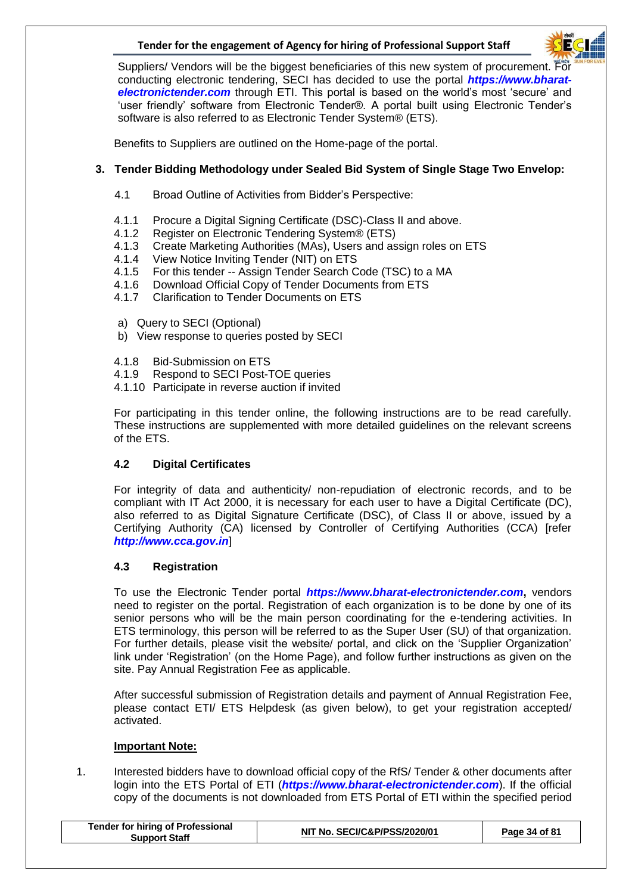Suppliers/ Vendors will be the biggest beneficiaries of this new system of procurement. For conducting electronic tendering, SECI has decided to use the portal ***https://www.bharat-electronictender.com*** through ETI. This portal is based on the world's most 'secure' and 'user friendly' software from Electronic Tender®. A portal built using Electronic Tender's software is also referred to as Electronic Tender System® (ETS).

Benefits to Suppliers are outlined on the Home-page of the portal.

### 3. Tender Bidding Methodology under Sealed Bid System of Single Stage Two Envelop:

4.1 Broad Outline of Activities from Bidder's Perspective:

4.1.1 Procure a Digital Signing Certificate (DSC)-Class II and above.
4.1.2 Register on Electronic Tendering System® (ETS)
4.1.3 Create Marketing Authorities (MAs), Users and assign roles on ETS
4.1.4 View Notice Inviting Tender (NIT) on ETS
4.1.5 For this tender -- Assign Tender Search Code (TSC) to a MA
4.1.6 Download Official Copy of Tender Documents from ETS
4.1.7 Clarification to Tender Documents on ETS

a) Query to SECI (Optional)
b) View response to queries posted by SECI

4.1.8 Bid-Submission on ETS
4.1.9 Respond to SECI Post-TOE queries
4.1.10 Participate in reverse auction if invited

For participating in this tender online, the following instructions are to be read carefully. These instructions are supplemented with more detailed guidelines on the relevant screens of the ETS.

#### 4.2 Digital Certificates

For integrity of data and authenticity/ non-repudiation of electronic records, and to be compliant with IT Act 2000, it is necessary for each user to have a Digital Certificate (DC), also referred to as Digital Signature Certificate (DSC), of Class II or above, issued by a Certifying Authority (CA) licensed by Controller of Certifying Authorities (CCA) [refer ***http://www.cca.gov.in***]

#### 4.3 Registration

To use the Electronic Tender portal ***https://www.bharat-electronictender.com*****,** vendors need to register on the portal. Registration of each organization is to be done by one of its senior persons who will be the main person coordinating for the e-tendering activities. In ETS terminology, this person will be referred to as the Super User (SU) of that organization. For further details, please visit the website/ portal, and click on the 'Supplier Organization' link under 'Registration' (on the Home Page), and follow further instructions as given on the site. Pay Annual Registration Fee as applicable.

After successful submission of Registration details and payment of Annual Registration Fee, please contact ETI/ ETS Helpdesk (as given below), to get your registration accepted/ activated.

**<u>Important Note:</u>**

1. Interested bidders have to download official copy of the RfS/ Tender & other documents after login into the ETS Portal of ETI (***https://www.bharat-electronictender.com***). If the official copy of the documents is not downloaded from ETS Portal of ETI within the specified period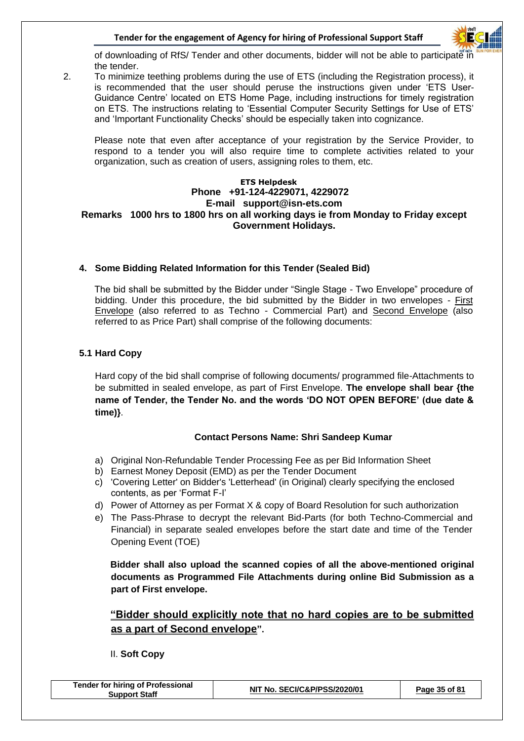of downloading of RfS/ Tender and other documents, bidder will not be able to participate in the tender.

2. To minimize teething problems during the use of ETS (including the Registration process), it is recommended that the user should peruse the instructions given under 'ETS User-Guidance Centre' located on ETS Home Page, including instructions for timely registration on ETS. The instructions relating to 'Essential Computer Security Settings for Use of ETS' and 'Important Functionality Checks' should be especially taken into cognizance.

   Please note that even after acceptance of your registration by the Service Provider, to respond to a tender you will also require time to complete activities related to your organization, such as creation of users, assigning roles to them, etc.

**ETS Helpdesk**
**Phone +91-124-4229071, 4229072**
**E-mail support@isn-ets.com**
**Remarks 1000 hrs to 1800 hrs on all working days ie from Monday to Friday except Government Holidays.**

### 4. Some Bidding Related Information for this Tender (Sealed Bid)

The bid shall be submitted by the Bidder under "Single Stage - Two Envelope" procedure of bidding. Under this procedure, the bid submitted by the Bidder in two envelopes - First Envelope (also referred to as Techno - Commercial Part) and Second Envelope (also referred to as Price Part) shall comprise of the following documents:

### 5.1 Hard Copy

Hard copy of the bid shall comprise of following documents/ programmed file-Attachments to be submitted in sealed envelope, as part of First Envelope. **The envelope shall bear {the name of Tender, the Tender No. and the words 'DO NOT OPEN BEFORE' (due date & time)}**.

**Contact Persons Name: Shri Sandeep Kumar**

a) Original Non-Refundable Tender Processing Fee as per Bid Information Sheet
b) Earnest Money Deposit (EMD) as per the Tender Document
c) 'Covering Letter' on Bidder's 'Letterhead' (in Original) clearly specifying the enclosed contents, as per 'Format F-I'
d) Power of Attorney as per Format X & copy of Board Resolution for such authorization
e) The Pass-Phrase to decrypt the relevant Bid-Parts (for both Techno-Commercial and Financial) in separate sealed envelopes before the start date and time of the Tender Opening Event (TOE)

**Bidder shall also upload the scanned copies of all the above-mentioned original documents as Programmed File Attachments during online Bid Submission as a part of First envelope.**

**"Bidder should explicitly note that no hard copies are to be submitted as a part of Second envelope".**

II. **Soft Copy**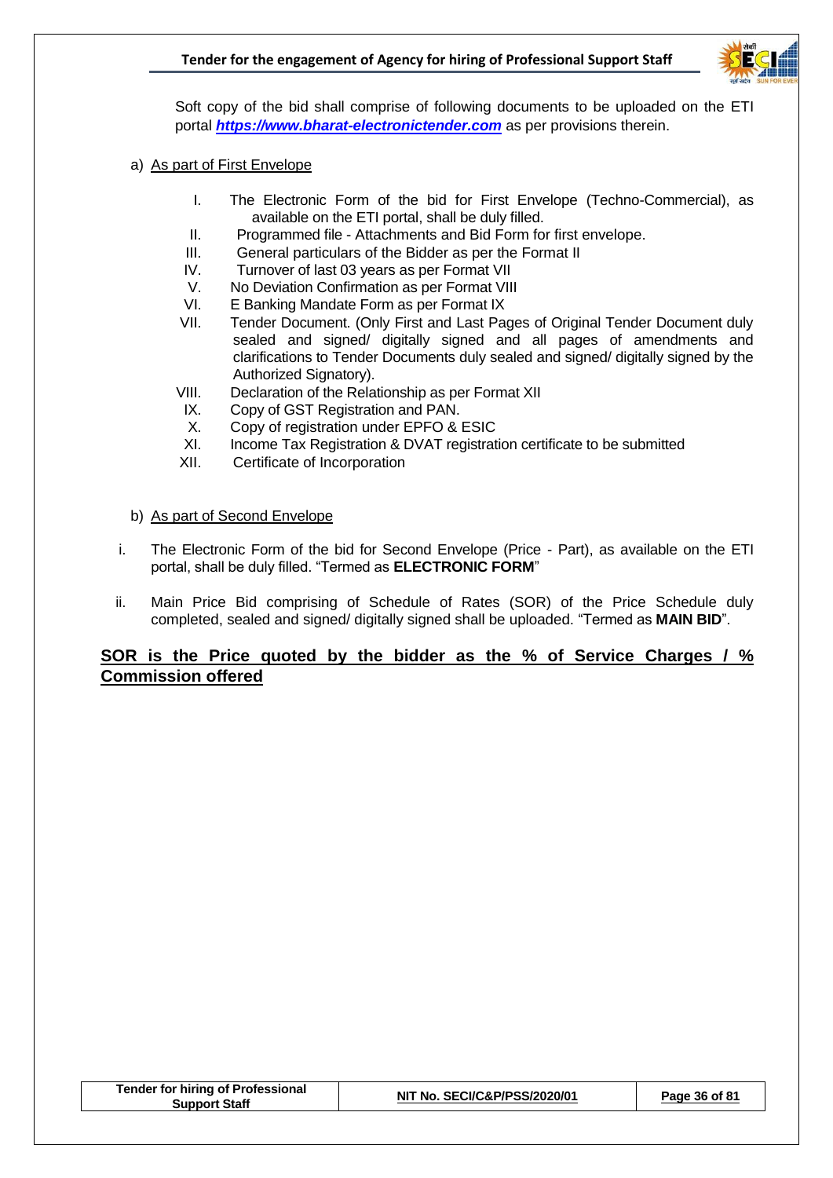Soft copy of the bid shall comprise of following documents to be uploaded on the ETI portal ***https://www.bharat-electronictender.com*** as per provisions therein.

a) As part of First Envelope

I. The Electronic Form of the bid for First Envelope (Techno-Commercial), as available on the ETI portal, shall be duly filled.
II. Programmed file - Attachments and Bid Form for first envelope.
III. General particulars of the Bidder as per the Format II
IV. Turnover of last 03 years as per Format VII
V. No Deviation Confirmation as per Format VIII
VI. E Banking Mandate Form as per Format IX
VII. Tender Document. (Only First and Last Pages of Original Tender Document duly sealed and signed/ digitally signed and all pages of amendments and clarifications to Tender Documents duly sealed and signed/ digitally signed by the Authorized Signatory).
VIII. Declaration of the Relationship as per Format XII
IX. Copy of GST Registration and PAN.
X. Copy of registration under EPFO & ESIC
XI. Income Tax Registration & DVAT registration certificate to be submitted
XII. Certificate of Incorporation

b) As part of Second Envelope

i. The Electronic Form of the bid for Second Envelope (Price - Part), as available on the ETI portal, shall be duly filled. "Termed as **ELECTRONIC FORM**"

ii. Main Price Bid comprising of Schedule of Rates (SOR) of the Price Schedule duly completed, sealed and signed/ digitally signed shall be uploaded. "Termed as **MAIN BID**".

**SOR is the Price quoted by the bidder as the % of Service Charges / % Commission offered**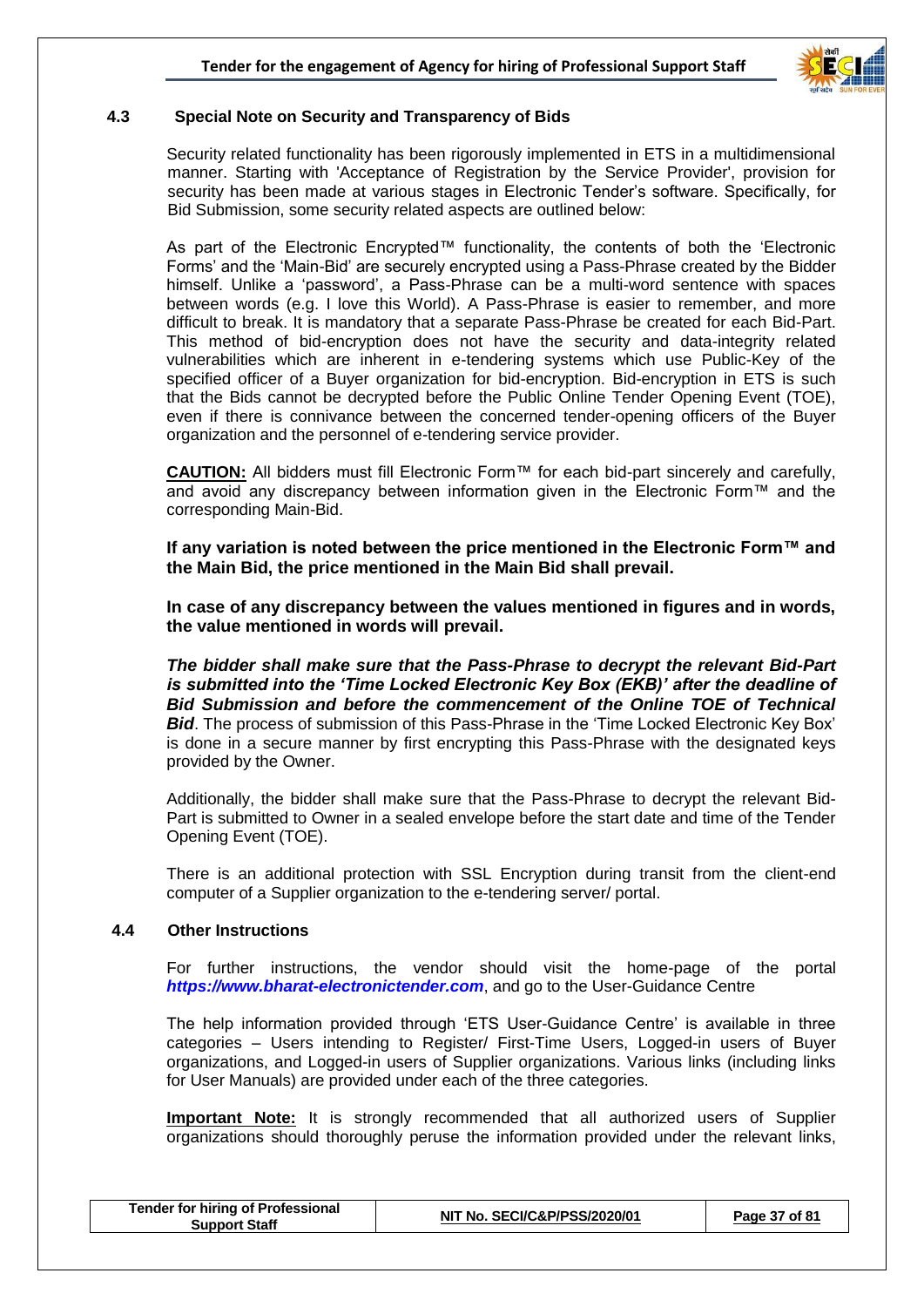### 4.3 Special Note on Security and Transparency of Bids

Security related functionality has been rigorously implemented in ETS in a multidimensional manner. Starting with 'Acceptance of Registration by the Service Provider', provision for security has been made at various stages in Electronic Tender's software. Specifically, for Bid Submission, some security related aspects are outlined below:

As part of the Electronic Encrypted™ functionality, the contents of both the 'Electronic Forms' and the 'Main-Bid' are securely encrypted using a Pass-Phrase created by the Bidder himself. Unlike a 'password', a Pass-Phrase can be a multi-word sentence with spaces between words (e.g. I love this World). A Pass-Phrase is easier to remember, and more difficult to break. It is mandatory that a separate Pass-Phrase be created for each Bid-Part. This method of bid-encryption does not have the security and data-integrity related vulnerabilities which are inherent in e-tendering systems which use Public-Key of the specified officer of a Buyer organization for bid-encryption. Bid-encryption in ETS is such that the Bids cannot be decrypted before the Public Online Tender Opening Event (TOE), even if there is connivance between the concerned tender-opening officers of the Buyer organization and the personnel of e-tendering service provider.

**CAUTION:** All bidders must fill Electronic Form™ for each bid-part sincerely and carefully, and avoid any discrepancy between information given in the Electronic Form™ and the corresponding Main-Bid.

**If any variation is noted between the price mentioned in the Electronic Form™ and the Main Bid, the price mentioned in the Main Bid shall prevail.**

**In case of any discrepancy between the values mentioned in figures and in words, the value mentioned in words will prevail.**

***The bidder shall make sure that the Pass-Phrase to decrypt the relevant Bid-Part is submitted into the 'Time Locked Electronic Key Box (EKB)' after the deadline of Bid Submission and before the commencement of the Online TOE of Technical Bid***. The process of submission of this Pass-Phrase in the 'Time Locked Electronic Key Box' is done in a secure manner by first encrypting this Pass-Phrase with the designated keys provided by the Owner.

Additionally, the bidder shall make sure that the Pass-Phrase to decrypt the relevant Bid-Part is submitted to Owner in a sealed envelope before the start date and time of the Tender Opening Event (TOE).

There is an additional protection with SSL Encryption during transit from the client-end computer of a Supplier organization to the e-tendering server/ portal.

### 4.4 Other Instructions

For further instructions, the vendor should visit the home-page of the portal ***https://www.bharat-electronictender.com***, and go to the User-Guidance Centre

The help information provided through 'ETS User-Guidance Centre' is available in three categories – Users intending to Register/ First-Time Users, Logged-in users of Buyer organizations, and Logged-in users of Supplier organizations. Various links (including links for User Manuals) are provided under each of the three categories.

**Important Note:** It is strongly recommended that all authorized users of Supplier organizations should thoroughly peruse the information provided under the relevant links,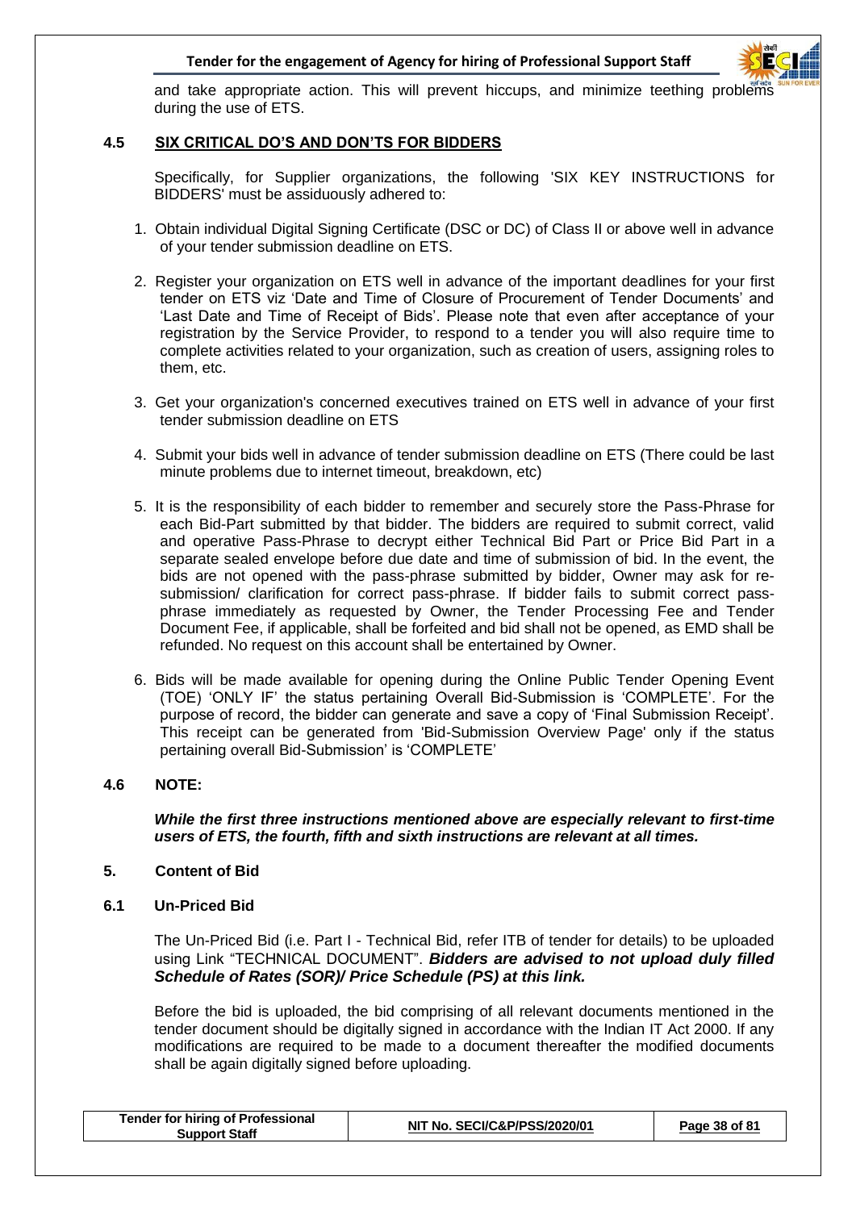and take appropriate action. This will prevent hiccups, and minimize teething problems during the use of ETS.

### 4.5 SIX CRITICAL DO'S AND DON'TS FOR BIDDERS

Specifically, for Supplier organizations, the following 'SIX KEY INSTRUCTIONS for BIDDERS' must be assiduously adhered to:

1. Obtain individual Digital Signing Certificate (DSC or DC) of Class II or above well in advance of your tender submission deadline on ETS.

2. Register your organization on ETS well in advance of the important deadlines for your first tender on ETS viz 'Date and Time of Closure of Procurement of Tender Documents' and 'Last Date and Time of Receipt of Bids'. Please note that even after acceptance of your registration by the Service Provider, to respond to a tender you will also require time to complete activities related to your organization, such as creation of users, assigning roles to them, etc.

3. Get your organization's concerned executives trained on ETS well in advance of your first tender submission deadline on ETS

4. Submit your bids well in advance of tender submission deadline on ETS (There could be last minute problems due to internet timeout, breakdown, etc)

5. It is the responsibility of each bidder to remember and securely store the Pass-Phrase for each Bid-Part submitted by that bidder. The bidders are required to submit correct, valid and operative Pass-Phrase to decrypt either Technical Bid Part or Price Bid Part in a separate sealed envelope before due date and time of submission of bid. In the event, the bids are not opened with the pass-phrase submitted by bidder, Owner may ask for re-submission/ clarification for correct pass-phrase. If bidder fails to submit correct pass-phrase immediately as requested by Owner, the Tender Processing Fee and Tender Document Fee, if applicable, shall be forfeited and bid shall not be opened, as EMD shall be refunded. No request on this account shall be entertained by Owner.

6. Bids will be made available for opening during the Online Public Tender Opening Event (TOE) 'ONLY IF' the status pertaining Overall Bid-Submission is 'COMPLETE'. For the purpose of record, the bidder can generate and save a copy of 'Final Submission Receipt'. This receipt can be generated from 'Bid-Submission Overview Page' only if the status pertaining overall Bid-Submission' is 'COMPLETE'

### 4.6 NOTE:

***While the first three instructions mentioned above are especially relevant to first-time users of ETS, the fourth, fifth and sixth instructions are relevant at all times.***

## 5. Content of Bid

### 6.1 Un-Priced Bid

The Un-Priced Bid (i.e. Part I - Technical Bid, refer ITB of tender for details) to be uploaded using Link "TECHNICAL DOCUMENT". ***Bidders are advised to not upload duly filled Schedule of Rates (SOR)/ Price Schedule (PS) at this link.***

Before the bid is uploaded, the bid comprising of all relevant documents mentioned in the tender document should be digitally signed in accordance with the Indian IT Act 2000. If any modifications are required to be made to a document thereafter the modified documents shall be again digitally signed before uploading.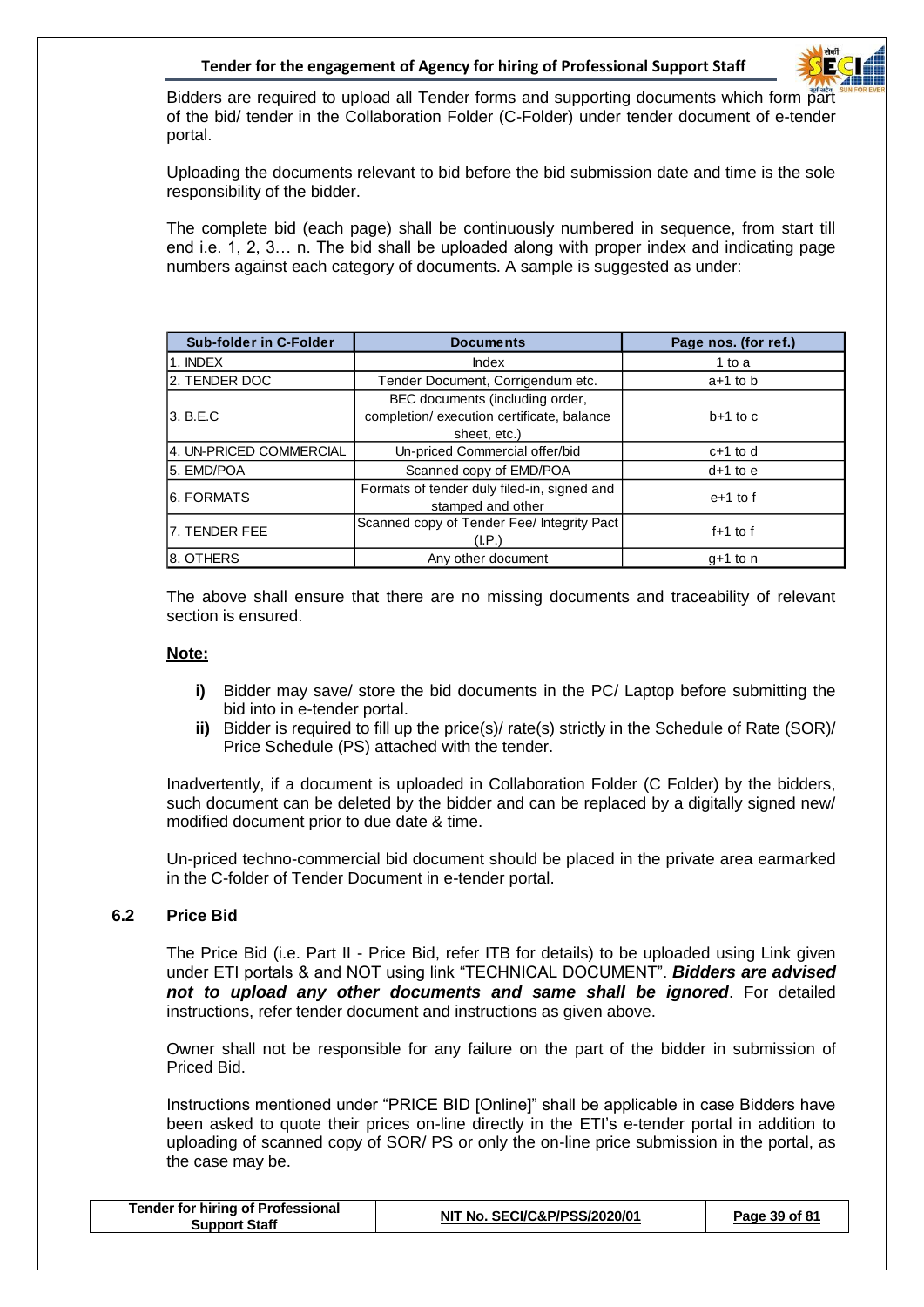Bidders are required to upload all Tender forms and supporting documents which form part of the bid/ tender in the Collaboration Folder (C-Folder) under tender document of e-tender portal.

Uploading the documents relevant to bid before the bid submission date and time is the sole responsibility of the bidder.

The complete bid (each page) shall be continuously numbered in sequence, from start till end i.e. 1, 2, 3… n. The bid shall be uploaded along with proper index and indicating page numbers against each category of documents. A sample is suggested as under:

| Sub-folder in C-Folder | Documents | Page nos. (for ref.) |
|---|---|---|
| 1. INDEX | Index | 1 to a |
| 2. TENDER DOC | Tender Document, Corrigendum etc. | a+1 to b |
| 3. B.E.C | BEC documents (including order, completion/ execution certificate, balance sheet, etc.) | b+1 to c |
| 4. UN-PRICED COMMERCIAL | Un-priced Commercial offer/bid | c+1 to d |
| 5. EMD/POA | Scanned copy of EMD/POA | d+1 to e |
| 6. FORMATS | Formats of tender duly filed-in, signed and stamped and other | e+1 to f |
| 7. TENDER FEE | Scanned copy of Tender Fee/ Integrity Pact (I.P.) | f+1 to f |
| 8. OTHERS | Any other document | g+1 to n |

The above shall ensure that there are no missing documents and traceability of relevant section is ensured.

**Note:**

- **i)** Bidder may save/ store the bid documents in the PC/ Laptop before submitting the bid into in e-tender portal.
- **ii)** Bidder is required to fill up the price(s)/ rate(s) strictly in the Schedule of Rate (SOR)/ Price Schedule (PS) attached with the tender.

Inadvertently, if a document is uploaded in Collaboration Folder (C Folder) by the bidders, such document can be deleted by the bidder and can be replaced by a digitally signed new/ modified document prior to due date & time.

Un-priced techno-commercial bid document should be placed in the private area earmarked in the C-folder of Tender Document in e-tender portal.

### 6.2 Price Bid

The Price Bid (i.e. Part II - Price Bid, refer ITB for details) to be uploaded using Link given under ETI portals & and NOT using link "TECHNICAL DOCUMENT". ***Bidders are advised not to upload any other documents and same shall be ignored***. For detailed instructions, refer tender document and instructions as given above.

Owner shall not be responsible for any failure on the part of the bidder in submission of Priced Bid.

Instructions mentioned under "PRICE BID [Online]" shall be applicable in case Bidders have been asked to quote their prices on-line directly in the ETI's e-tender portal in addition to uploading of scanned copy of SOR/ PS or only the on-line price submission in the portal, as the case may be.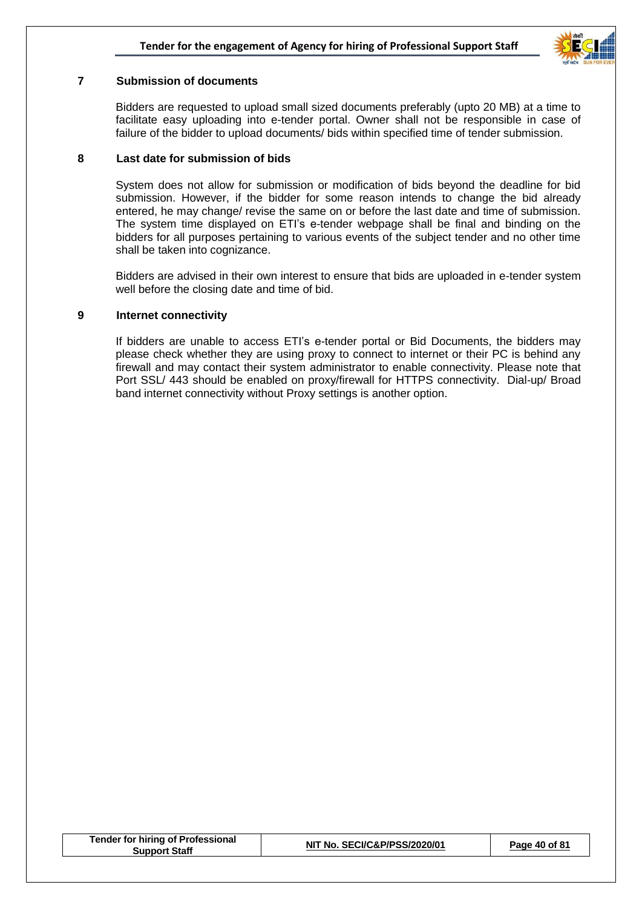## 7 Submission of documents

Bidders are requested to upload small sized documents preferably (upto 20 MB) at a time to facilitate easy uploading into e-tender portal. Owner shall not be responsible in case of failure of the bidder to upload documents/ bids within specified time of tender submission.

## 8 Last date for submission of bids

System does not allow for submission or modification of bids beyond the deadline for bid submission. However, if the bidder for some reason intends to change the bid already entered, he may change/ revise the same on or before the last date and time of submission. The system time displayed on ETI's e-tender webpage shall be final and binding on the bidders for all purposes pertaining to various events of the subject tender and no other time shall be taken into cognizance.

Bidders are advised in their own interest to ensure that bids are uploaded in e-tender system well before the closing date and time of bid.

## 9 Internet connectivity

If bidders are unable to access ETI's e-tender portal or Bid Documents, the bidders may please check whether they are using proxy to connect to internet or their PC is behind any firewall and may contact their system administrator to enable connectivity. Please note that Port SSL/ 443 should be enabled on proxy/firewall for HTTPS connectivity. Dial-up/ Broad band internet connectivity without Proxy settings is another option.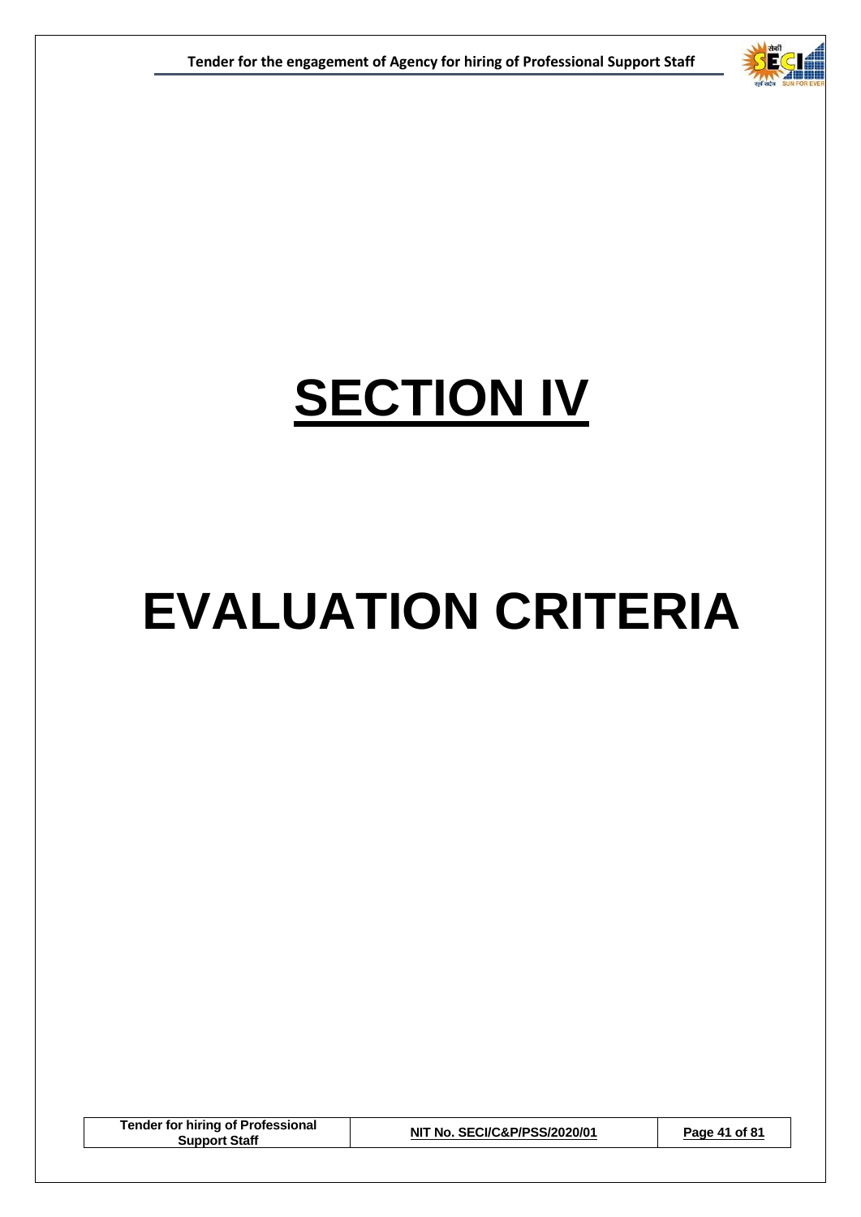# SECTION IV

# EVALUATION CRITERIA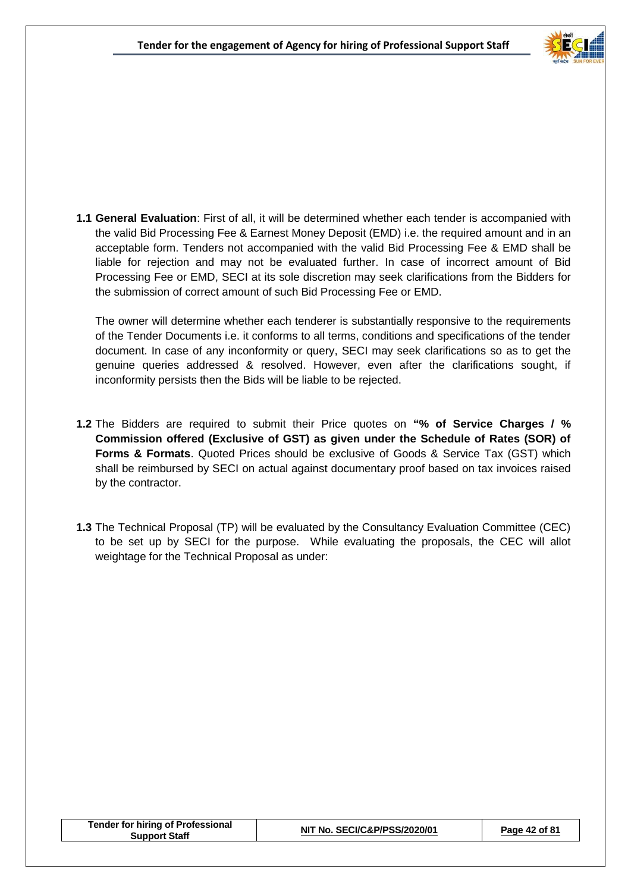**1.1 General Evaluation**: First of all, it will be determined whether each tender is accompanied with the valid Bid Processing Fee & Earnest Money Deposit (EMD) i.e. the required amount and in an acceptable form. Tenders not accompanied with the valid Bid Processing Fee & EMD shall be liable for rejection and may not be evaluated further. In case of incorrect amount of Bid Processing Fee or EMD, SECI at its sole discretion may seek clarifications from the Bidders for the submission of correct amount of such Bid Processing Fee or EMD.

The owner will determine whether each tenderer is substantially responsive to the requirements of the Tender Documents i.e. it conforms to all terms, conditions and specifications of the tender document. In case of any inconformity or query, SECI may seek clarifications so as to get the genuine queries addressed & resolved. However, even after the clarifications sought, if inconformity persists then the Bids will be liable to be rejected.

**1.2** The Bidders are required to submit their Price quotes on **"% of Service Charges / % Commission offered (Exclusive of GST) as given under the Schedule of Rates (SOR) of Forms & Formats**. Quoted Prices should be exclusive of Goods & Service Tax (GST) which shall be reimbursed by SECI on actual against documentary proof based on tax invoices raised by the contractor.

**1.3** The Technical Proposal (TP) will be evaluated by the Consultancy Evaluation Committee (CEC) to be set up by SECI for the purpose. While evaluating the proposals, the CEC will allot weightage for the Technical Proposal as under: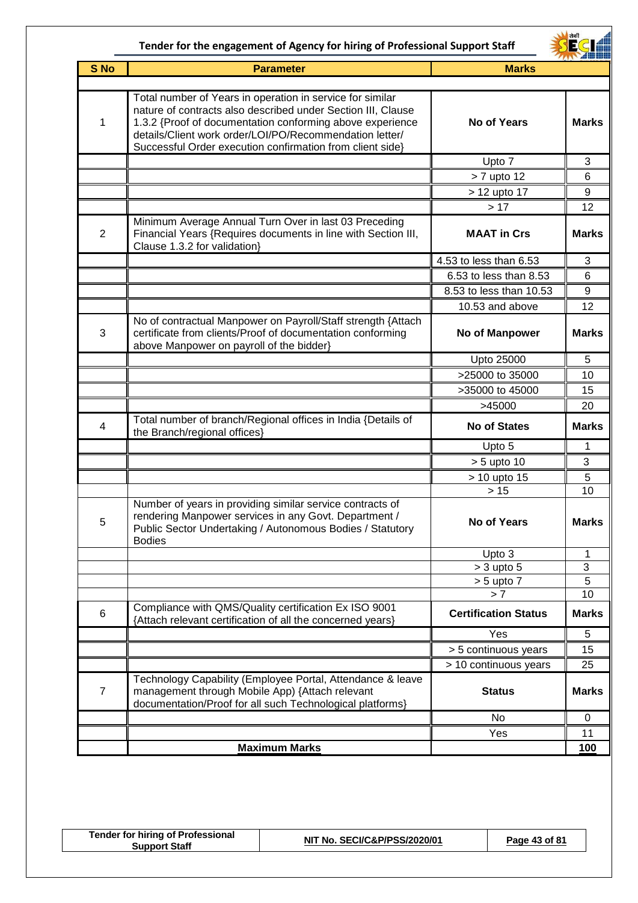| S No | Parameter | Marks | |
|---|---|---|---|
| 1 | Total number of Years in operation in service for similar nature of contracts also described under Section III, Clause 1.3.2 {Proof of documentation conforming above experience details/Client work order/LOI/PO/Recommendation letter/ Successful Order execution confirmation from client side} | **No of Years** | **Marks** |
| | | Upto 7 | 3 |
| | | > 7 upto 12 | 6 |
| | | > 12 upto 17 | 9 |
| | | > 17 | 12 |
| 2 | Minimum Average Annual Turn Over in last 03 Preceding Financial Years {Requires documents in line with Section III, Clause 1.3.2 for validation} | **MAAT in Crs** | **Marks** |
| | | 4.53 to less than 6.53 | 3 |
| | | 6.53 to less than 8.53 | 6 |
| | | 8.53 to less than 10.53 | 9 |
| | | 10.53 and above | 12 |
| 3 | No of contractual Manpower on Payroll/Staff strength {Attach certificate from clients/Proof of documentation conforming above Manpower on payroll of the bidder} | **No of Manpower** | **Marks** |
| | | Upto 25000 | 5 |
| | | >25000 to 35000 | 10 |
| | | >35000 to 45000 | 15 |
| | | >45000 | 20 |
| 4 | Total number of branch/Regional offices in India {Details of the Branch/regional offices} | **No of States** | **Marks** |
| | | Upto 5 | 1 |
| | | > 5 upto 10 | 3 |
| | | > 10 upto 15 | 5 |
| | | > 15 | 10 |
| 5 | Number of years in providing similar service contracts of rendering Manpower services in any Govt. Department / Public Sector Undertaking / Autonomous Bodies / Statutory Bodies | **No of Years** | **Marks** |
| | | Upto 3 | 1 |
| | | > 3 upto 5 | 3 |
| | | > 5 upto 7 | 5 |
| | | > 7 | 10 |
| 6 | Compliance with QMS/Quality certification Ex ISO 9001 {Attach relevant certification of all the concerned years} | **Certification Status** | **Marks** |
| | | Yes | 5 |
| | | > 5 continuous years | 15 |
| | | > 10 continuous years | 25 |
| 7 | Technology Capability (Employee Portal, Attendance & leave management through Mobile App) {Attach relevant documentation/Proof for all such Technological platforms} | **Status** | **Marks** |
| | | No | 0 |
| | | Yes | 11 |
| | **Maximum Marks** | | **100** |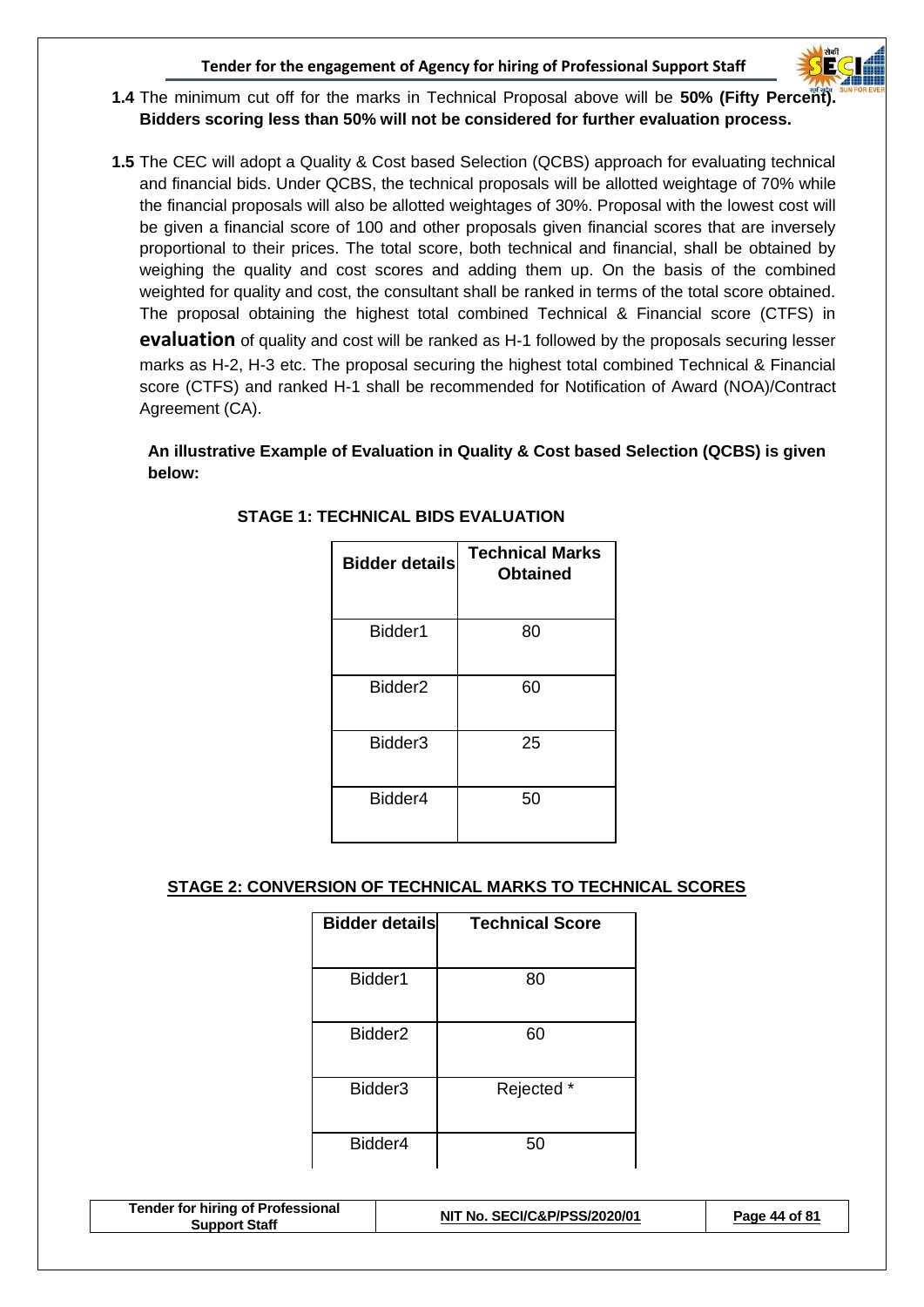**1.4** The minimum cut off for the marks in Technical Proposal above will be **50% (Fifty Percent). Bidders scoring less than 50% will not be considered for further evaluation process.**

**1.5** The CEC will adopt a Quality & Cost based Selection (QCBS) approach for evaluating technical and financial bids. Under QCBS, the technical proposals will be allotted weightage of 70% while the financial proposals will also be allotted weightages of 30%. Proposal with the lowest cost will be given a financial score of 100 and other proposals given financial scores that are inversely proportional to their prices. The total score, both technical and financial, shall be obtained by weighing the quality and cost scores and adding them up. On the basis of the combined weighted for quality and cost, the consultant shall be ranked in terms of the total score obtained. The proposal obtaining the highest total combined Technical & Financial score (CTFS) in evaluation of quality and cost will be ranked as H-1 followed by the proposals securing lesser marks as H-2, H-3 etc. The proposal securing the highest total combined Technical & Financial score (CTFS) and ranked H-1 shall be recommended for Notification of Award (NOA)/Contract Agreement (CA).

**An illustrative Example of Evaluation in Quality & Cost based Selection (QCBS) is given below:**

**STAGE 1: TECHNICAL BIDS EVALUATION**

| Bidder details | Technical Marks Obtained |
|---|---|
| Bidder1 | 80 |
| Bidder2 | 60 |
| Bidder3 | 25 |
| Bidder4 | 50 |

**STAGE 2: CONVERSION OF TECHNICAL MARKS TO TECHNICAL SCORES**

| Bidder details | Technical Score |
|---|---|
| Bidder1 | 80 |
| Bidder2 | 60 |
| Bidder3 | Rejected * |
| Bidder4 | 50 |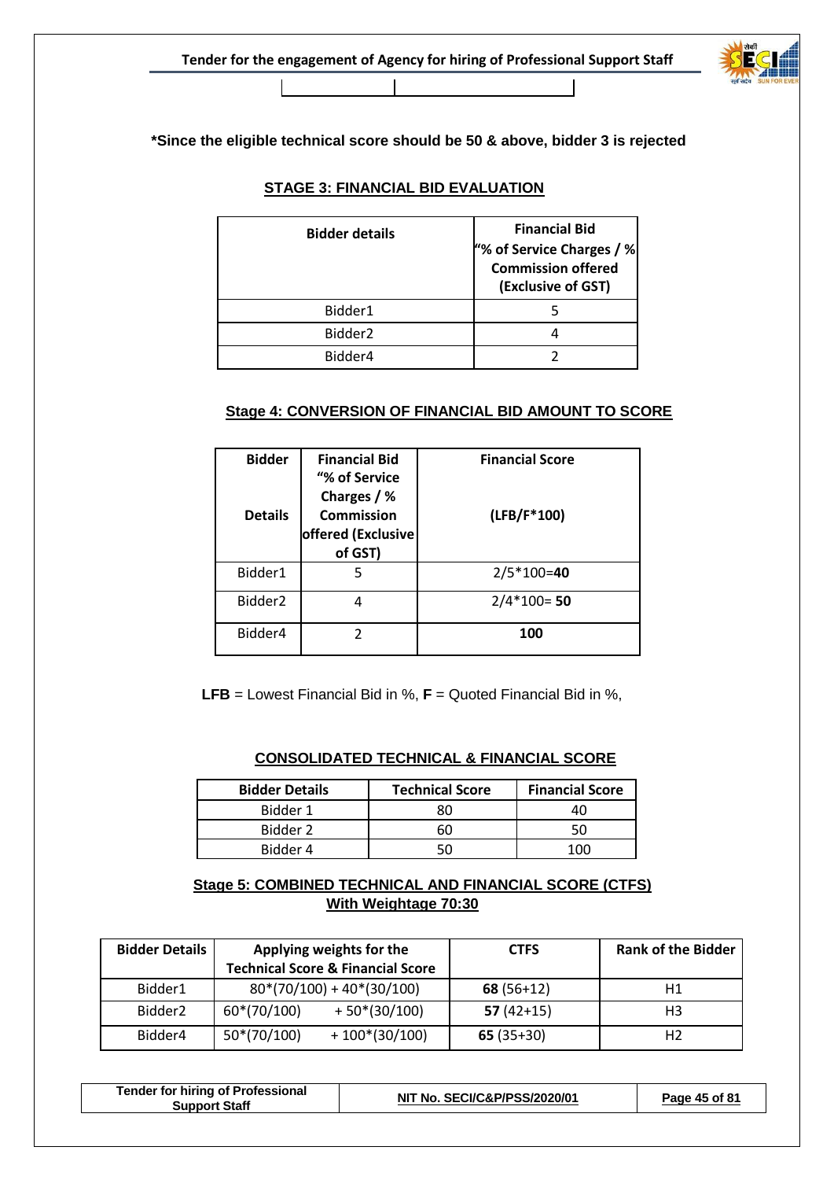**\*Since the eligible technical score should be 50 & above, bidder 3 is rejected**

### STAGE 3: FINANCIAL BID EVALUATION

| Bidder details | Financial Bid "% of Service Charges / % Commission offered (Exclusive of GST) |
|---|---|
| Bidder1 | 5 |
| Bidder2 | 4 |
| Bidder4 | 2 |

### Stage 4: CONVERSION OF FINANCIAL BID AMOUNT TO SCORE

| Bidder Details | Financial Bid "% of Service Charges / % Commission offered (Exclusive of GST) | Financial Score (LFB/F*100) |
|---|---|---|
| Bidder1 | 5 | 2/5*100=**40** |
| Bidder2 | 4 | 2/4*100= **50** |
| Bidder4 | 2 | **100** |

**LFB** = Lowest Financial Bid in %, **F** = Quoted Financial Bid in %,

### CONSOLIDATED TECHNICAL & FINANCIAL SCORE

| Bidder Details | Technical Score | Financial Score |
|---|---|---|
| Bidder 1 | 80 | 40 |
| Bidder 2 | 60 | 50 |
| Bidder 4 | 50 | 100 |

### Stage 5: COMBINED TECHNICAL AND FINANCIAL SCORE (CTFS) With Weightage 70:30

| Bidder Details | Applying weights for the Technical Score & Financial Score | CTFS | Rank of the Bidder |
|---|---|---|---|
| Bidder1 | 80*(70/100) + 40*(30/100) | **68** (56+12) | H1 |
| Bidder2 | 60*(70/100) + 50*(30/100) | **57** (42+15) | H3 |
| Bidder4 | 50*(70/100) + 100*(30/100) | **65** (35+30) | H2 |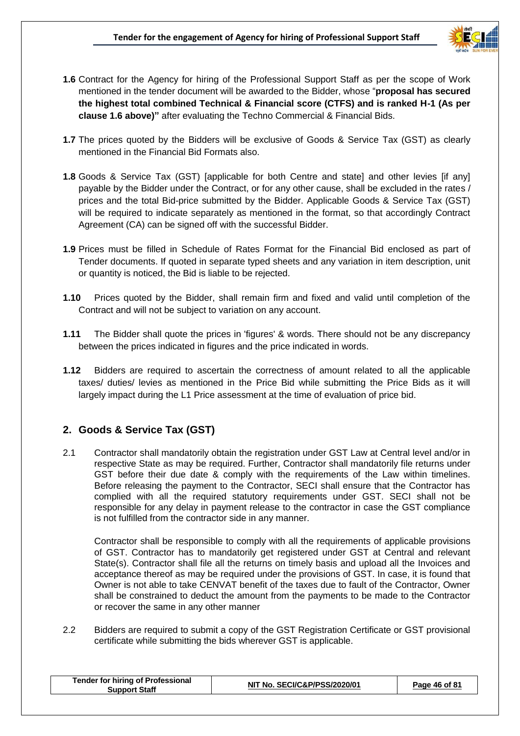**1.6** Contract for the Agency for hiring of the Professional Support Staff as per the scope of Work mentioned in the tender document will be awarded to the Bidder, whose "**proposal has secured the highest total combined Technical & Financial score (CTFS) and is ranked H-1 (As per clause 1.6 above)"** after evaluating the Techno Commercial & Financial Bids.

**1.7** The prices quoted by the Bidders will be exclusive of Goods & Service Tax (GST) as clearly mentioned in the Financial Bid Formats also.

**1.8** Goods & Service Tax (GST) [applicable for both Centre and state] and other levies [if any] payable by the Bidder under the Contract, or for any other cause, shall be excluded in the rates / prices and the total Bid-price submitted by the Bidder. Applicable Goods & Service Tax (GST) will be required to indicate separately as mentioned in the format, so that accordingly Contract Agreement (CA) can be signed off with the successful Bidder.

**1.9** Prices must be filled in Schedule of Rates Format for the Financial Bid enclosed as part of Tender documents. If quoted in separate typed sheets and any variation in item description, unit or quantity is noticed, the Bid is liable to be rejected.

**1.10** Prices quoted by the Bidder, shall remain firm and fixed and valid until completion of the Contract and will not be subject to variation on any account.

**1.11** The Bidder shall quote the prices in 'figures' & words. There should not be any discrepancy between the prices indicated in figures and the price indicated in words.

**1.12** Bidders are required to ascertain the correctness of amount related to all the applicable taxes/ duties/ levies as mentioned in the Price Bid while submitting the Price Bids as it will largely impact during the L1 Price assessment at the time of evaluation of price bid.

## 2. Goods & Service Tax (GST)

2.1 Contractor shall mandatorily obtain the registration under GST Law at Central level and/or in respective State as may be required. Further, Contractor shall mandatorily file returns under GST before their due date & comply with the requirements of the Law within timelines. Before releasing the payment to the Contractor, SECI shall ensure that the Contractor has complied with all the required statutory requirements under GST. SECI shall not be responsible for any delay in payment release to the contractor in case the GST compliance is not fulfilled from the contractor side in any manner.

Contractor shall be responsible to comply with all the requirements of applicable provisions of GST. Contractor has to mandatorily get registered under GST at Central and relevant State(s). Contractor shall file all the returns on timely basis and upload all the Invoices and acceptance thereof as may be required under the provisions of GST. In case, it is found that Owner is not able to take CENVAT benefit of the taxes due to fault of the Contractor, Owner shall be constrained to deduct the amount from the payments to be made to the Contractor or recover the same in any other manner

2.2 Bidders are required to submit a copy of the GST Registration Certificate or GST provisional certificate while submitting the bids wherever GST is applicable.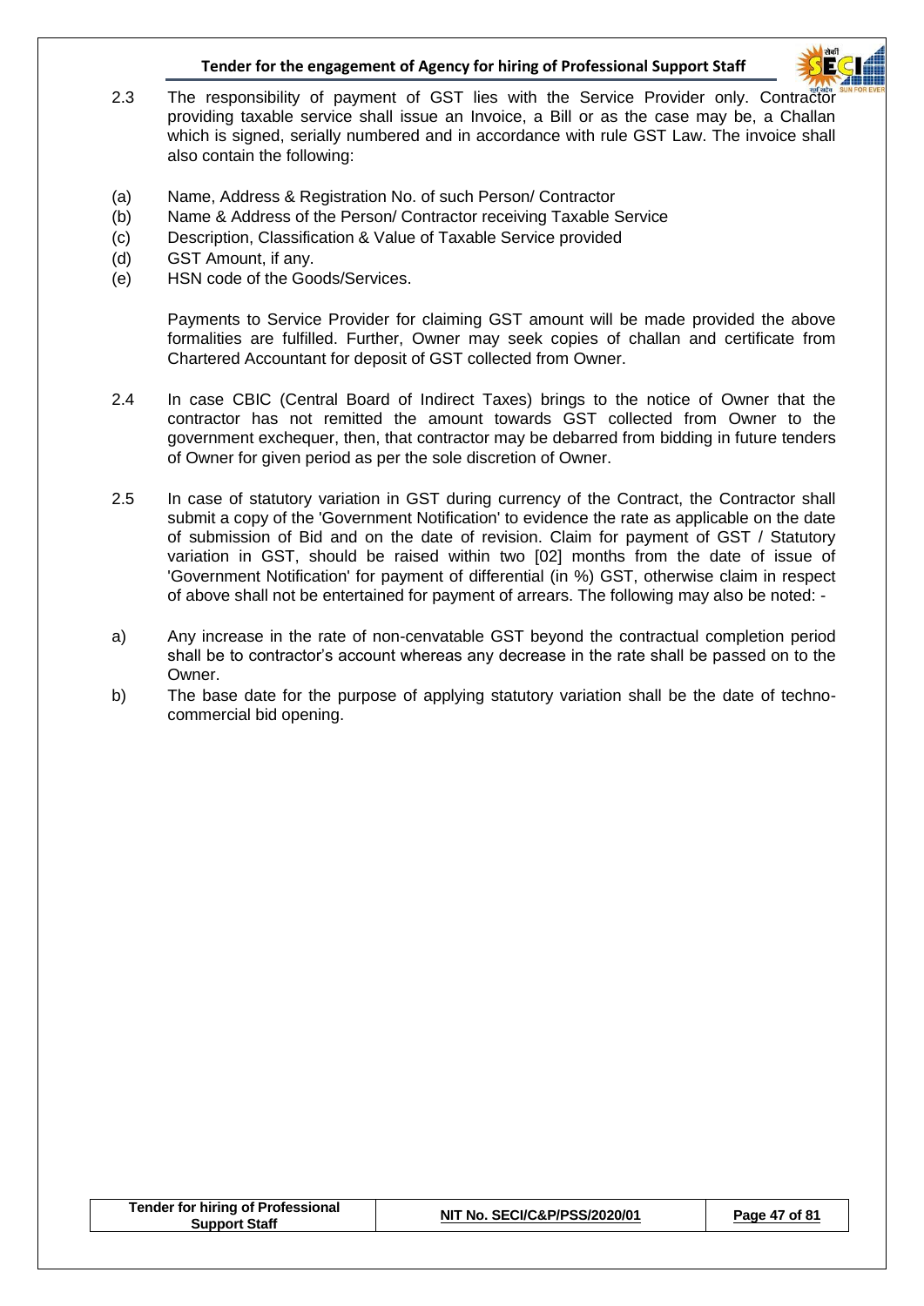2.3 The responsibility of payment of GST lies with the Service Provider only. Contractor providing taxable service shall issue an Invoice, a Bill or as the case may be, a Challan which is signed, serially numbered and in accordance with rule GST Law. The invoice shall also contain the following:

(a) Name, Address & Registration No. of such Person/ Contractor
(b) Name & Address of the Person/ Contractor receiving Taxable Service
(c) Description, Classification & Value of Taxable Service provided
(d) GST Amount, if any.
(e) HSN code of the Goods/Services.

Payments to Service Provider for claiming GST amount will be made provided the above formalities are fulfilled. Further, Owner may seek copies of challan and certificate from Chartered Accountant for deposit of GST collected from Owner.

2.4 In case CBIC (Central Board of Indirect Taxes) brings to the notice of Owner that the contractor has not remitted the amount towards GST collected from Owner to the government exchequer, then, that contractor may be debarred from bidding in future tenders of Owner for given period as per the sole discretion of Owner.

2.5 In case of statutory variation in GST during currency of the Contract, the Contractor shall submit a copy of the 'Government Notification' to evidence the rate as applicable on the date of submission of Bid and on the date of revision. Claim for payment of GST / Statutory variation in GST, should be raised within two [02] months from the date of issue of 'Government Notification' for payment of differential (in %) GST, otherwise claim in respect of above shall not be entertained for payment of arrears. The following may also be noted: -

a) Any increase in the rate of non-cenvatable GST beyond the contractual completion period shall be to contractor's account whereas any decrease in the rate shall be passed on to the Owner.
b) The base date for the purpose of applying statutory variation shall be the date of techno-commercial bid opening.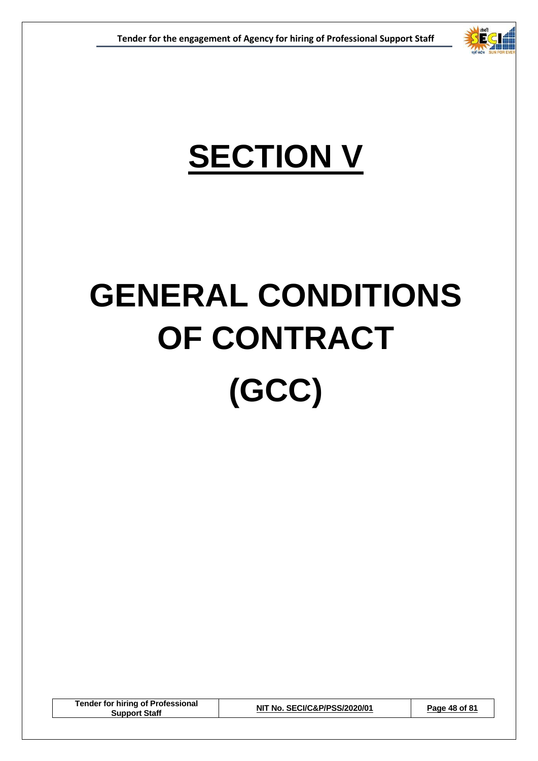# SECTION V

# GENERAL CONDITIONS OF CONTRACT (GCC)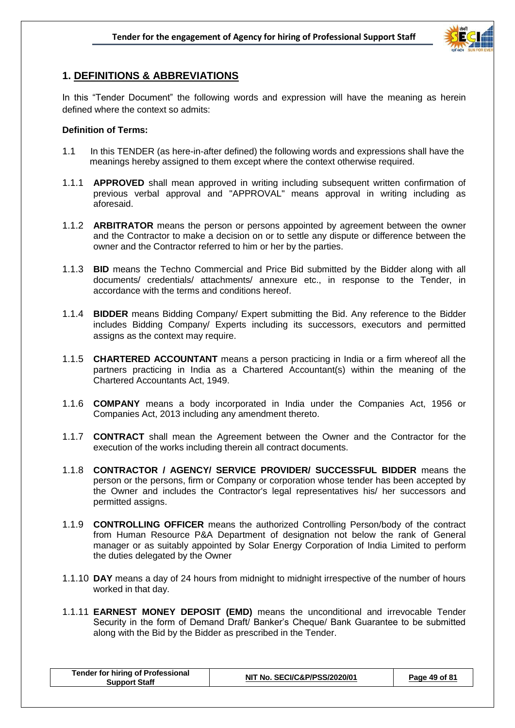## 1. DEFINITIONS & ABBREVIATIONS

In this "Tender Document" the following words and expression will have the meaning as herein defined where the context so admits:

**Definition of Terms:**

1.1 In this TENDER (as here-in-after defined) the following words and expressions shall have the meanings hereby assigned to them except where the context otherwise required.

1.1.1 **APPROVED** shall mean approved in writing including subsequent written confirmation of previous verbal approval and "APPROVAL" means approval in writing including as aforesaid.

1.1.2 **ARBITRATOR** means the person or persons appointed by agreement between the owner and the Contractor to make a decision on or to settle any dispute or difference between the owner and the Contractor referred to him or her by the parties.

1.1.3 **BID** means the Techno Commercial and Price Bid submitted by the Bidder along with all documents/ credentials/ attachments/ annexure etc., in response to the Tender, in accordance with the terms and conditions hereof.

1.1.4 **BIDDER** means Bidding Company/ Expert submitting the Bid. Any reference to the Bidder includes Bidding Company/ Experts including its successors, executors and permitted assigns as the context may require.

1.1.5 **CHARTERED ACCOUNTANT** means a person practicing in India or a firm whereof all the partners practicing in India as a Chartered Accountant(s) within the meaning of the Chartered Accountants Act, 1949.

1.1.6 **COMPANY** means a body incorporated in India under the Companies Act, 1956 or Companies Act, 2013 including any amendment thereto.

1.1.7 **CONTRACT** shall mean the Agreement between the Owner and the Contractor for the execution of the works including therein all contract documents.

1.1.8 **CONTRACTOR / AGENCY/ SERVICE PROVIDER/ SUCCESSFUL BIDDER** means the person or the persons, firm or Company or corporation whose tender has been accepted by the Owner and includes the Contractor's legal representatives his/ her successors and permitted assigns.

1.1.9 **CONTROLLING OFFICER** means the authorized Controlling Person/body of the contract from Human Resource P&A Department of designation not below the rank of General manager or as suitably appointed by Solar Energy Corporation of India Limited to perform the duties delegated by the Owner

1.1.10 **DAY** means a day of 24 hours from midnight to midnight irrespective of the number of hours worked in that day.

1.1.11 **EARNEST MONEY DEPOSIT (EMD)** means the unconditional and irrevocable Tender Security in the form of Demand Draft/ Banker's Cheque/ Bank Guarantee to be submitted along with the Bid by the Bidder as prescribed in the Tender.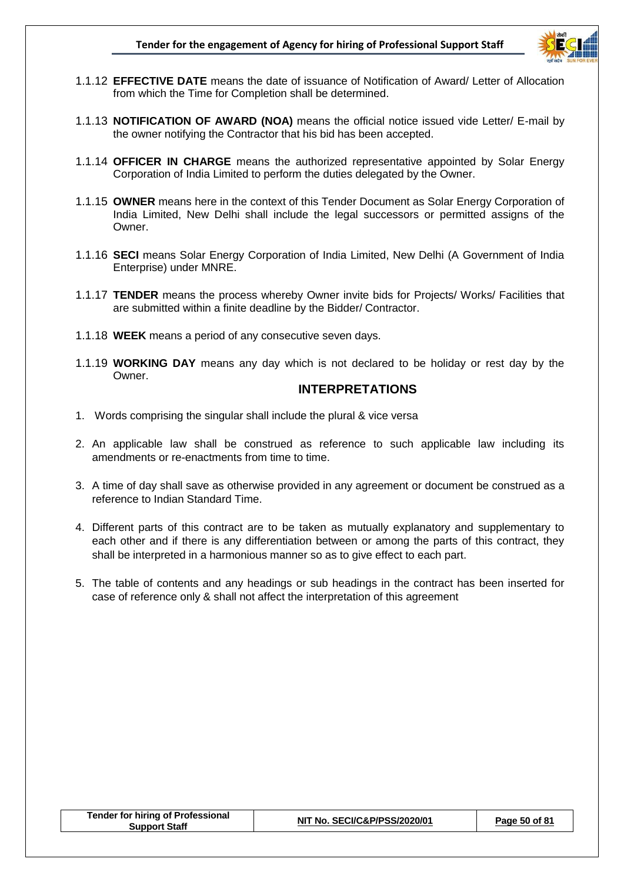1.1.12 **EFFECTIVE DATE** means the date of issuance of Notification of Award/ Letter of Allocation from which the Time for Completion shall be determined.

1.1.13 **NOTIFICATION OF AWARD (NOA)** means the official notice issued vide Letter/ E-mail by the owner notifying the Contractor that his bid has been accepted.

1.1.14 **OFFICER IN CHARGE** means the authorized representative appointed by Solar Energy Corporation of India Limited to perform the duties delegated by the Owner.

1.1.15 **OWNER** means here in the context of this Tender Document as Solar Energy Corporation of India Limited, New Delhi shall include the legal successors or permitted assigns of the Owner.

1.1.16 **SECI** means Solar Energy Corporation of India Limited, New Delhi (A Government of India Enterprise) under MNRE.

1.1.17 **TENDER** means the process whereby Owner invite bids for Projects/ Works/ Facilities that are submitted within a finite deadline by the Bidder/ Contractor.

1.1.18 **WEEK** means a period of any consecutive seven days.

1.1.19 **WORKING DAY** means any day which is not declared to be holiday or rest day by the Owner.

## INTERPRETATIONS

1. Words comprising the singular shall include the plural & vice versa

2. An applicable law shall be construed as reference to such applicable law including its amendments or re-enactments from time to time.

3. A time of day shall save as otherwise provided in any agreement or document be construed as a reference to Indian Standard Time.

4. Different parts of this contract are to be taken as mutually explanatory and supplementary to each other and if there is any differentiation between or among the parts of this contract, they shall be interpreted in a harmonious manner so as to give effect to each part.

5. The table of contents and any headings or sub headings in the contract has been inserted for case of reference only & shall not affect the interpretation of this agreement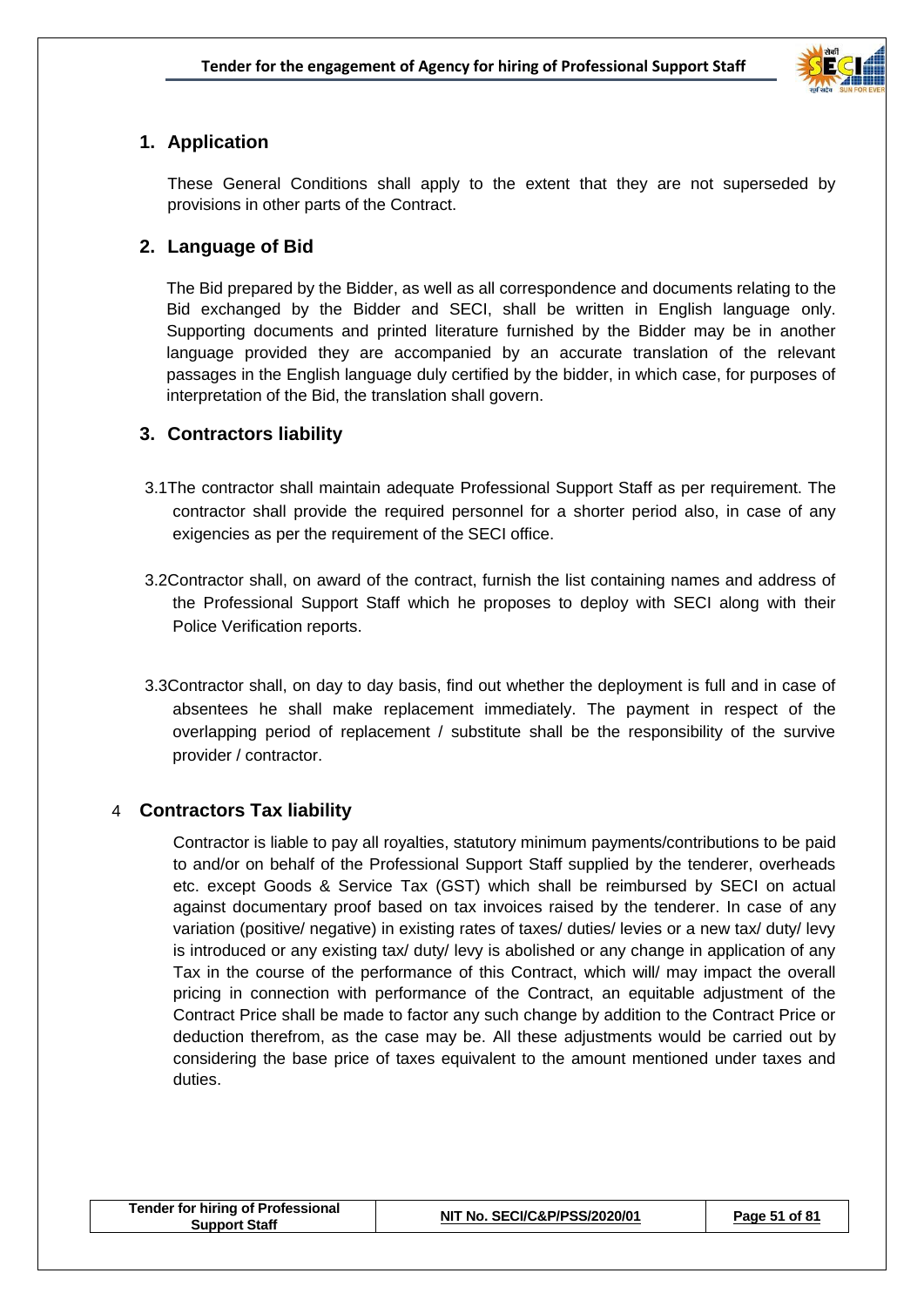## 1. Application

These General Conditions shall apply to the extent that they are not superseded by provisions in other parts of the Contract.

## 2. Language of Bid

The Bid prepared by the Bidder, as well as all correspondence and documents relating to the Bid exchanged by the Bidder and SECI, shall be written in English language only. Supporting documents and printed literature furnished by the Bidder may be in another language provided they are accompanied by an accurate translation of the relevant passages in the English language duly certified by the bidder, in which case, for purposes of interpretation of the Bid, the translation shall govern.

## 3. Contractors liability

3.1 The contractor shall maintain adequate Professional Support Staff as per requirement. The contractor shall provide the required personnel for a shorter period also, in case of any exigencies as per the requirement of the SECI office.

3.2 Contractor shall, on award of the contract, furnish the list containing names and address of the Professional Support Staff which he proposes to deploy with SECI along with their Police Verification reports.

3.3 Contractor shall, on day to day basis, find out whether the deployment is full and in case of absentees he shall make replacement immediately. The payment in respect of the overlapping period of replacement / substitute shall be the responsibility of the survive provider / contractor.

## 4 Contractors Tax liability

Contractor is liable to pay all royalties, statutory minimum payments/contributions to be paid to and/or on behalf of the Professional Support Staff supplied by the tenderer, overheads etc. except Goods & Service Tax (GST) which shall be reimbursed by SECI on actual against documentary proof based on tax invoices raised by the tenderer. In case of any variation (positive/ negative) in existing rates of taxes/ duties/ levies or a new tax/ duty/ levy is introduced or any existing tax/ duty/ levy is abolished or any change in application of any Tax in the course of the performance of this Contract, which will/ may impact the overall pricing in connection with performance of the Contract, an equitable adjustment of the Contract Price shall be made to factor any such change by addition to the Contract Price or deduction therefrom, as the case may be. All these adjustments would be carried out by considering the base price of taxes equivalent to the amount mentioned under taxes and duties.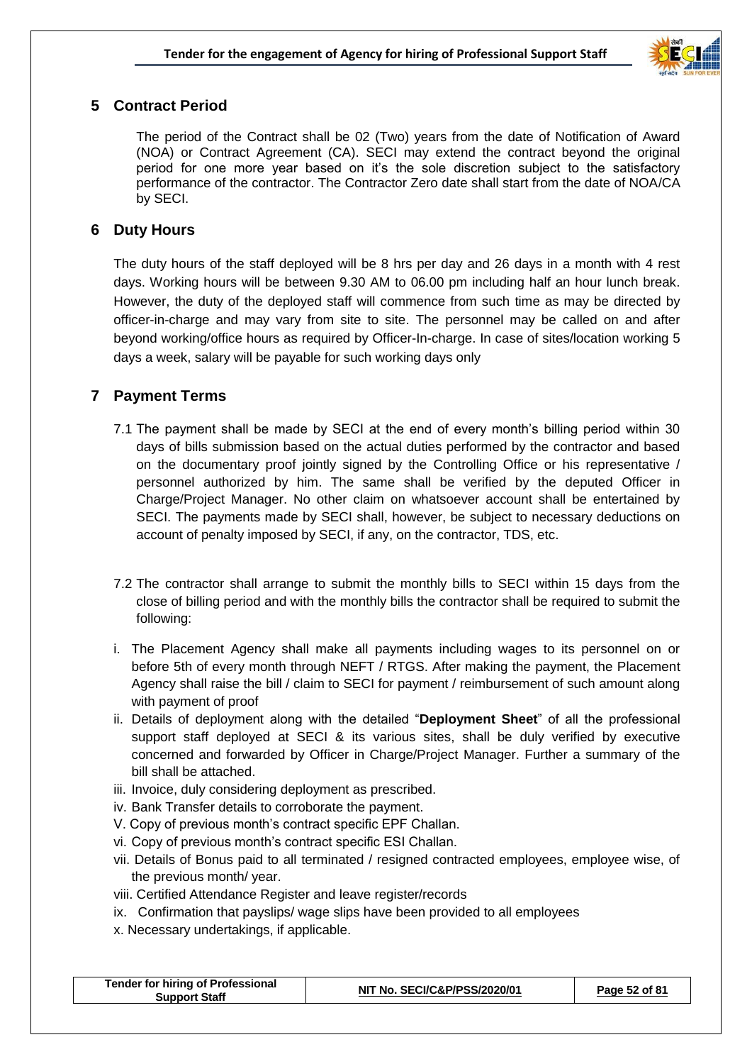## 5 Contract Period

The period of the Contract shall be 02 (Two) years from the date of Notification of Award (NOA) or Contract Agreement (CA). SECI may extend the contract beyond the original period for one more year based on it's the sole discretion subject to the satisfactory performance of the contractor. The Contractor Zero date shall start from the date of NOA/CA by SECI.

## 6 Duty Hours

The duty hours of the staff deployed will be 8 hrs per day and 26 days in a month with 4 rest days. Working hours will be between 9.30 AM to 06.00 pm including half an hour lunch break. However, the duty of the deployed staff will commence from such time as may be directed by officer-in-charge and may vary from site to site. The personnel may be called on and after beyond working/office hours as required by Officer-In-charge. In case of sites/location working 5 days a week, salary will be payable for such working days only

## 7 Payment Terms

7.1 The payment shall be made by SECI at the end of every month's billing period within 30 days of bills submission based on the actual duties performed by the contractor and based on the documentary proof jointly signed by the Controlling Office or his representative / personnel authorized by him. The same shall be verified by the deputed Officer in Charge/Project Manager. No other claim on whatsoever account shall be entertained by SECI. The payments made by SECI shall, however, be subject to necessary deductions on account of penalty imposed by SECI, if any, on the contractor, TDS, etc.

7.2 The contractor shall arrange to submit the monthly bills to SECI within 15 days from the close of billing period and with the monthly bills the contractor shall be required to submit the following:

i. The Placement Agency shall make all payments including wages to its personnel on or before 5th of every month through NEFT / RTGS. After making the payment, the Placement Agency shall raise the bill / claim to SECI for payment / reimbursement of such amount along with payment of proof

ii. Details of deployment along with the detailed "**Deployment Sheet**" of all the professional support staff deployed at SECI & its various sites, shall be duly verified by executive concerned and forwarded by Officer in Charge/Project Manager. Further a summary of the bill shall be attached.

iii. Invoice, duly considering deployment as prescribed.

iv. Bank Transfer details to corroborate the payment.

V. Copy of previous month's contract specific EPF Challan.

vi. Copy of previous month's contract specific ESI Challan.

vii. Details of Bonus paid to all terminated / resigned contracted employees, employee wise, of the previous month/ year.

viii. Certified Attendance Register and leave register/records

ix. Confirmation that payslips/ wage slips have been provided to all employees

x. Necessary undertakings, if applicable.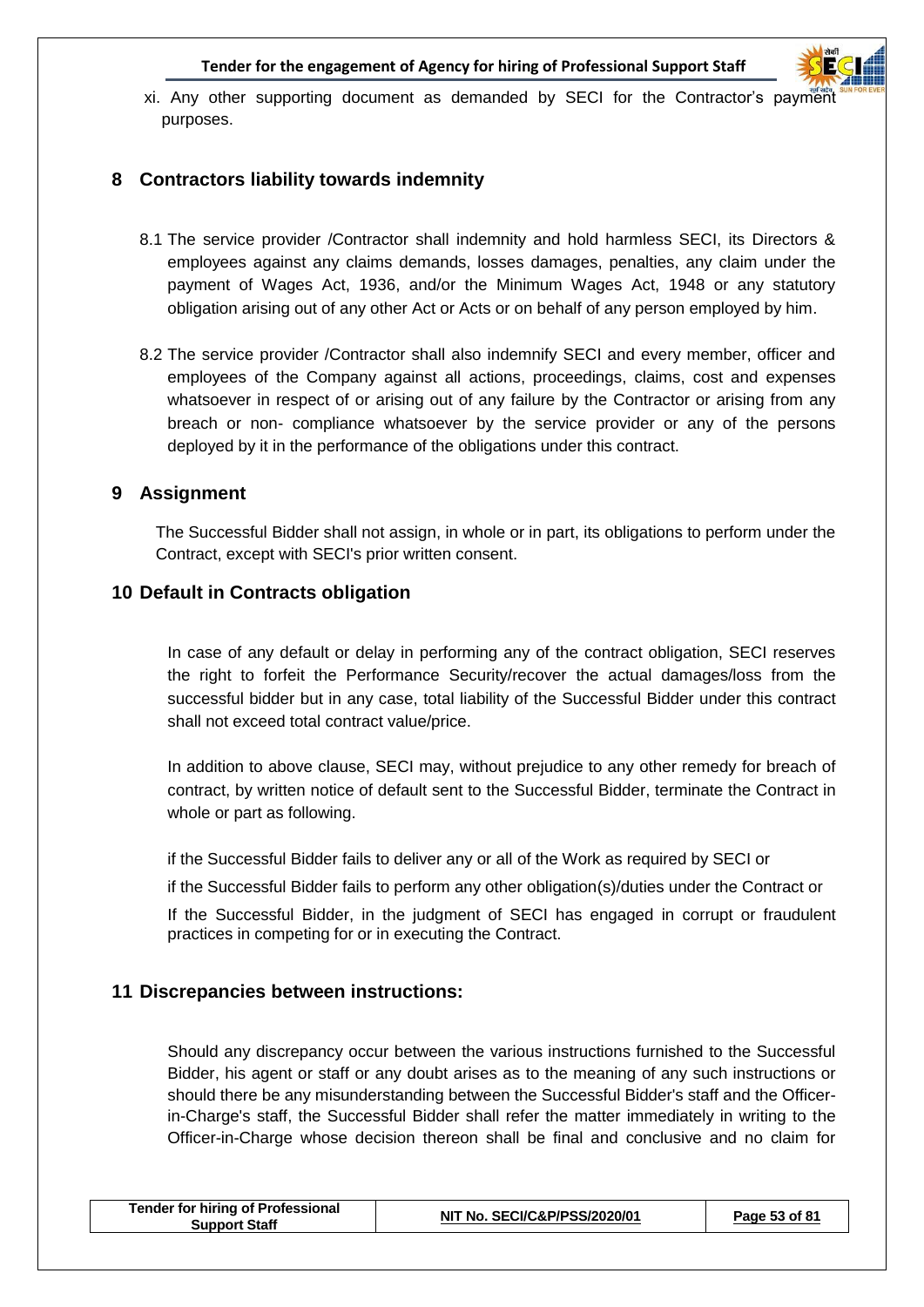xi. Any other supporting document as demanded by SECI for the Contractor's payment purposes.

## 8 Contractors liability towards indemnity

8.1 The service provider /Contractor shall indemnity and hold harmless SECI, its Directors & employees against any claims demands, losses damages, penalties, any claim under the payment of Wages Act, 1936, and/or the Minimum Wages Act, 1948 or any statutory obligation arising out of any other Act or Acts or on behalf of any person employed by him.

8.2 The service provider /Contractor shall also indemnify SECI and every member, officer and employees of the Company against all actions, proceedings, claims, cost and expenses whatsoever in respect of or arising out of any failure by the Contractor or arising from any breach or non- compliance whatsoever by the service provider or any of the persons deployed by it in the performance of the obligations under this contract.

## 9 Assignment

The Successful Bidder shall not assign, in whole or in part, its obligations to perform under the Contract, except with SECI's prior written consent.

## 10 Default in Contracts obligation

In case of any default or delay in performing any of the contract obligation, SECI reserves the right to forfeit the Performance Security/recover the actual damages/loss from the successful bidder but in any case, total liability of the Successful Bidder under this contract shall not exceed total contract value/price.

In addition to above clause, SECI may, without prejudice to any other remedy for breach of contract, by written notice of default sent to the Successful Bidder, terminate the Contract in whole or part as following.

if the Successful Bidder fails to deliver any or all of the Work as required by SECI or

if the Successful Bidder fails to perform any other obligation(s)/duties under the Contract or

If the Successful Bidder, in the judgment of SECI has engaged in corrupt or fraudulent practices in competing for or in executing the Contract.

## 11 Discrepancies between instructions:

Should any discrepancy occur between the various instructions furnished to the Successful Bidder, his agent or staff or any doubt arises as to the meaning of any such instructions or should there be any misunderstanding between the Successful Bidder's staff and the Officer-in-Charge's staff, the Successful Bidder shall refer the matter immediately in writing to the Officer-in-Charge whose decision thereon shall be final and conclusive and no claim for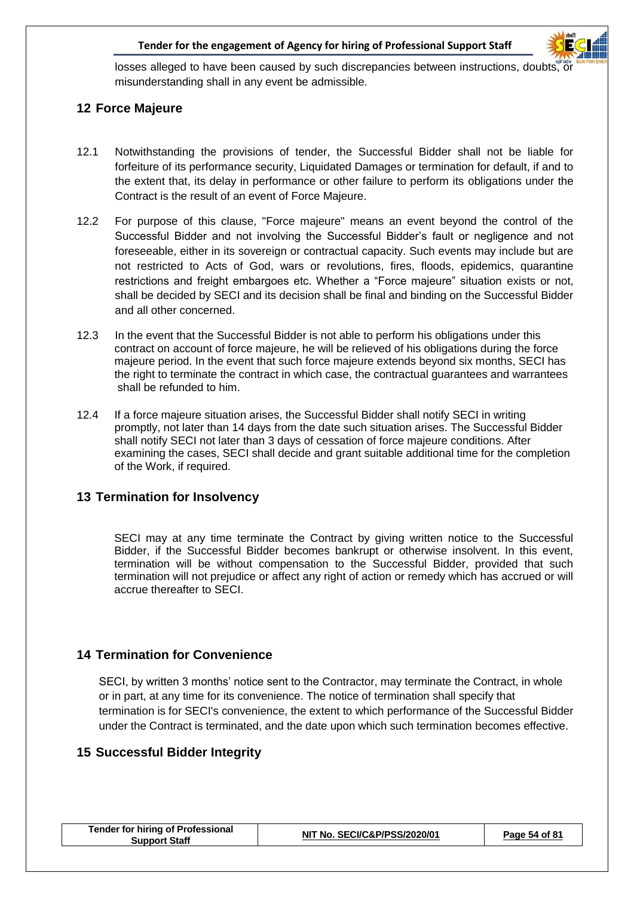losses alleged to have been caused by such discrepancies between instructions, doubts, or misunderstanding shall in any event be admissible.

## 12 Force Majeure

12.1 Notwithstanding the provisions of tender, the Successful Bidder shall not be liable for forfeiture of its performance security, Liquidated Damages or termination for default, if and to the extent that, its delay in performance or other failure to perform its obligations under the Contract is the result of an event of Force Majeure.

12.2 For purpose of this clause, "Force majeure" means an event beyond the control of the Successful Bidder and not involving the Successful Bidder's fault or negligence and not foreseeable, either in its sovereign or contractual capacity. Such events may include but are not restricted to Acts of God, wars or revolutions, fires, floods, epidemics, quarantine restrictions and freight embargoes etc. Whether a "Force majeure" situation exists or not, shall be decided by SECI and its decision shall be final and binding on the Successful Bidder and all other concerned.

12.3 In the event that the Successful Bidder is not able to perform his obligations under this contract on account of force majeure, he will be relieved of his obligations during the force majeure period. In the event that such force majeure extends beyond six months, SECI has the right to terminate the contract in which case, the contractual guarantees and warrantees shall be refunded to him.

12.4 If a force majeure situation arises, the Successful Bidder shall notify SECI in writing promptly, not later than 14 days from the date such situation arises. The Successful Bidder shall notify SECI not later than 3 days of cessation of force majeure conditions. After examining the cases, SECI shall decide and grant suitable additional time for the completion of the Work, if required.

## 13 Termination for Insolvency

SECI may at any time terminate the Contract by giving written notice to the Successful Bidder, if the Successful Bidder becomes bankrupt or otherwise insolvent. In this event, termination will be without compensation to the Successful Bidder, provided that such termination will not prejudice or affect any right of action or remedy which has accrued or will accrue thereafter to SECI.

## 14 Termination for Convenience

SECI, by written 3 months' notice sent to the Contractor, may terminate the Contract, in whole or in part, at any time for its convenience. The notice of termination shall specify that termination is for SECI's convenience, the extent to which performance of the Successful Bidder under the Contract is terminated, and the date upon which such termination becomes effective.

## 15 Successful Bidder Integrity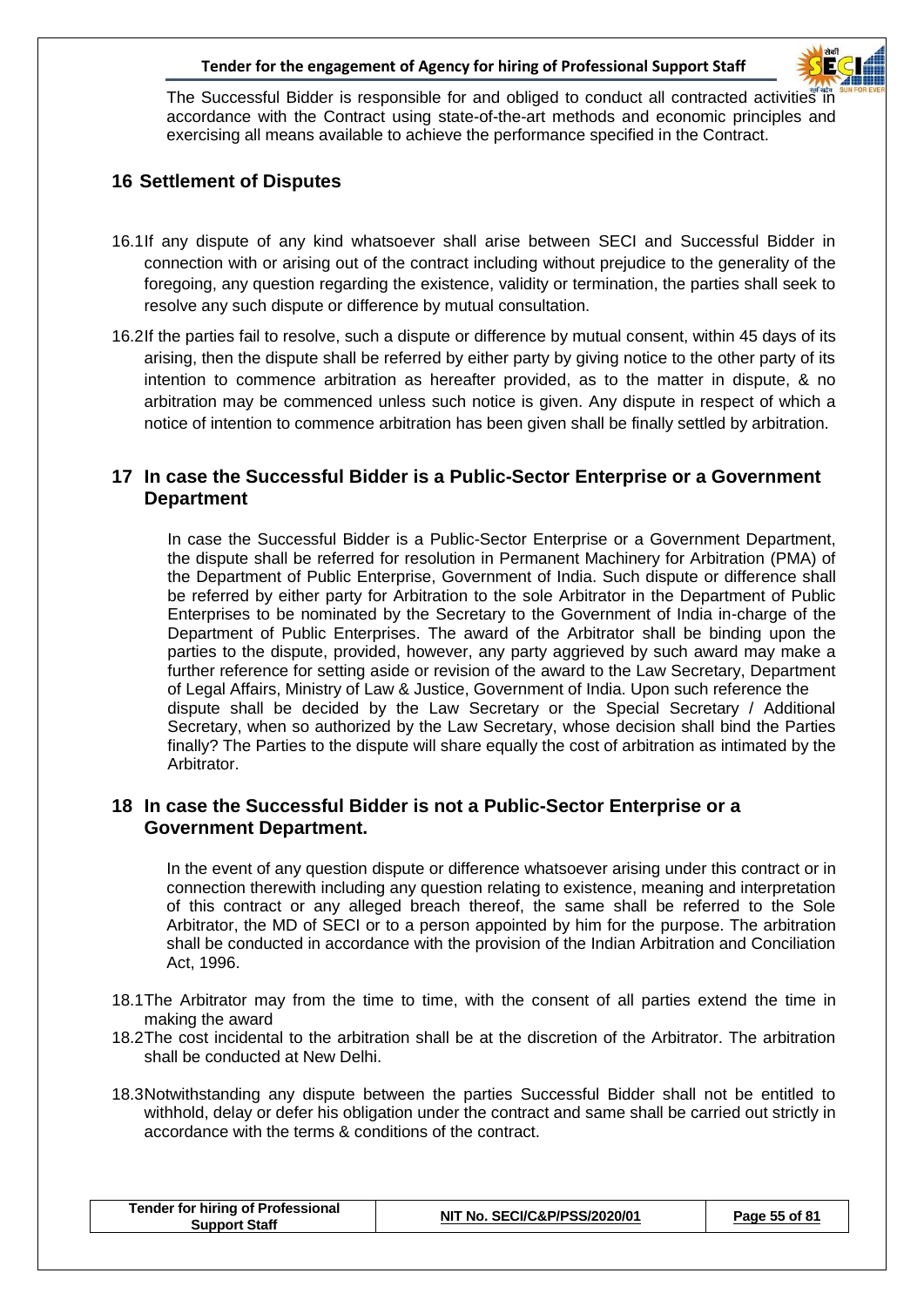The Successful Bidder is responsible for and obliged to conduct all contracted activities in accordance with the Contract using state-of-the-art methods and economic principles and exercising all means available to achieve the performance specified in the Contract.

## 16 Settlement of Disputes

16.1 If any dispute of any kind whatsoever shall arise between SECI and Successful Bidder in connection with or arising out of the contract including without prejudice to the generality of the foregoing, any question regarding the existence, validity or termination, the parties shall seek to resolve any such dispute or difference by mutual consultation.

16.2 If the parties fail to resolve, such a dispute or difference by mutual consent, within 45 days of its arising, then the dispute shall be referred by either party by giving notice to the other party of its intention to commence arbitration as hereafter provided, as to the matter in dispute, & no arbitration may be commenced unless such notice is given. Any dispute in respect of which a notice of intention to commence arbitration has been given shall be finally settled by arbitration.

## 17 In case the Successful Bidder is a Public-Sector Enterprise or a Government Department

In case the Successful Bidder is a Public-Sector Enterprise or a Government Department, the dispute shall be referred for resolution in Permanent Machinery for Arbitration (PMA) of the Department of Public Enterprise, Government of India. Such dispute or difference shall be referred by either party for Arbitration to the sole Arbitrator in the Department of Public Enterprises to be nominated by the Secretary to the Government of India in-charge of the Department of Public Enterprises. The award of the Arbitrator shall be binding upon the parties to the dispute, provided, however, any party aggrieved by such award may make a further reference for setting aside or revision of the award to the Law Secretary, Department of Legal Affairs, Ministry of Law & Justice, Government of India. Upon such reference the dispute shall be decided by the Law Secretary or the Special Secretary / Additional Secretary, when so authorized by the Law Secretary, whose decision shall bind the Parties finally? The Parties to the dispute will share equally the cost of arbitration as intimated by the Arbitrator.

## 18 In case the Successful Bidder is not a Public-Sector Enterprise or a Government Department.

In the event of any question dispute or difference whatsoever arising under this contract or in connection therewith including any question relating to existence, meaning and interpretation of this contract or any alleged breach thereof, the same shall be referred to the Sole Arbitrator, the MD of SECI or to a person appointed by him for the purpose. The arbitration shall be conducted in accordance with the provision of the Indian Arbitration and Conciliation Act, 1996.

18.1 The Arbitrator may from the time to time, with the consent of all parties extend the time in making the award

18.2 The cost incidental to the arbitration shall be at the discretion of the Arbitrator. The arbitration shall be conducted at New Delhi.

18.3 Notwithstanding any dispute between the parties Successful Bidder shall not be entitled to withhold, delay or defer his obligation under the contract and same shall be carried out strictly in accordance with the terms & conditions of the contract.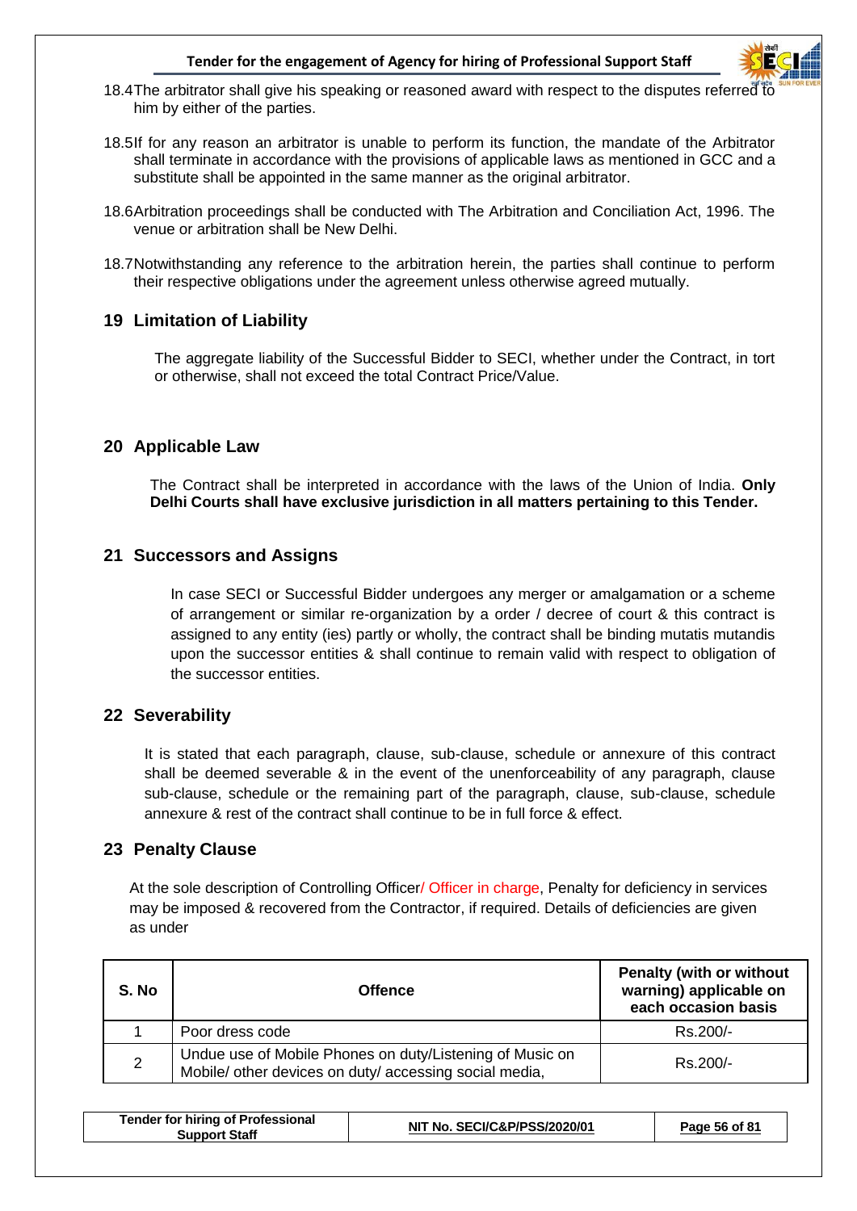18.4 The arbitrator shall give his speaking or reasoned award with respect to the disputes referred to him by either of the parties.

18.5 If for any reason an arbitrator is unable to perform its function, the mandate of the Arbitrator shall terminate in accordance with the provisions of applicable laws as mentioned in GCC and a substitute shall be appointed in the same manner as the original arbitrator.

18.6 Arbitration proceedings shall be conducted with The Arbitration and Conciliation Act, 1996. The venue or arbitration shall be New Delhi.

18.7 Notwithstanding any reference to the arbitration herein, the parties shall continue to perform their respective obligations under the agreement unless otherwise agreed mutually.

## 19 Limitation of Liability

The aggregate liability of the Successful Bidder to SECI, whether under the Contract, in tort or otherwise, shall not exceed the total Contract Price/Value.

## 20 Applicable Law

The Contract shall be interpreted in accordance with the laws of the Union of India. **Only Delhi Courts shall have exclusive jurisdiction in all matters pertaining to this Tender.**

## 21 Successors and Assigns

In case SECI or Successful Bidder undergoes any merger or amalgamation or a scheme of arrangement or similar re-organization by a order / decree of court & this contract is assigned to any entity (ies) partly or wholly, the contract shall be binding mutatis mutandis upon the successor entities & shall continue to remain valid with respect to obligation of the successor entities.

## 22 Severability

It is stated that each paragraph, clause, sub-clause, schedule or annexure of this contract shall be deemed severable & in the event of the unenforceability of any paragraph, clause sub-clause, schedule or the remaining part of the paragraph, clause, sub-clause, schedule annexure & rest of the contract shall continue to be in full force & effect.

## 23 Penalty Clause

At the sole description of Controlling Officer/ Officer in charge, Penalty for deficiency in services may be imposed & recovered from the Contractor, if required. Details of deficiencies are given as under

| S. No | Offence | Penalty (with or without warning) applicable on each occasion basis |
|---|---|---|
| 1 | Poor dress code | Rs.200/- |
| 2 | Undue use of Mobile Phones on duty/Listening of Music on Mobile/ other devices on duty/ accessing social media, | Rs.200/- |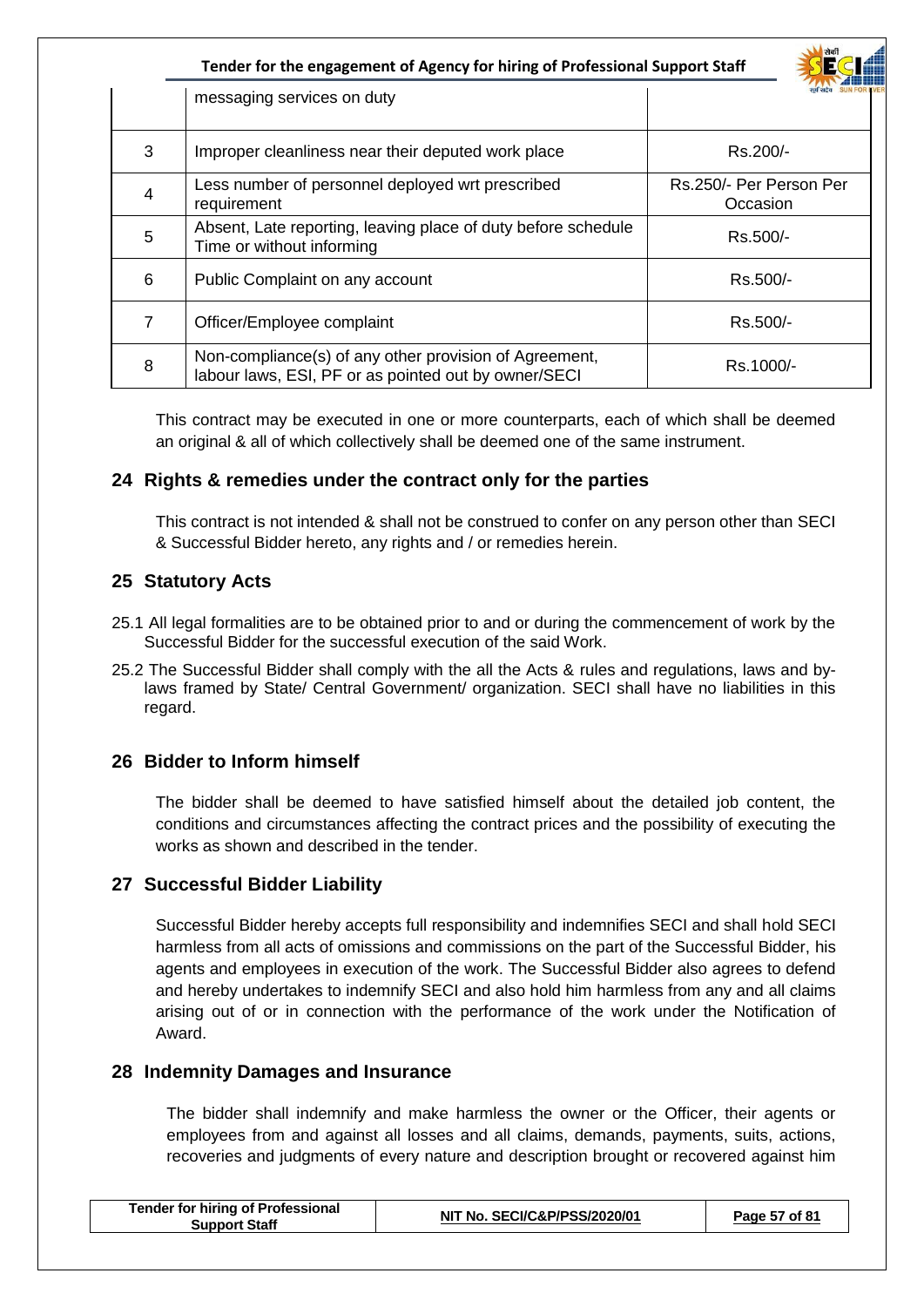|   | messaging services on duty |   |
|---|---|---|
| 3 | Improper cleanliness near their deputed work place | Rs.200/- |
| 4 | Less number of personnel deployed wrt prescribed requirement | Rs.250/- Per Person Per Occasion |
| 5 | Absent, Late reporting, leaving place of duty before schedule Time or without informing | Rs.500/- |
| 6 | Public Complaint on any account | Rs.500/- |
| 7 | Officer/Employee complaint | Rs.500/- |
| 8 | Non-compliance(s) of any other provision of Agreement, labour laws, ESI, PF or as pointed out by owner/SECI | Rs.1000/- |

This contract may be executed in one or more counterparts, each of which shall be deemed an original & all of which collectively shall be deemed one of the same instrument.

## 24 Rights & remedies under the contract only for the parties

This contract is not intended & shall not be construed to confer on any person other than SECI & Successful Bidder hereto, any rights and / or remedies herein.

## 25 Statutory Acts

25.1 All legal formalities are to be obtained prior to and or during the commencement of work by the Successful Bidder for the successful execution of the said Work.

25.2 The Successful Bidder shall comply with the all the Acts & rules and regulations, laws and by-laws framed by State/ Central Government/ organization. SECI shall have no liabilities in this regard.

## 26 Bidder to Inform himself

The bidder shall be deemed to have satisfied himself about the detailed job content, the conditions and circumstances affecting the contract prices and the possibility of executing the works as shown and described in the tender.

## 27 Successful Bidder Liability

Successful Bidder hereby accepts full responsibility and indemnifies SECI and shall hold SECI harmless from all acts of omissions and commissions on the part of the Successful Bidder, his agents and employees in execution of the work. The Successful Bidder also agrees to defend and hereby undertakes to indemnify SECI and also hold him harmless from any and all claims arising out of or in connection with the performance of the work under the Notification of Award.

## 28 Indemnity Damages and Insurance

The bidder shall indemnify and make harmless the owner or the Officer, their agents or employees from and against all losses and all claims, demands, payments, suits, actions, recoveries and judgments of every nature and description brought or recovered against him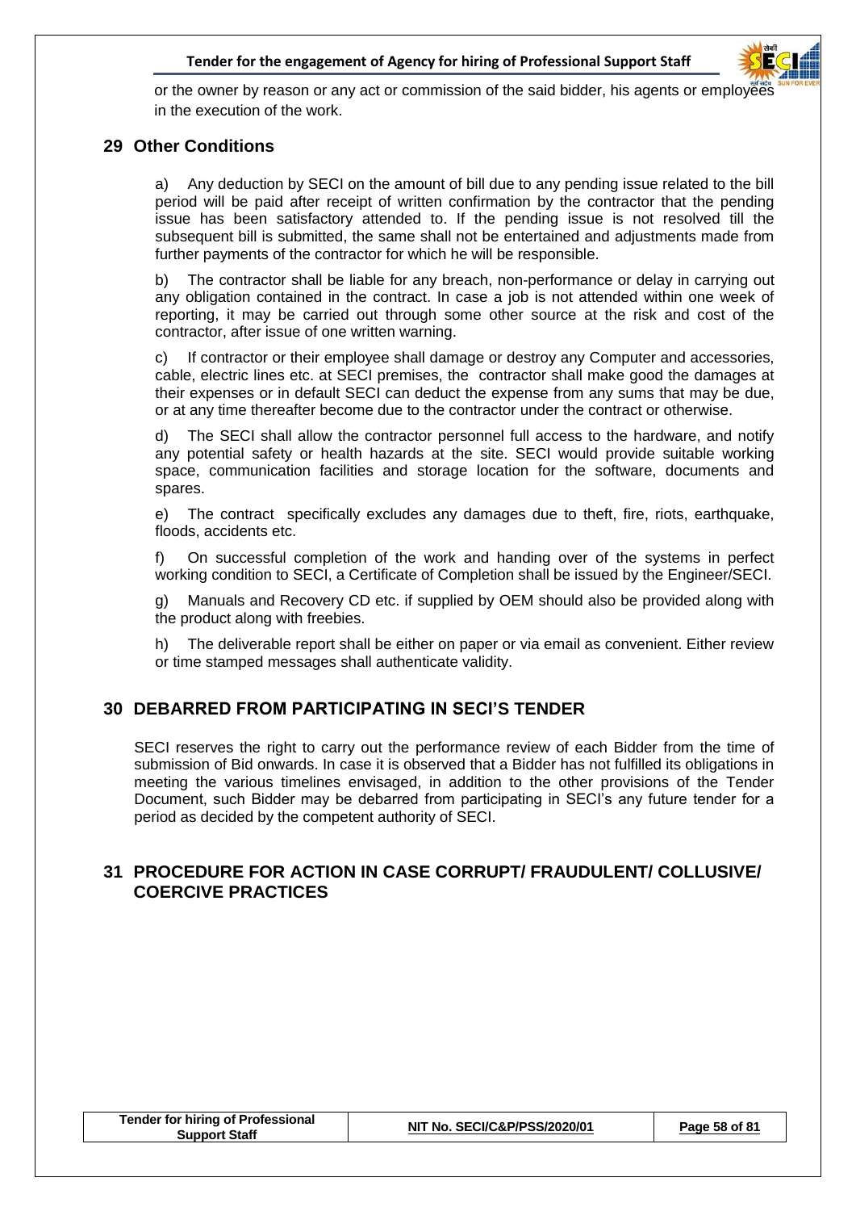or the owner by reason or any act or commission of the said bidder, his agents or employees in the execution of the work.

## 29 Other Conditions

a) Any deduction by SECI on the amount of bill due to any pending issue related to the bill period will be paid after receipt of written confirmation by the contractor that the pending issue has been satisfactory attended to. If the pending issue is not resolved till the subsequent bill is submitted, the same shall not be entertained and adjustments made from further payments of the contractor for which he will be responsible.

b) The contractor shall be liable for any breach, non-performance or delay in carrying out any obligation contained in the contract. In case a job is not attended within one week of reporting, it may be carried out through some other source at the risk and cost of the contractor, after issue of one written warning.

c) If contractor or their employee shall damage or destroy any Computer and accessories, cable, electric lines etc. at SECI premises, the contractor shall make good the damages at their expenses or in default SECI can deduct the expense from any sums that may be due, or at any time thereafter become due to the contractor under the contract or otherwise.

d) The SECI shall allow the contractor personnel full access to the hardware, and notify any potential safety or health hazards at the site. SECI would provide suitable working space, communication facilities and storage location for the software, documents and spares.

e) The contract specifically excludes any damages due to theft, fire, riots, earthquake, floods, accidents etc.

f) On successful completion of the work and handing over of the systems in perfect working condition to SECI, a Certificate of Completion shall be issued by the Engineer/SECI.

g) Manuals and Recovery CD etc. if supplied by OEM should also be provided along with the product along with freebies.

h) The deliverable report shall be either on paper or via email as convenient. Either review or time stamped messages shall authenticate validity.

## 30 DEBARRED FROM PARTICIPATING IN SECI'S TENDER

SECI reserves the right to carry out the performance review of each Bidder from the time of submission of Bid onwards. In case it is observed that a Bidder has not fulfilled its obligations in meeting the various timelines envisaged, in addition to the other provisions of the Tender Document, such Bidder may be debarred from participating in SECI's any future tender for a period as decided by the competent authority of SECI.

## 31 PROCEDURE FOR ACTION IN CASE CORRUPT/ FRAUDULENT/ COLLUSIVE/ COERCIVE PRACTICES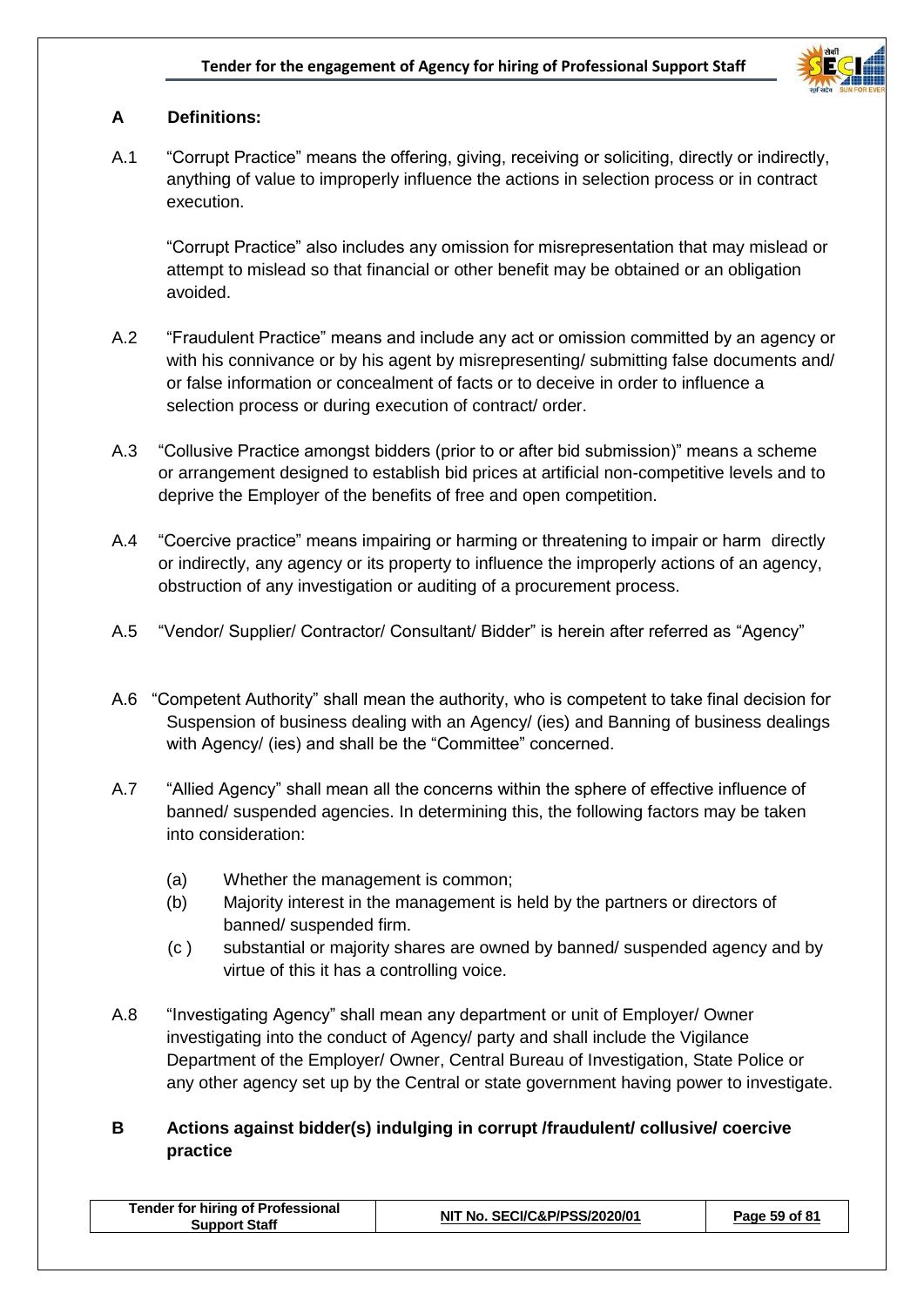## A Definitions:

A.1 "Corrupt Practice" means the offering, giving, receiving or soliciting, directly or indirectly, anything of value to improperly influence the actions in selection process or in contract execution.

"Corrupt Practice" also includes any omission for misrepresentation that may mislead or attempt to mislead so that financial or other benefit may be obtained or an obligation avoided.

A.2 "Fraudulent Practice" means and include any act or omission committed by an agency or with his connivance or by his agent by misrepresenting/ submitting false documents and/ or false information or concealment of facts or to deceive in order to influence a selection process or during execution of contract/ order.

A.3 "Collusive Practice amongst bidders (prior to or after bid submission)" means a scheme or arrangement designed to establish bid prices at artificial non-competitive levels and to deprive the Employer of the benefits of free and open competition.

A.4 "Coercive practice" means impairing or harming or threatening to impair or harm directly or indirectly, any agency or its property to influence the improperly actions of an agency, obstruction of any investigation or auditing of a procurement process.

A.5 "Vendor/ Supplier/ Contractor/ Consultant/ Bidder" is herein after referred as "Agency"

A.6 "Competent Authority" shall mean the authority, who is competent to take final decision for Suspension of business dealing with an Agency/ (ies) and Banning of business dealings with Agency/ (ies) and shall be the "Committee" concerned.

A.7 "Allied Agency" shall mean all the concerns within the sphere of effective influence of banned/ suspended agencies. In determining this, the following factors may be taken into consideration:

- (a) Whether the management is common;
- (b) Majority interest in the management is held by the partners or directors of banned/ suspended firm.
- (c ) substantial or majority shares are owned by banned/ suspended agency and by virtue of this it has a controlling voice.

A.8 "Investigating Agency" shall mean any department or unit of Employer/ Owner investigating into the conduct of Agency/ party and shall include the Vigilance Department of the Employer/ Owner, Central Bureau of Investigation, State Police or any other agency set up by the Central or state government having power to investigate.

## B Actions against bidder(s) indulging in corrupt /fraudulent/ collusive/ coercive practice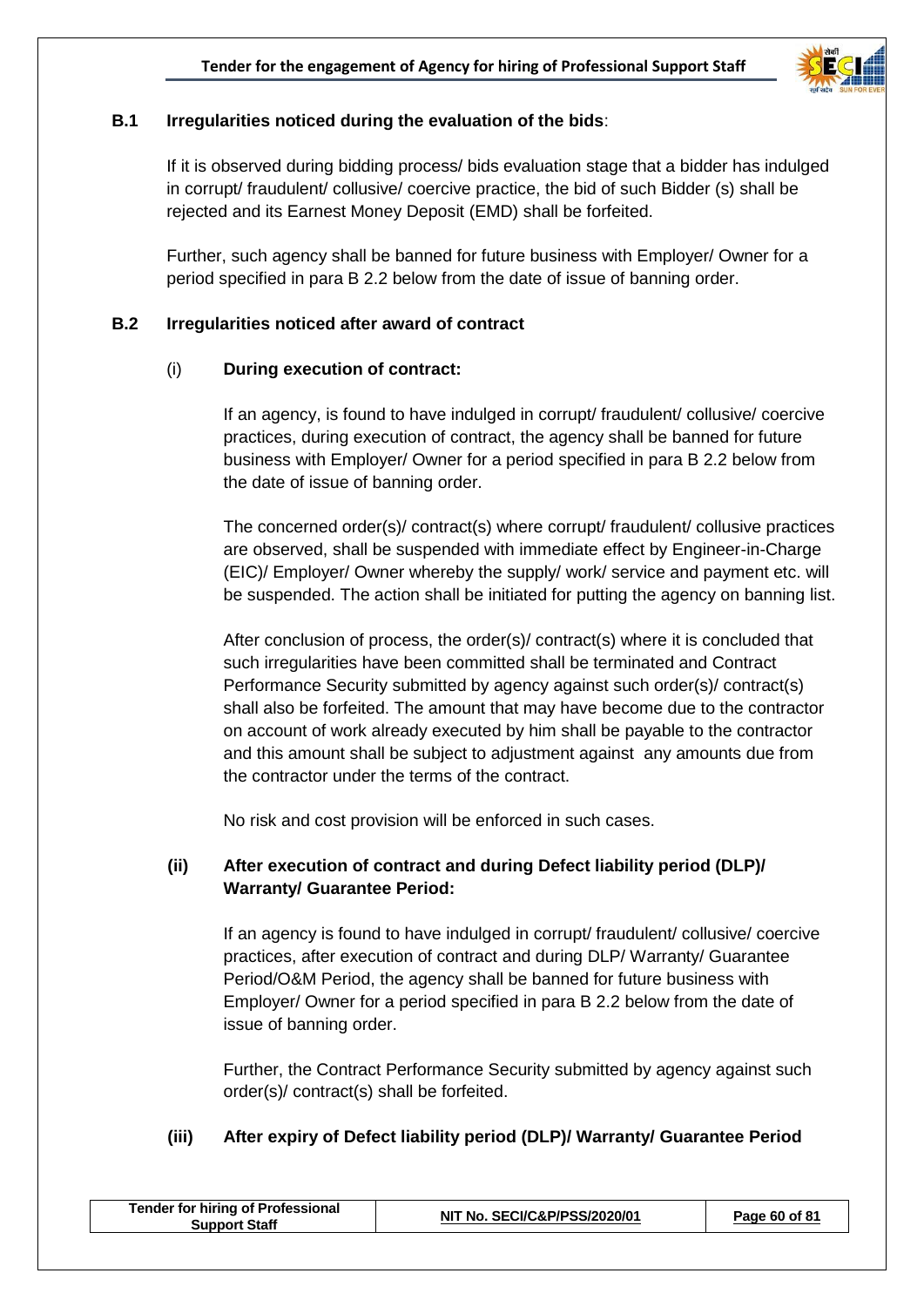### B.1 Irregularities noticed during the evaluation of the bids:

If it is observed during bidding process/ bids evaluation stage that a bidder has indulged in corrupt/ fraudulent/ collusive/ coercive practice, the bid of such Bidder (s) shall be rejected and its Earnest Money Deposit (EMD) shall be forfeited.

Further, such agency shall be banned for future business with Employer/ Owner for a period specified in para B 2.2 below from the date of issue of banning order.

### B.2 Irregularities noticed after award of contract

#### (i) During execution of contract:

If an agency, is found to have indulged in corrupt/ fraudulent/ collusive/ coercive practices, during execution of contract, the agency shall be banned for future business with Employer/ Owner for a period specified in para B 2.2 below from the date of issue of banning order.

The concerned order(s)/ contract(s) where corrupt/ fraudulent/ collusive practices are observed, shall be suspended with immediate effect by Engineer-in-Charge (EIC)/ Employer/ Owner whereby the supply/ work/ service and payment etc. will be suspended. The action shall be initiated for putting the agency on banning list.

After conclusion of process, the order(s)/ contract(s) where it is concluded that such irregularities have been committed shall be terminated and Contract Performance Security submitted by agency against such order(s)/ contract(s) shall also be forfeited. The amount that may have become due to the contractor on account of work already executed by him shall be payable to the contractor and this amount shall be subject to adjustment against any amounts due from the contractor under the terms of the contract.

No risk and cost provision will be enforced in such cases.

#### (ii) After execution of contract and during Defect liability period (DLP)/ Warranty/ Guarantee Period:

If an agency is found to have indulged in corrupt/ fraudulent/ collusive/ coercive practices, after execution of contract and during DLP/ Warranty/ Guarantee Period/O&M Period, the agency shall be banned for future business with Employer/ Owner for a period specified in para B 2.2 below from the date of issue of banning order.

Further, the Contract Performance Security submitted by agency against such order(s)/ contract(s) shall be forfeited.

#### (iii) After expiry of Defect liability period (DLP)/ Warranty/ Guarantee Period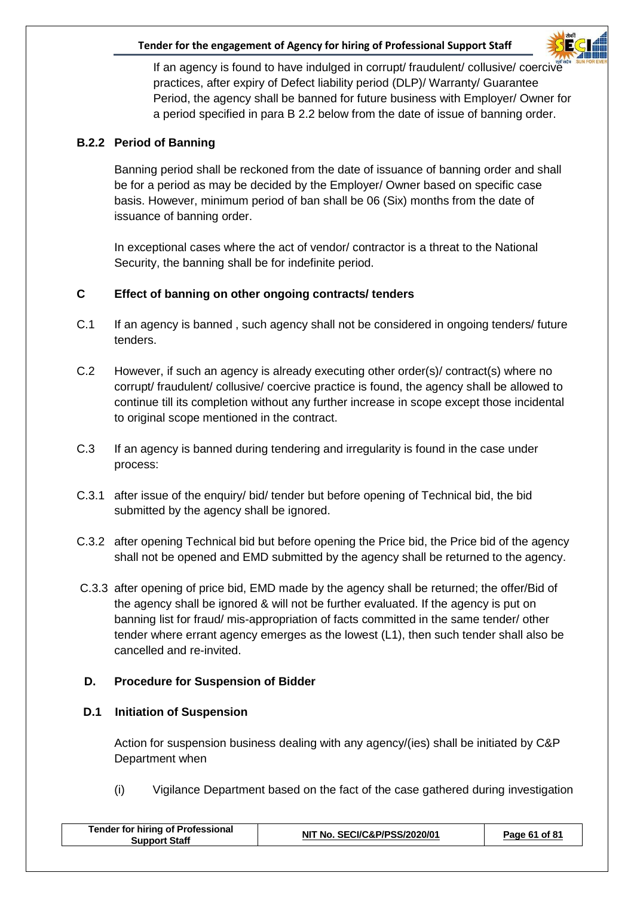If an agency is found to have indulged in corrupt/ fraudulent/ collusive/ coercive practices, after expiry of Defect liability period (DLP)/ Warranty/ Guarantee Period, the agency shall be banned for future business with Employer/ Owner for a period specified in para B 2.2 below from the date of issue of banning order.

### B.2.2 Period of Banning

Banning period shall be reckoned from the date of issuance of banning order and shall be for a period as may be decided by the Employer/ Owner based on specific case basis. However, minimum period of ban shall be 06 (Six) months from the date of issuance of banning order.

In exceptional cases where the act of vendor/ contractor is a threat to the National Security, the banning shall be for indefinite period.

### C Effect of banning on other ongoing contracts/ tenders

C.1 If an agency is banned , such agency shall not be considered in ongoing tenders/ future tenders.

C.2 However, if such an agency is already executing other order(s)/ contract(s) where no corrupt/ fraudulent/ collusive/ coercive practice is found, the agency shall be allowed to continue till its completion without any further increase in scope except those incidental to original scope mentioned in the contract.

C.3 If an agency is banned during tendering and irregularity is found in the case under process:

C.3.1 after issue of the enquiry/ bid/ tender but before opening of Technical bid, the bid submitted by the agency shall be ignored.

C.3.2 after opening Technical bid but before opening the Price bid, the Price bid of the agency shall not be opened and EMD submitted by the agency shall be returned to the agency.

C.3.3 after opening of price bid, EMD made by the agency shall be returned; the offer/Bid of the agency shall be ignored & will not be further evaluated. If the agency is put on banning list for fraud/ mis-appropriation of facts committed in the same tender/ other tender where errant agency emerges as the lowest (L1), then such tender shall also be cancelled and re-invited.

### D. Procedure for Suspension of Bidder

### D.1 Initiation of Suspension

Action for suspension business dealing with any agency/(ies) shall be initiated by C&P Department when

(i) Vigilance Department based on the fact of the case gathered during investigation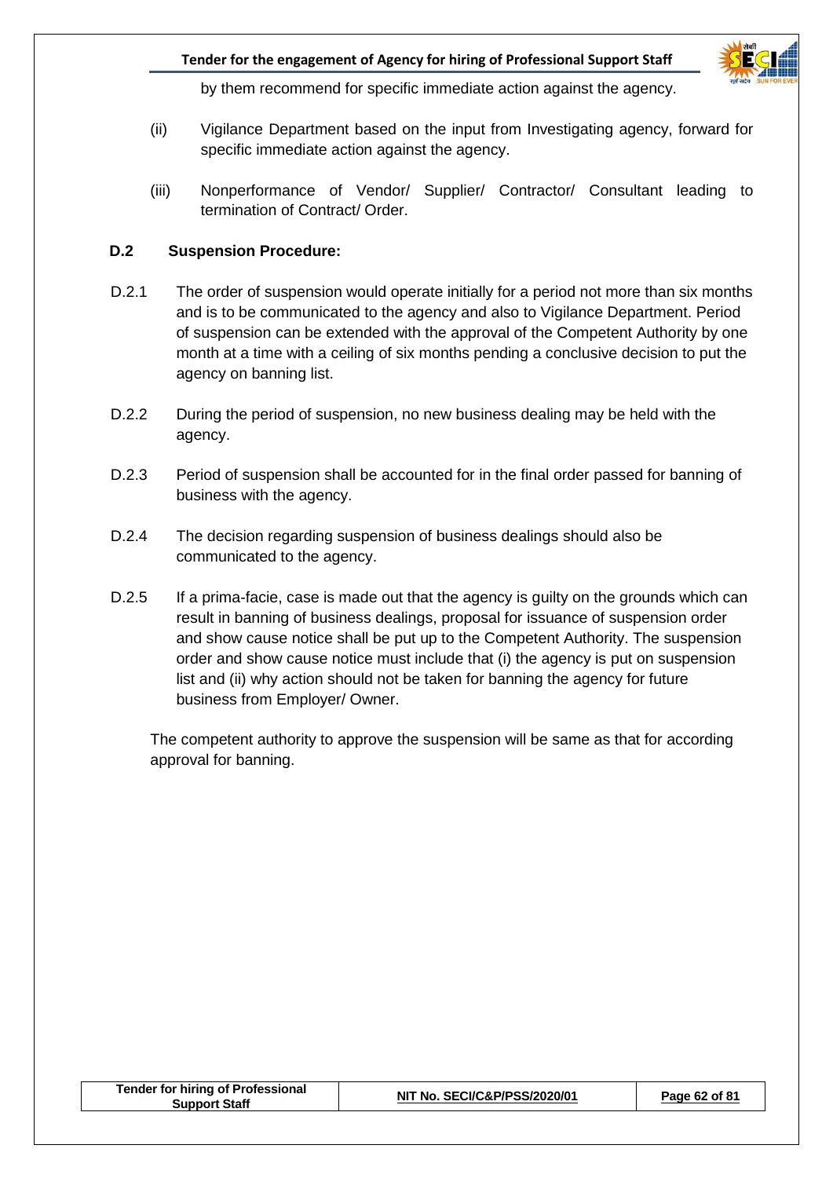by them recommend for specific immediate action against the agency.

(ii) Vigilance Department based on the input from Investigating agency, forward for specific immediate action against the agency.

(iii) Nonperformance of Vendor/ Supplier/ Contractor/ Consultant leading to termination of Contract/ Order.

**D.2 Suspension Procedure:**

D.2.1 The order of suspension would operate initially for a period not more than six months and is to be communicated to the agency and also to Vigilance Department. Period of suspension can be extended with the approval of the Competent Authority by one month at a time with a ceiling of six months pending a conclusive decision to put the agency on banning list.

D.2.2 During the period of suspension, no new business dealing may be held with the agency.

D.2.3 Period of suspension shall be accounted for in the final order passed for banning of business with the agency.

D.2.4 The decision regarding suspension of business dealings should also be communicated to the agency.

D.2.5 If a prima-facie, case is made out that the agency is guilty on the grounds which can result in banning of business dealings, proposal for issuance of suspension order and show cause notice shall be put up to the Competent Authority. The suspension order and show cause notice must include that (i) the agency is put on suspension list and (ii) why action should not be taken for banning the agency for future business from Employer/ Owner.

The competent authority to approve the suspension will be same as that for according approval for banning.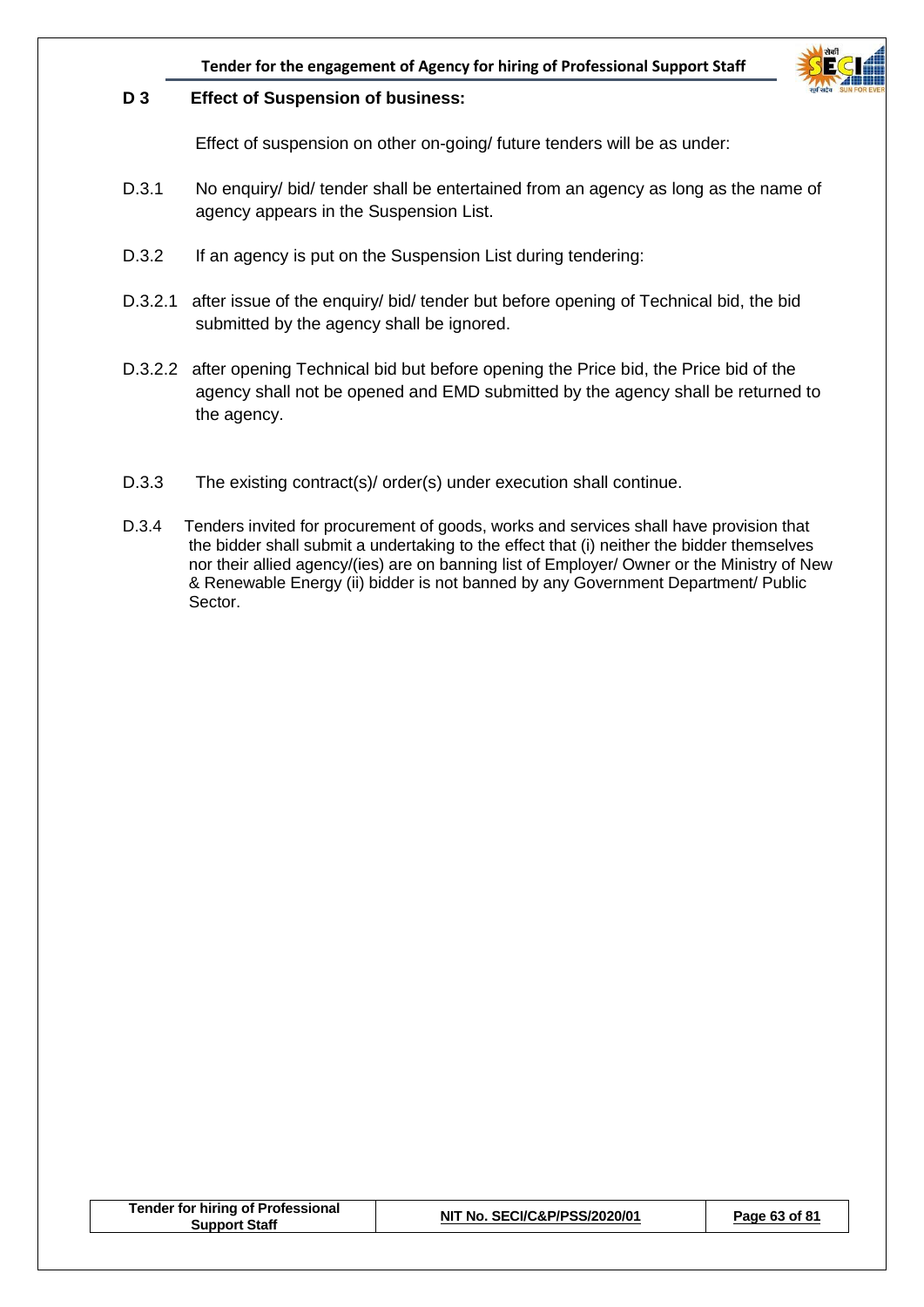### D 3 Effect of Suspension of business:

Effect of suspension on other on-going/ future tenders will be as under:

D.3.1 No enquiry/ bid/ tender shall be entertained from an agency as long as the name of agency appears in the Suspension List.

D.3.2 If an agency is put on the Suspension List during tendering:

D.3.2.1 after issue of the enquiry/ bid/ tender but before opening of Technical bid, the bid submitted by the agency shall be ignored.

D.3.2.2 after opening Technical bid but before opening the Price bid, the Price bid of the agency shall not be opened and EMD submitted by the agency shall be returned to the agency.

D.3.3 The existing contract(s)/ order(s) under execution shall continue.

D.3.4 Tenders invited for procurement of goods, works and services shall have provision that the bidder shall submit a undertaking to the effect that (i) neither the bidder themselves nor their allied agency/(ies) are on banning list of Employer/ Owner or the Ministry of New & Renewable Energy (ii) bidder is not banned by any Government Department/ Public Sector.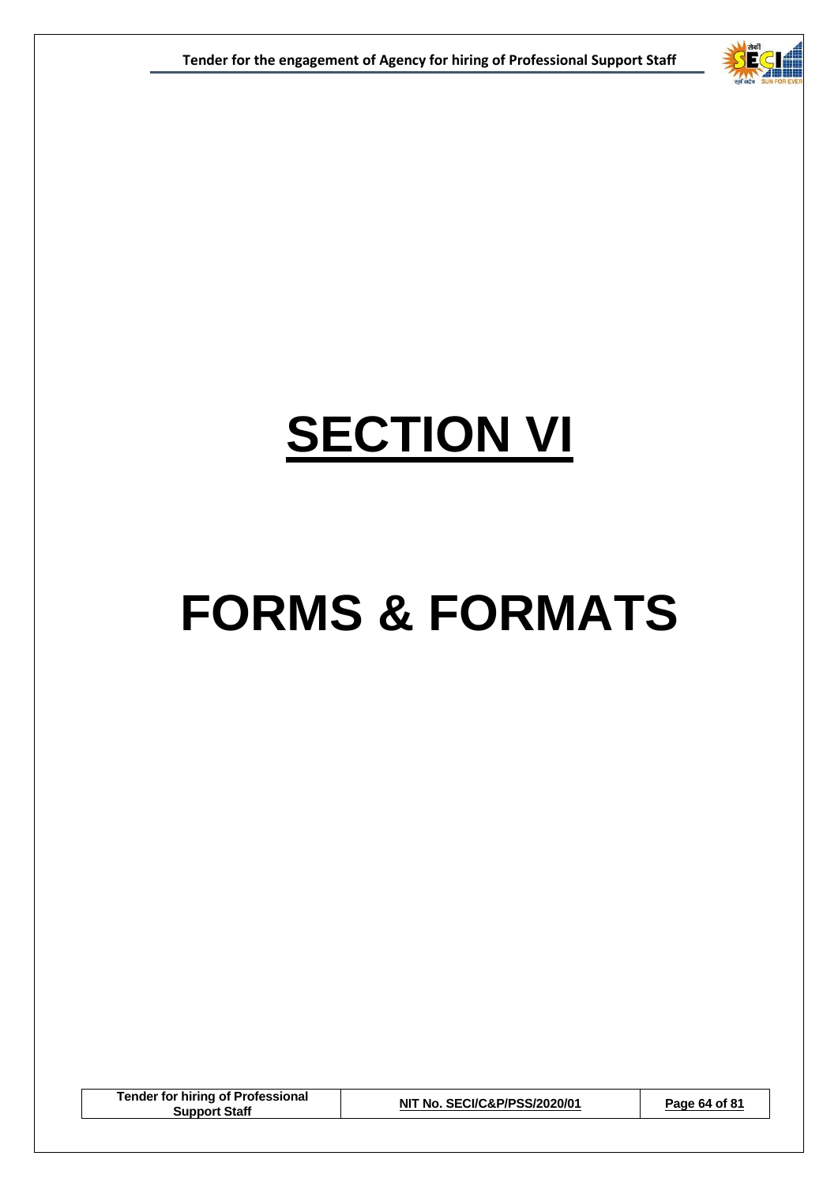# SECTION VI

# FORMS & FORMATS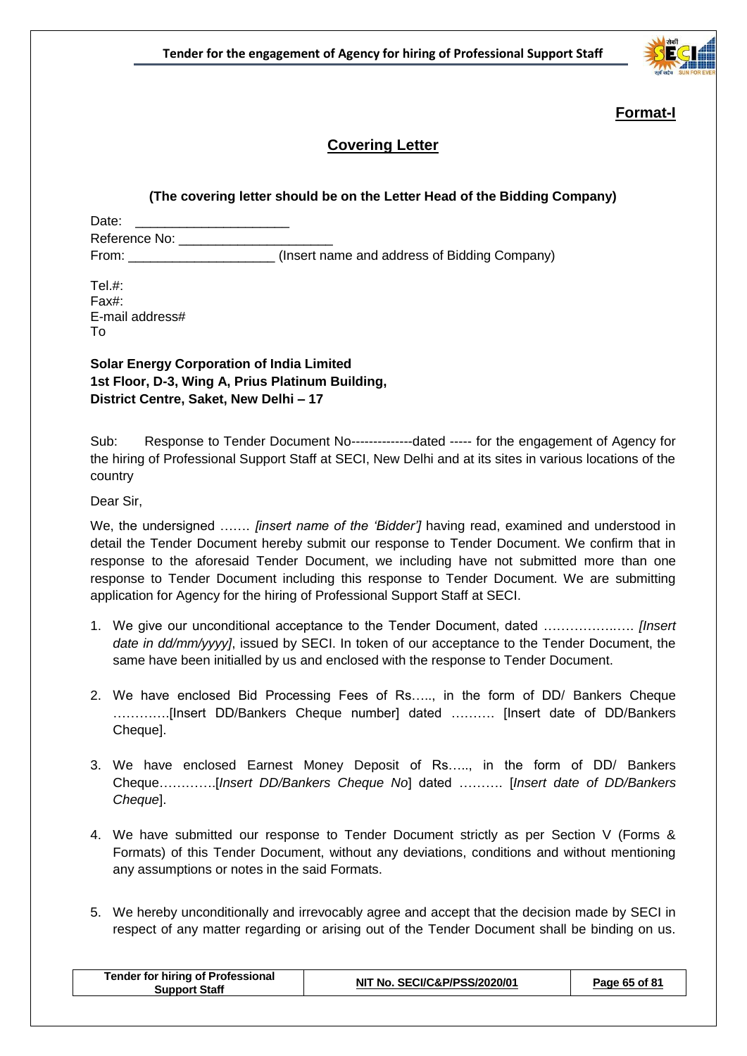**Format-I**

## Covering Letter

**(The covering letter should be on the Letter Head of the Bidding Company)**

Date: \_\_\_\_\_\_\_\_\_\_\_\_\_\_\_\_\_\_\_\_\_

Reference No: \_\_\_\_\_\_\_\_\_\_\_\_\_\_\_\_\_\_\_\_\_

From: \_\_\_\_\_\_\_\_\_\_\_\_\_\_\_\_\_\_\_\_ (Insert name and address of Bidding Company)

Tel.#:
Fax#:
E-mail address#
To

**Solar Energy Corporation of India Limited**
**1st Floor, D-3, Wing A, Prius Platinum Building,**
**District Centre, Saket, New Delhi – 17**

Sub: Response to Tender Document No--------------dated ----- for the engagement of Agency for the hiring of Professional Support Staff at SECI, New Delhi and at its sites in various locations of the country

Dear Sir,

We, the undersigned ……. *[insert name of the 'Bidder']* having read, examined and understood in detail the Tender Document hereby submit our response to Tender Document. We confirm that in response to the aforesaid Tender Document, we including have not submitted more than one response to Tender Document including this response to Tender Document. We are submitting application for Agency for the hiring of Professional Support Staff at SECI.

1. We give our unconditional acceptance to the Tender Document, dated …………….…. *[Insert date in dd/mm/yyyy]*, issued by SECI. In token of our acceptance to the Tender Document, the same have been initialled by us and enclosed with the response to Tender Document.

2. We have enclosed Bid Processing Fees of Rs….., in the form of DD/ Bankers Cheque ………….[Insert DD/Bankers Cheque number] dated ………. [Insert date of DD/Bankers Cheque].

3. We have enclosed Earnest Money Deposit of Rs….., in the form of DD/ Bankers Cheque………….[*Insert DD/Bankers Cheque No*] dated ………. [*Insert date of DD/Bankers Cheque*].

4. We have submitted our response to Tender Document strictly as per Section V (Forms & Formats) of this Tender Document, without any deviations, conditions and without mentioning any assumptions or notes in the said Formats.

5. We hereby unconditionally and irrevocably agree and accept that the decision made by SECI in respect of any matter regarding or arising out of the Tender Document shall be binding on us.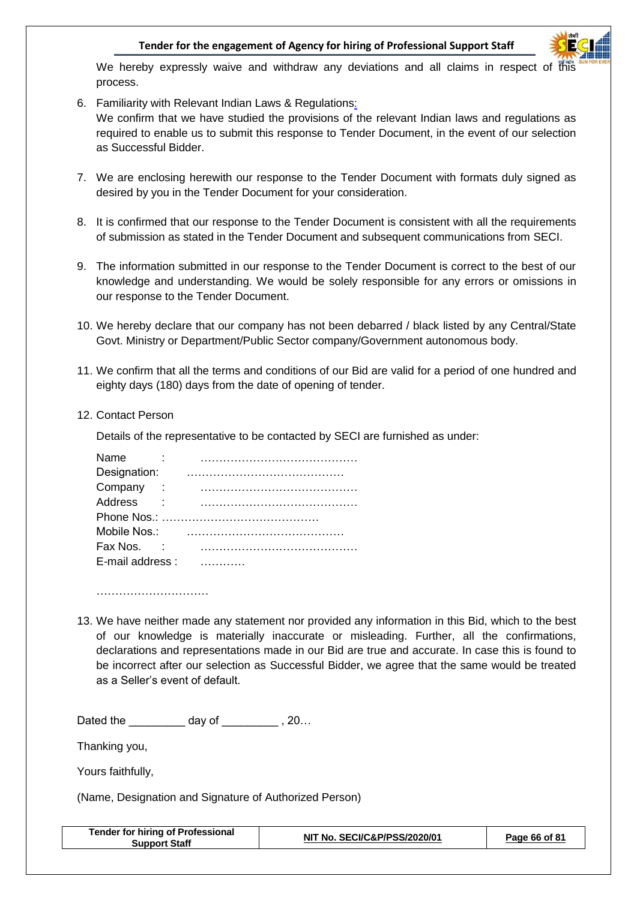We hereby expressly waive and withdraw any deviations and all claims in respect of this process.

6. Familiarity with Relevant Indian Laws & Regulations:
   We confirm that we have studied the provisions of the relevant Indian laws and regulations as required to enable us to submit this response to Tender Document, in the event of our selection as Successful Bidder.

7. We are enclosing herewith our response to the Tender Document with formats duly signed as desired by you in the Tender Document for your consideration.

8. It is confirmed that our response to the Tender Document is consistent with all the requirements of submission as stated in the Tender Document and subsequent communications from SECI.

9. The information submitted in our response to the Tender Document is correct to the best of our knowledge and understanding. We would be solely responsible for any errors or omissions in our response to the Tender Document.

10. We hereby declare that our company has not been debarred / black listed by any Central/State Govt. Ministry or Department/Public Sector company/Government autonomous body.

11. We confirm that all the terms and conditions of our Bid are valid for a period of one hundred and eighty days (180) days from the date of opening of tender.

12. Contact Person

    Details of the representative to be contacted by SECI are furnished as under:

    Name : ……………………………………
    Designation: ……………………………………
    Company : ……………………………………
    Address : ……………………………………
    Phone Nos.: ……………………………………
    Mobile Nos.: ……………………………………
    Fax Nos. : ……………………………………
    E-mail address : …………

    …………………………

13. We have neither made any statement nor provided any information in this Bid, which to the best of our knowledge is materially inaccurate or misleading. Further, all the confirmations, declarations and representations made in our Bid are true and accurate. In case this is found to be incorrect after our selection as Successful Bidder, we agree that the same would be treated as a Seller's event of default.

Dated the _________ day of _________ , 20…

Thanking you,

Yours faithfully,

(Name, Designation and Signature of Authorized Person)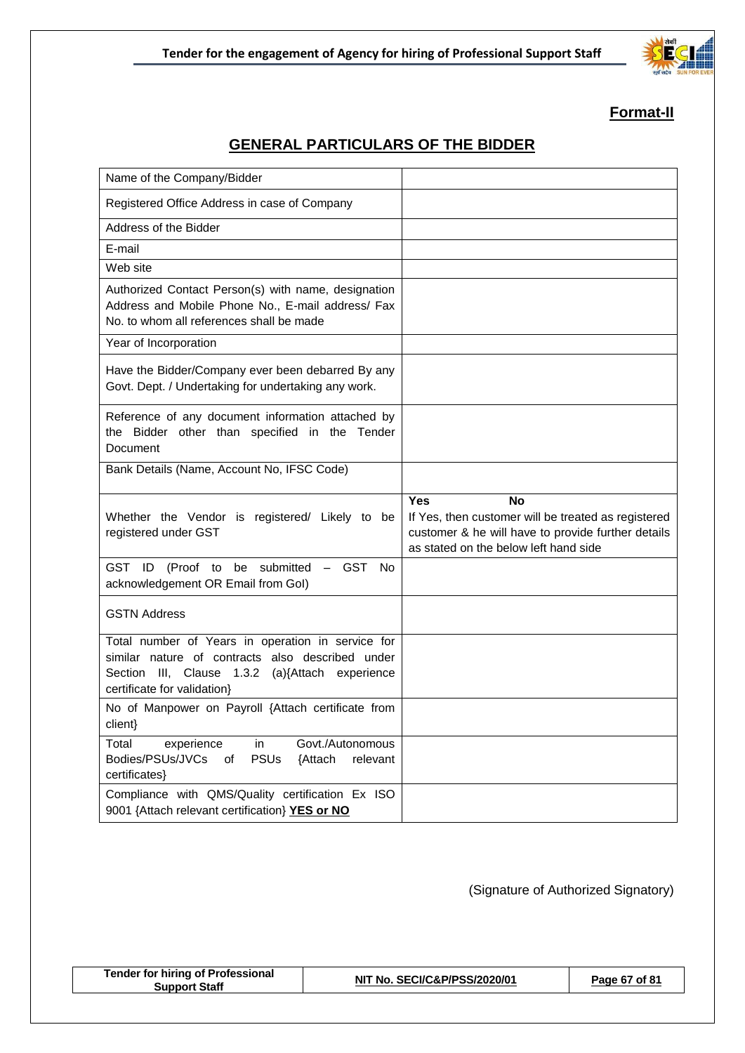**Format-II**

## GENERAL PARTICULARS OF THE BIDDER

| | |
|---|---|
| Name of the Company/Bidder | |
| Registered Office Address in case of Company | |
| Address of the Bidder | |
| E-mail | |
| Web site | |
| Authorized Contact Person(s) with name, designation Address and Mobile Phone No., E-mail address/ Fax No. to whom all references shall be made | |
| Year of Incorporation | |
| Have the Bidder/Company ever been debarred By any Govt. Dept. / Undertaking for undertaking any work. | |
| Reference of any document information attached by the Bidder other than specified in the Tender Document | |
| Bank Details (Name, Account No, IFSC Code) | |
| Whether the Vendor is registered/ Likely to be registered under GST | **Yes** **No**<br>If Yes, then customer will be treated as registered customer & he will have to provide further details as stated on the below left hand side |
| GST ID (Proof to be submitted – GST No acknowledgement OR Email from GoI) | |
| GSTN Address | |
| Total number of Years in operation in service for similar nature of contracts also described under Section III, Clause 1.3.2 (a){Attach experience certificate for validation} | |
| No of Manpower on Payroll {Attach certificate from client} | |
| Total experience in Govt./Autonomous Bodies/PSUs/JVCs of PSUs {Attach relevant certificates} | |
| Compliance with QMS/Quality certification Ex ISO 9001 {Attach relevant certification} **YES or NO** | |

(Signature of Authorized Signatory)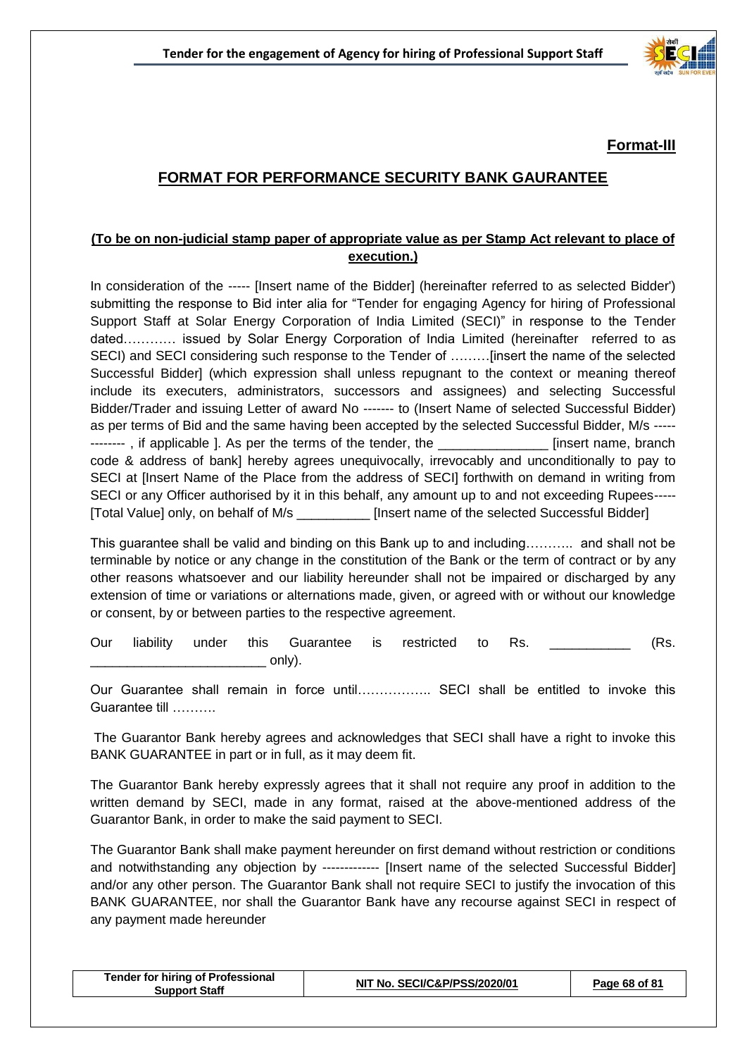**Format-III**

## FORMAT FOR PERFORMANCE SECURITY BANK GAURANTEE

**(To be on non-judicial stamp paper of appropriate value as per Stamp Act relevant to place of execution.)**

In consideration of the ----- [Insert name of the Bidder] (hereinafter referred to as selected Bidder') submitting the response to Bid inter alia for "Tender for engaging Agency for hiring of Professional Support Staff at Solar Energy Corporation of India Limited (SECI)" in response to the Tender dated………… issued by Solar Energy Corporation of India Limited (hereinafter referred to as SECI) and SECI considering such response to the Tender of ………[insert the name of the selected Successful Bidder] (which expression shall unless repugnant to the context or meaning thereof include its executers, administrators, successors and assignees) and selecting Successful Bidder/Trader and issuing Letter of award No ------- to (Insert Name of selected Successful Bidder) as per terms of Bid and the same having been accepted by the selected Successful Bidder, M/s ------------- , if applicable ]. As per the terms of the tender, the _______________ [insert name, branch code & address of bank] hereby agrees unequivocally, irrevocably and unconditionally to pay to SECI at [Insert Name of the Place from the address of SECI] forthwith on demand in writing from SECI or any Officer authorised by it in this behalf, any amount up to and not exceeding Rupees----- [Total Value] only, on behalf of M/s __________ [Insert name of the selected Successful Bidder]

This guarantee shall be valid and binding on this Bank up to and including……….. and shall not be terminable by notice or any change in the constitution of the Bank or the term of contract or by any other reasons whatsoever and our liability hereunder shall not be impaired or discharged by any extension of time or variations or alternations made, given, or agreed with or without our knowledge or consent, by or between parties to the respective agreement.

Our liability under this Guarantee is restricted to Rs. ___________ (Rs. ________________________ only).

Our Guarantee shall remain in force until…………….. SECI shall be entitled to invoke this Guarantee till ……….

The Guarantor Bank hereby agrees and acknowledges that SECI shall have a right to invoke this BANK GUARANTEE in part or in full, as it may deem fit.

The Guarantor Bank hereby expressly agrees that it shall not require any proof in addition to the written demand by SECI, made in any format, raised at the above-mentioned address of the Guarantor Bank, in order to make the said payment to SECI.

The Guarantor Bank shall make payment hereunder on first demand without restriction or conditions and notwithstanding any objection by ------------- [Insert name of the selected Successful Bidder] and/or any other person. The Guarantor Bank shall not require SECI to justify the invocation of this BANK GUARANTEE, nor shall the Guarantor Bank have any recourse against SECI in respect of any payment made hereunder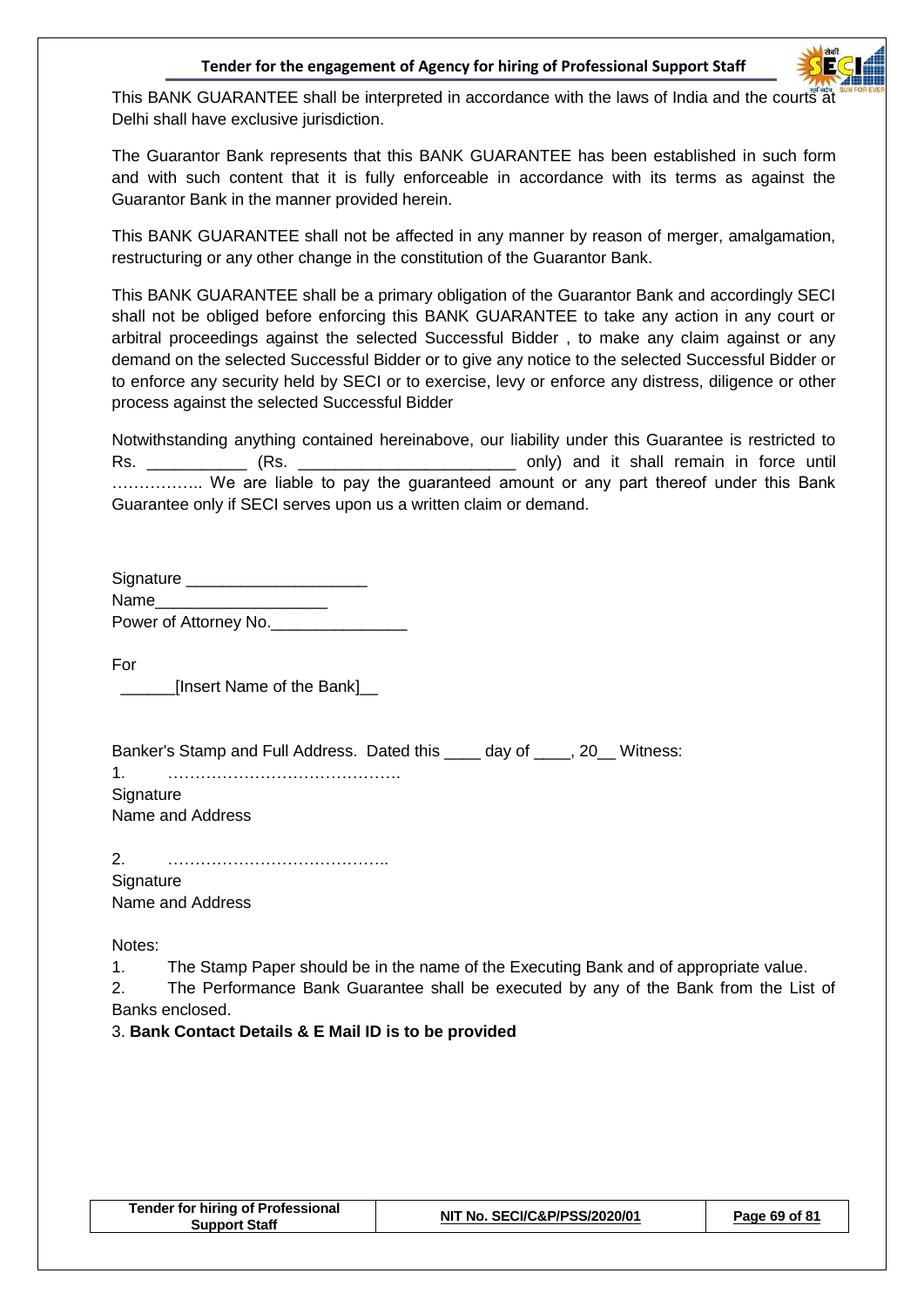This BANK GUARANTEE shall be interpreted in accordance with the laws of India and the courts at Delhi shall have exclusive jurisdiction.

The Guarantor Bank represents that this BANK GUARANTEE has been established in such form and with such content that it is fully enforceable in accordance with its terms as against the Guarantor Bank in the manner provided herein.

This BANK GUARANTEE shall not be affected in any manner by reason of merger, amalgamation, restructuring or any other change in the constitution of the Guarantor Bank.

This BANK GUARANTEE shall be a primary obligation of the Guarantor Bank and accordingly SECI shall not be obliged before enforcing this BANK GUARANTEE to take any action in any court or arbitral proceedings against the selected Successful Bidder , to make any claim against or any demand on the selected Successful Bidder or to give any notice to the selected Successful Bidder or to enforce any security held by SECI or to exercise, levy or enforce any distress, diligence or other process against the selected Successful Bidder

Notwithstanding anything contained hereinabove, our liability under this Guarantee is restricted to Rs. ___________ (Rs. ________________________ only) and it shall remain in force until …………….. We are liable to pay the guaranteed amount or any part thereof under this Bank Guarantee only if SECI serves upon us a written claim or demand.

Signature ____________________
Name___________________
Power of Attorney No._______________

For
______[Insert Name of the Bank]__

Banker's Stamp and Full Address. Dated this ____ day of ____, 20__ Witness:

1. …………………………………….
Signature
Name and Address

2. …………………………………..
Signature
Name and Address

Notes:

1. The Stamp Paper should be in the name of the Executing Bank and of appropriate value.
2. The Performance Bank Guarantee shall be executed by any of the Bank from the List of Banks enclosed.
3. **Bank Contact Details & E Mail ID is to be provided**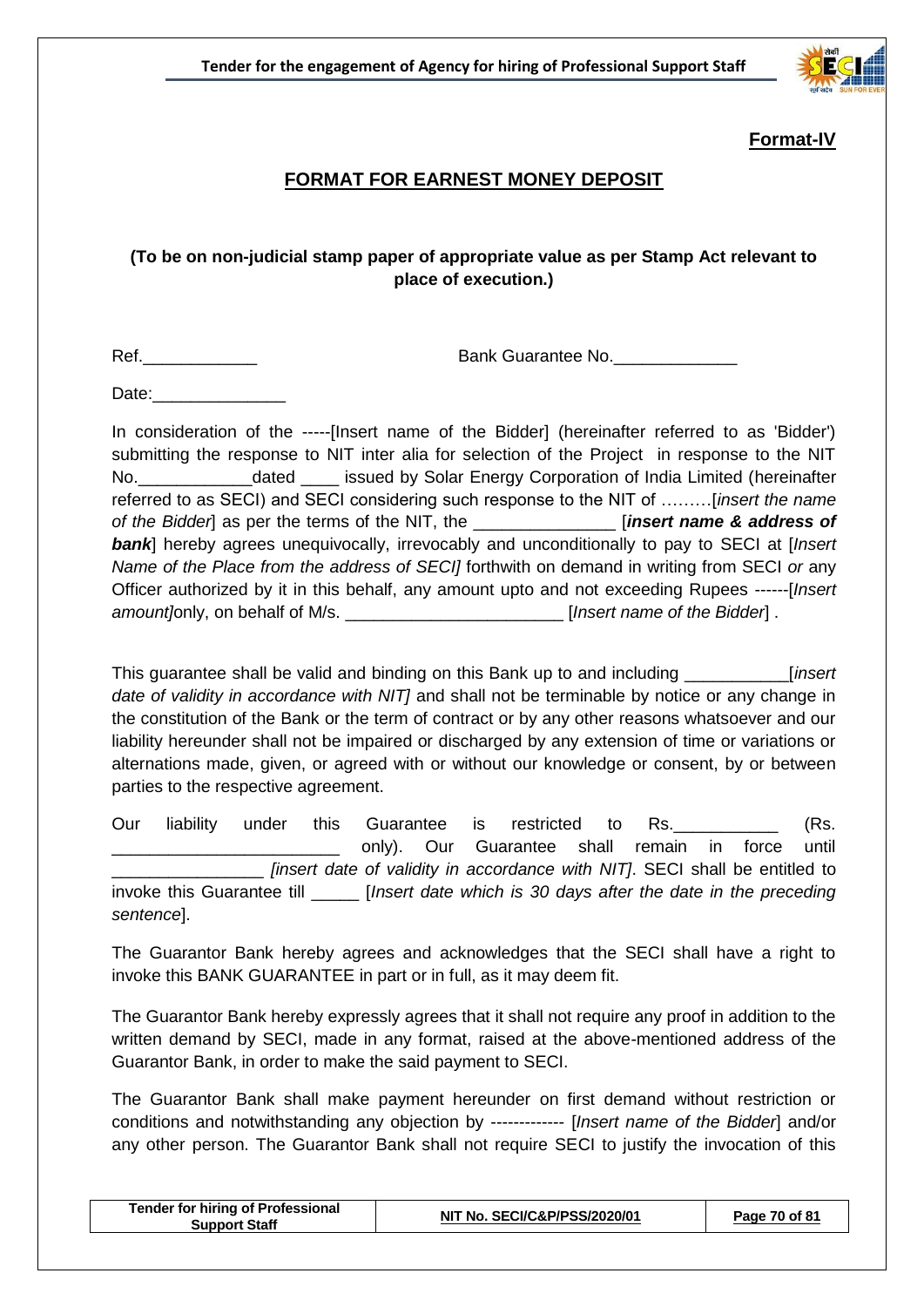**Format-IV**

## FORMAT FOR EARNEST MONEY DEPOSIT

**(To be on non-judicial stamp paper of appropriate value as per Stamp Act relevant to place of execution.)**

Ref.____________ Bank Guarantee No._____________

Date:______________

In consideration of the -----[Insert name of the Bidder] (hereinafter referred to as 'Bidder') submitting the response to NIT inter alia for selection of the Project in response to the NIT No.____________dated ____ issued by Solar Energy Corporation of India Limited (hereinafter referred to as SECI) and SECI considering such response to the NIT of ………[*insert the name of the Bidder*] as per the terms of the NIT, the _______________ [***insert name & address of bank***] hereby agrees unequivocally, irrevocably and unconditionally to pay to SECI at [*Insert Name of the Place from the address of SECI]* forthwith on demand in writing from SECI *or* any Officer authorized by it in this behalf, any amount upto and not exceeding Rupees ------[*Insert amount]*only, on behalf of M/s. ______________________ [*Insert name of the Bidder*] .

This guarantee shall be valid and binding on this Bank up to and including ___________[*insert date of validity in accordance with NIT]* and shall not be terminable by notice or any change in the constitution of the Bank or the term of contract or by any other reasons whatsoever and our liability hereunder shall not be impaired or discharged by any extension of time or variations or alternations made, given, or agreed with or without our knowledge or consent, by or between parties to the respective agreement.

Our liability under this Guarantee is restricted to Rs.___________ (Rs. ________________________ only). Our Guarantee shall remain in force until ________________ *[insert date of validity in accordance with NIT]*. SECI shall be entitled to invoke this Guarantee till _____ [*Insert date which is 30 days after the date in the preceding sentence*].

The Guarantor Bank hereby agrees and acknowledges that the SECI shall have a right to invoke this BANK GUARANTEE in part or in full, as it may deem fit.

The Guarantor Bank hereby expressly agrees that it shall not require any proof in addition to the written demand by SECI, made in any format, raised at the above-mentioned address of the Guarantor Bank, in order to make the said payment to SECI.

The Guarantor Bank shall make payment hereunder on first demand without restriction or conditions and notwithstanding any objection by ------------- [*Insert name of the Bidder*] and/or any other person. The Guarantor Bank shall not require SECI to justify the invocation of this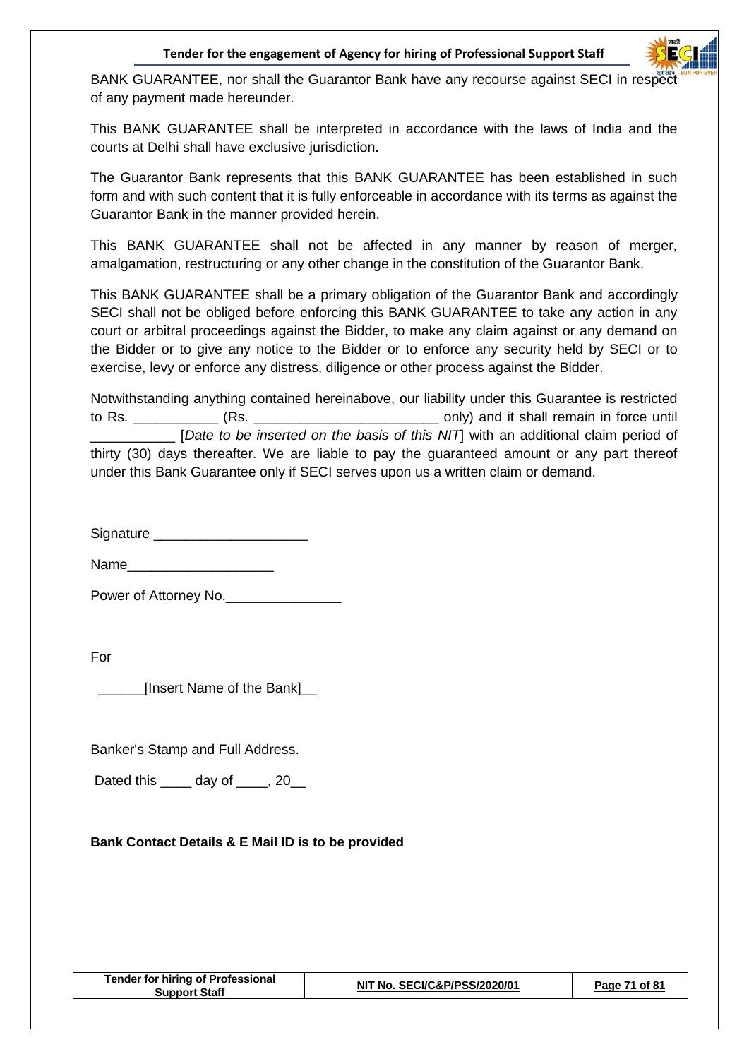BANK GUARANTEE, nor shall the Guarantor Bank have any recourse against SECI in respect of any payment made hereunder.

This BANK GUARANTEE shall be interpreted in accordance with the laws of India and the courts at Delhi shall have exclusive jurisdiction.

The Guarantor Bank represents that this BANK GUARANTEE has been established in such form and with such content that it is fully enforceable in accordance with its terms as against the Guarantor Bank in the manner provided herein.

This BANK GUARANTEE shall not be affected in any manner by reason of merger, amalgamation, restructuring or any other change in the constitution of the Guarantor Bank.

This BANK GUARANTEE shall be a primary obligation of the Guarantor Bank and accordingly SECI shall not be obliged before enforcing this BANK GUARANTEE to take any action in any court or arbitral proceedings against the Bidder, to make any claim against or any demand on the Bidder or to give any notice to the Bidder or to enforce any security held by SECI or to exercise, levy or enforce any distress, diligence or other process against the Bidder.

Notwithstanding anything contained hereinabove, our liability under this Guarantee is restricted to Rs. ___________ (Rs. ________________________ only) and it shall remain in force until ___________ [*Date to be inserted on the basis of this NIT*] with an additional claim period of thirty (30) days thereafter. We are liable to pay the guaranteed amount or any part thereof under this Bank Guarantee only if SECI serves upon us a written claim or demand.

Signature ____________________

Name___________________

Power of Attorney No._______________

For

______[Insert Name of the Bank]__

Banker's Stamp and Full Address.

Dated this ____ day of ____, 20__

**Bank Contact Details & E Mail ID is to be provided**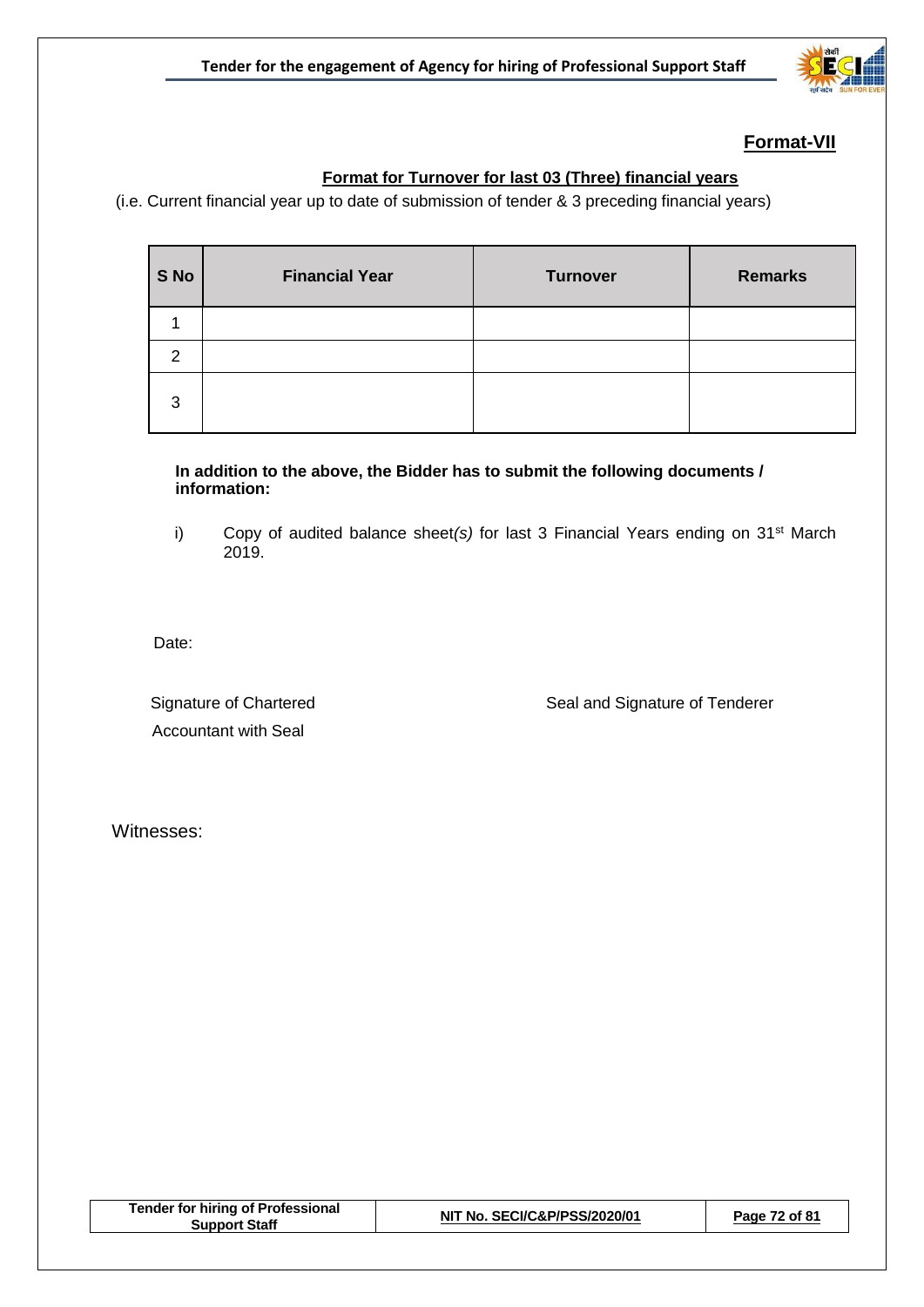## Format-VII

**Format for Turnover for last 03 (Three) financial years**

(i.e. Current financial year up to date of submission of tender & 3 preceding financial years)

| S No | Financial Year | Turnover | Remarks |
|---|---|---|---|
| 1 | | | |
| 2 | | | |
| 3 | | | |

**In addition to the above, the Bidder has to submit the following documents / information:**

i) Copy of audited balance sheet*(s)* for last 3 Financial Years ending on 31st March 2019.

Date:

Signature of Chartered Accountant with Seal

Seal and Signature of Tenderer

Witnesses: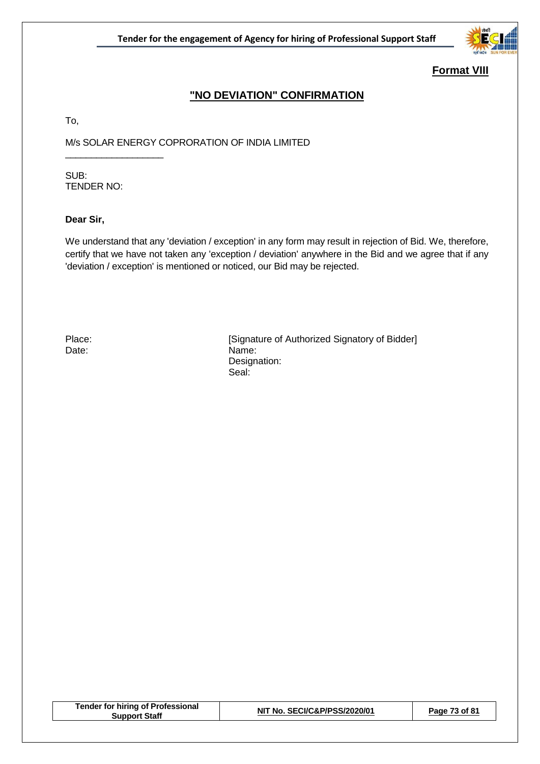**Format VIII**

## "NO DEVIATION" CONFIRMATION

To,

M/s SOLAR ENERGY COPRORATION OF INDIA LIMITED

\_\_\_\_\_\_\_\_\_\_\_\_\_\_\_\_\_\_\_\_

SUB:
TENDER NO:

**Dear Sir,**

We understand that any 'deviation / exception' in any form may result in rejection of Bid. We, therefore, certify that we have not taken any 'exception / deviation' anywhere in the Bid and we agree that if any 'deviation / exception' is mentioned or noticed, our Bid may be rejected.

Place:
Date:

[Signature of Authorized Signatory of Bidder]
Name:
Designation:
Seal: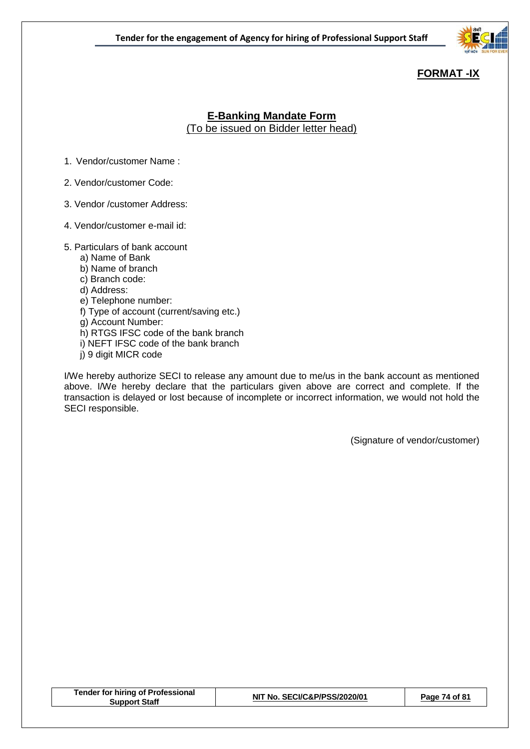**FORMAT -IX**

## E-Banking Mandate Form

(To be issued on Bidder letter head)

1. Vendor/customer Name :
2. Vendor/customer Code:
3. Vendor /customer Address:
4. Vendor/customer e-mail id:
5. Particulars of bank account
   - a) Name of Bank
   - b) Name of branch
   - c) Branch code:
   - d) Address:
   - e) Telephone number:
   - f) Type of account (current/saving etc.)
   - g) Account Number:
   - h) RTGS IFSC code of the bank branch
   - i) NEFT IFSC code of the bank branch
   - j) 9 digit MICR code

I/We hereby authorize SECI to release any amount due to me/us in the bank account as mentioned above. I/We hereby declare that the particulars given above are correct and complete. If the transaction is delayed or lost because of incomplete or incorrect information, we would not hold the SECI responsible.

(Signature of vendor/customer)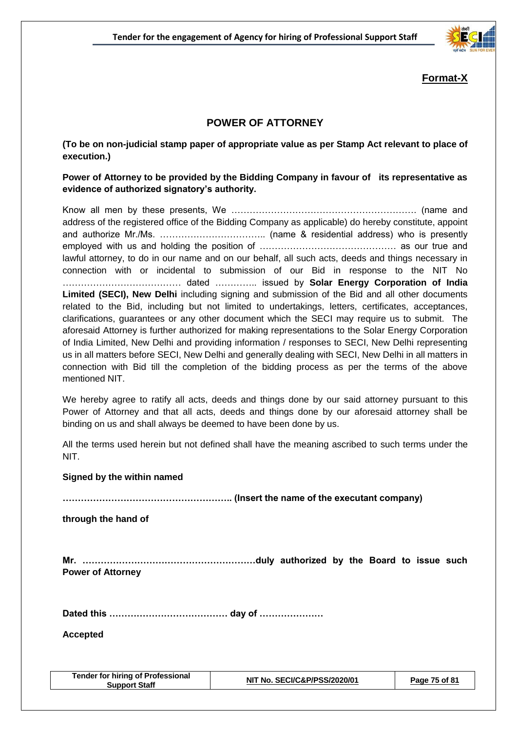**Format-X**

## POWER OF ATTORNEY

**(To be on non-judicial stamp paper of appropriate value as per Stamp Act relevant to place of execution.)**

**Power of Attorney to be provided by the Bidding Company in favour of its representative as evidence of authorized signatory's authority.**

Know all men by these presents, We ……………………………………………………. (name and address of the registered office of the Bidding Company as applicable) do hereby constitute, appoint and authorize Mr./Ms. …………………………….. (name & residential address) who is presently employed with us and holding the position of ……………………………………… as our true and lawful attorney, to do in our name and on our behalf, all such acts, deeds and things necessary in connection with or incidental to submission of our Bid in response to the NIT No ………………………………… dated ………….. issued by **Solar Energy Corporation of India Limited (SECI), New Delhi** including signing and submission of the Bid and all other documents related to the Bid, including but not limited to undertakings, letters, certificates, acceptances, clarifications, guarantees or any other document which the SECI may require us to submit. The aforesaid Attorney is further authorized for making representations to the Solar Energy Corporation of India Limited, New Delhi and providing information / responses to SECI, New Delhi representing us in all matters before SECI, New Delhi and generally dealing with SECI, New Delhi in all matters in connection with Bid till the completion of the bidding process as per the terms of the above mentioned NIT.

We hereby agree to ratify all acts, deeds and things done by our said attorney pursuant to this Power of Attorney and that all acts, deeds and things done by our aforesaid attorney shall be binding on us and shall always be deemed to have been done by us.

All the terms used herein but not defined shall have the meaning ascribed to such terms under the NIT.

**Signed by the within named**

**……………………………………………….. (Insert the name of the executant company)**

**through the hand of**

**Mr. …………………………………………………duly authorized by the Board to issue such Power of Attorney**

**Dated this ………………………………… day of …………………**

**Accepted**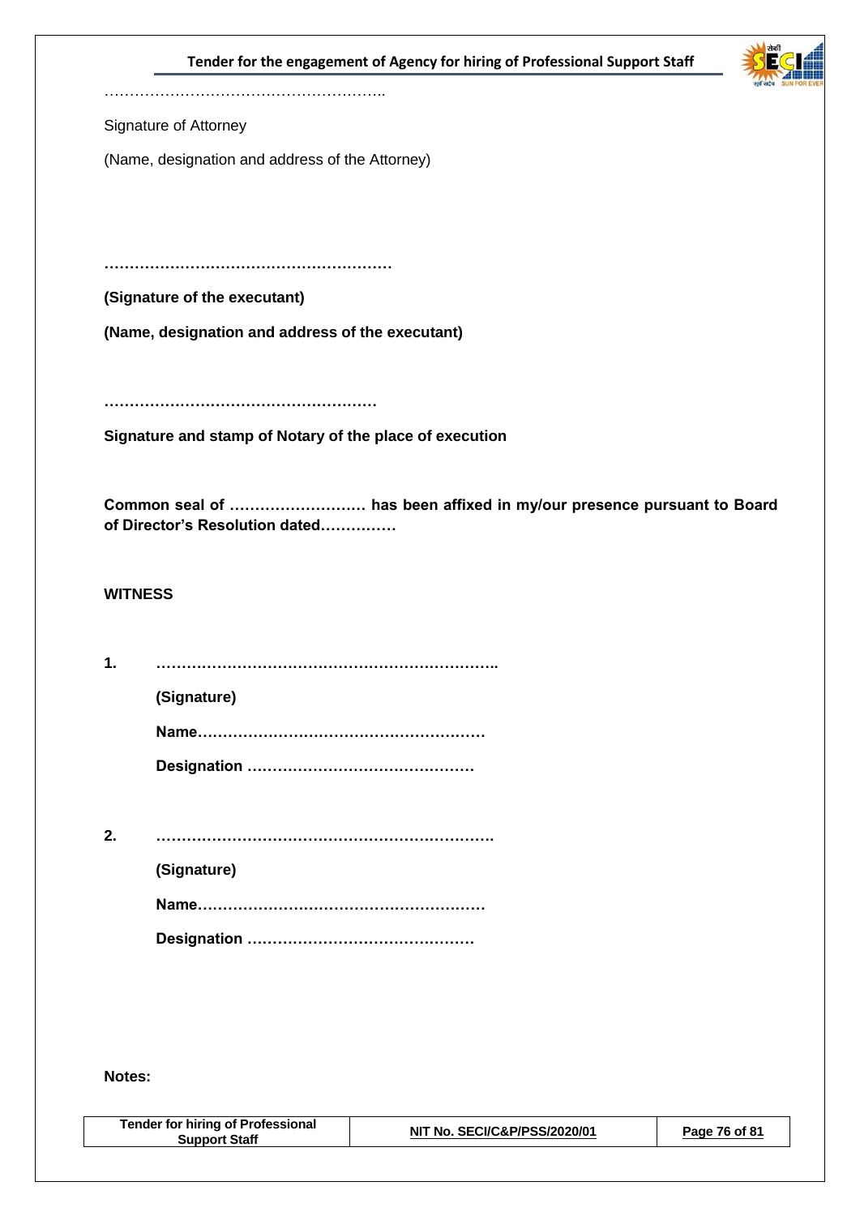………………………………………………..

Signature of Attorney

(Name, designation and address of the Attorney)

**…………………………………………………**

**(Signature of the executant)**

**(Name, designation and address of the executant)**

**………………………………………………**

**Signature and stamp of Notary of the place of execution**

**Common seal of ……………………… has been affixed in my/our presence pursuant to Board of Director's Resolution dated……………**

**WITNESS**

**1. …………………………………………………………..**

**(Signature)**

**Name…………………………………………………**

**Designation ………………………………………**

**2. ………………………………………………………….**

**(Signature)**

**Name…………………………………………………**

**Designation ………………………………………**

**Notes:**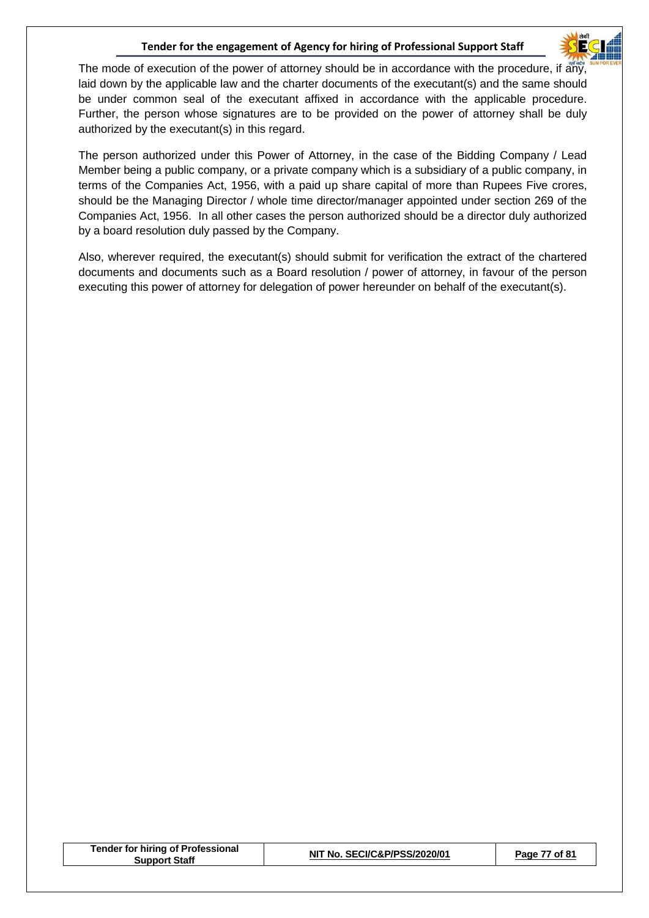The mode of execution of the power of attorney should be in accordance with the procedure, if any, laid down by the applicable law and the charter documents of the executant(s) and the same should be under common seal of the executant affixed in accordance with the applicable procedure. Further, the person whose signatures are to be provided on the power of attorney shall be duly authorized by the executant(s) in this regard.

The person authorized under this Power of Attorney, in the case of the Bidding Company / Lead Member being a public company, or a private company which is a subsidiary of a public company, in terms of the Companies Act, 1956, with a paid up share capital of more than Rupees Five crores, should be the Managing Director / whole time director/manager appointed under section 269 of the Companies Act, 1956. In all other cases the person authorized should be a director duly authorized by a board resolution duly passed by the Company.

Also, wherever required, the executant(s) should submit for verification the extract of the chartered documents and documents such as a Board resolution / power of attorney, in favour of the person executing this power of attorney for delegation of power hereunder on behalf of the executant(s).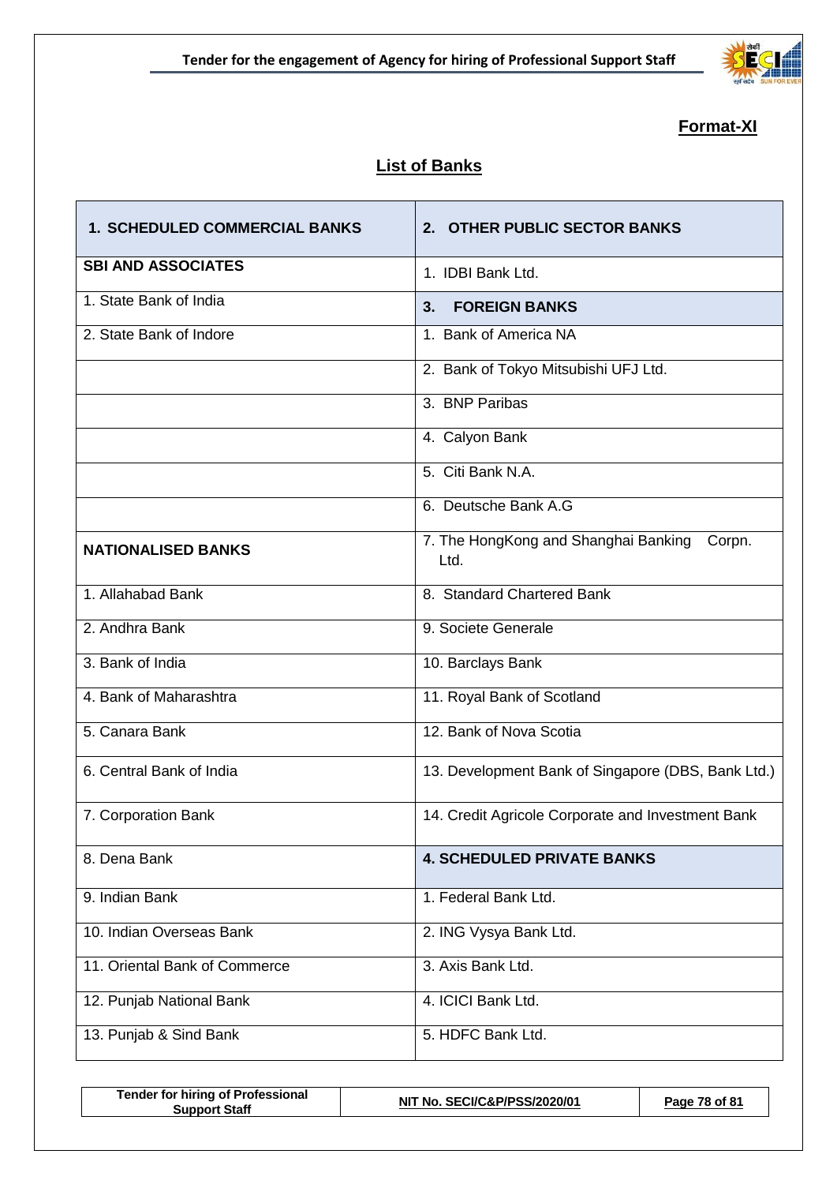**Format-XI**

## List of Banks

| 1. SCHEDULED COMMERCIAL BANKS | 2. OTHER PUBLIC SECTOR BANKS |
|---|---|
| **SBI AND ASSOCIATES** | 1. IDBI Bank Ltd. |
| 1. State Bank of India | **3. FOREIGN BANKS** |
| 2. State Bank of Indore | 1. Bank of America NA |
| | 2. Bank of Tokyo Mitsubishi UFJ Ltd. |
| | 3. BNP Paribas |
| | 4. Calyon Bank |
| | 5. Citi Bank N.A. |
| | 6. Deutsche Bank A.G |
| **NATIONALISED BANKS** | 7. The HongKong and Shanghai Banking Corpn. Ltd. |
| 1. Allahabad Bank | 8. Standard Chartered Bank |
| 2. Andhra Bank | 9. Societe Generale |
| 3. Bank of India | 10. Barclays Bank |
| 4. Bank of Maharashtra | 11. Royal Bank of Scotland |
| 5. Canara Bank | 12. Bank of Nova Scotia |
| 6. Central Bank of India | 13. Development Bank of Singapore (DBS, Bank Ltd.) |
| 7. Corporation Bank | 14. Credit Agricole Corporate and Investment Bank |
| 8. Dena Bank | **4. SCHEDULED PRIVATE BANKS** |
| 9. Indian Bank | 1. Federal Bank Ltd. |
| 10. Indian Overseas Bank | 2. ING Vysya Bank Ltd. |
| 11. Oriental Bank of Commerce | 3. Axis Bank Ltd. |
| 12. Punjab National Bank | 4. ICICI Bank Ltd. |
| 13. Punjab & Sind Bank | 5. HDFC Bank Ltd. |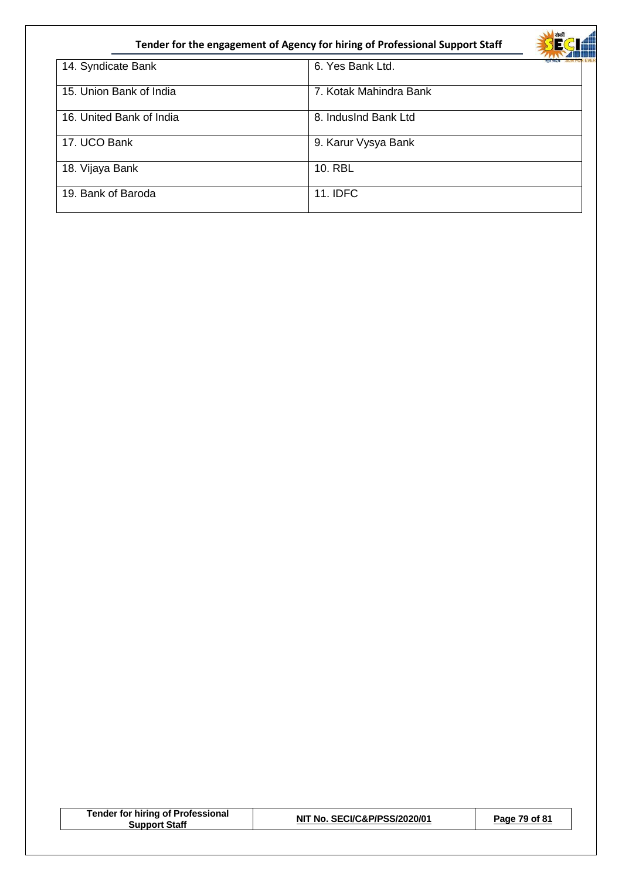| 14. Syndicate Bank | 6. Yes Bank Ltd. |
|---|---|
| 15. Union Bank of India | 7. Kotak Mahindra Bank |
| 16. United Bank of India | 8. IndusInd Bank Ltd |
| 17. UCO Bank | 9. Karur Vysya Bank |
| 18. Vijaya Bank | 10. RBL |
| 19. Bank of Baroda | 11. IDFC |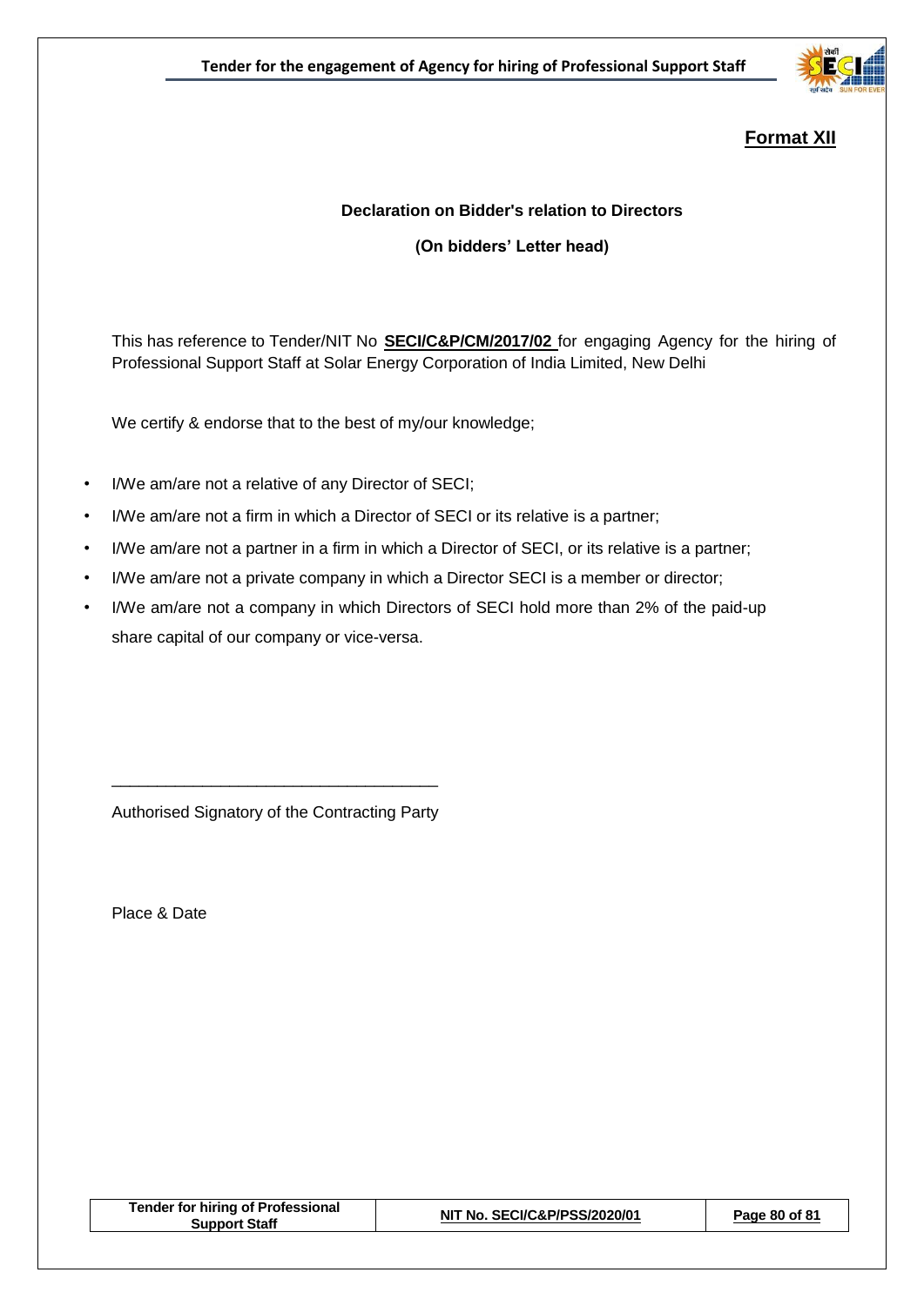**Format XII**

**Declaration on Bidder's relation to Directors**

**(On bidders' Letter head)**

This has reference to Tender/NIT No **SECI/C&P/CM/2017/02** for engaging Agency for the hiring of Professional Support Staff at Solar Energy Corporation of India Limited, New Delhi

We certify & endorse that to the best of my/our knowledge;

- I/We am/are not a relative of any Director of SECI;
- I/We am/are not a firm in which a Director of SECI or its relative is a partner;
- I/We am/are not a partner in a firm in which a Director of SECI, or its relative is a partner;
- I/We am/are not a private company in which a Director SECI is a member or director;
- I/We am/are not a company in which Directors of SECI hold more than 2% of the paid-up share capital of our company or vice-versa.

\_\_\_\_\_\_\_\_\_\_\_\_\_\_\_\_\_\_\_\_\_\_\_\_\_\_\_\_\_\_\_\_\_\_\_

Authorised Signatory of the Contracting Party

Place & Date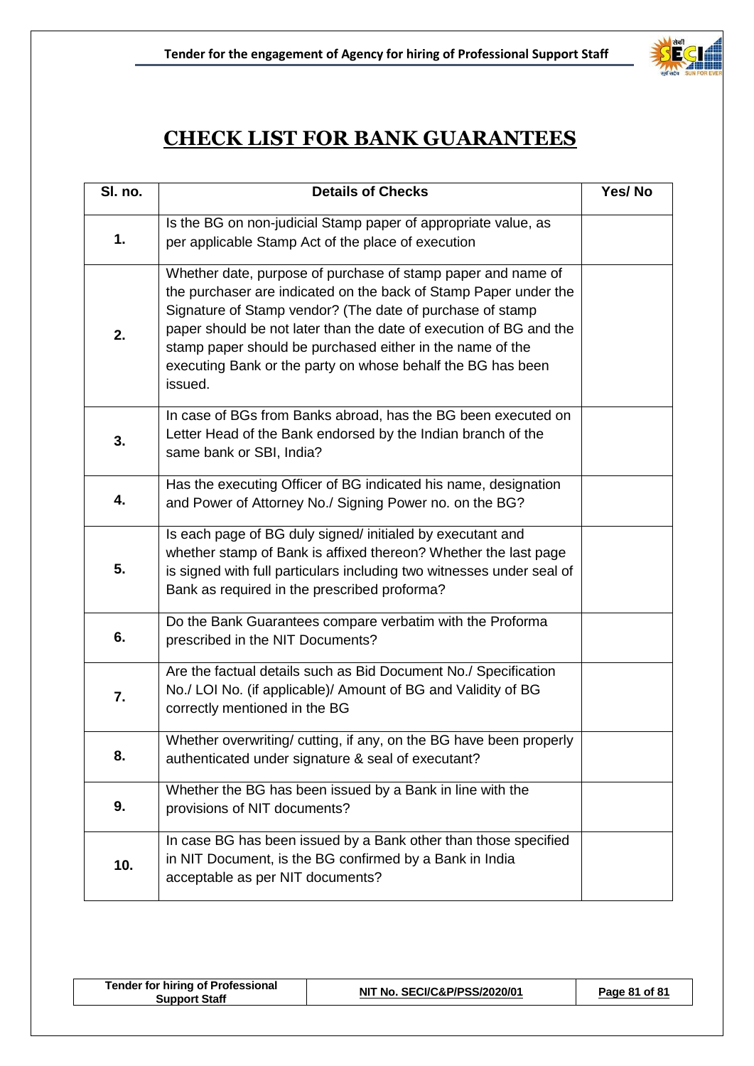# CHECK LIST FOR BANK GUARANTEES

| Sl. no. | Details of Checks | Yes/ No |
|---|---|---|
| 1. | Is the BG on non-judicial Stamp paper of appropriate value, as per applicable Stamp Act of the place of execution | |
| 2. | Whether date, purpose of purchase of stamp paper and name of the purchaser are indicated on the back of Stamp Paper under the Signature of Stamp vendor? (The date of purchase of stamp paper should be not later than the date of execution of BG and the stamp paper should be purchased either in the name of the executing Bank or the party on whose behalf the BG has been issued. | |
| 3. | In case of BGs from Banks abroad, has the BG been executed on Letter Head of the Bank endorsed by the Indian branch of the same bank or SBI, India? | |
| 4. | Has the executing Officer of BG indicated his name, designation and Power of Attorney No./ Signing Power no. on the BG? | |
| 5. | Is each page of BG duly signed/ initialed by executant and whether stamp of Bank is affixed thereon? Whether the last page is signed with full particulars including two witnesses under seal of Bank as required in the prescribed proforma? | |
| 6. | Do the Bank Guarantees compare verbatim with the Proforma prescribed in the NIT Documents? | |
| 7. | Are the factual details such as Bid Document No./ Specification No./ LOI No. (if applicable)/ Amount of BG and Validity of BG correctly mentioned in the BG | |
| 8. | Whether overwriting/ cutting, if any, on the BG have been properly authenticated under signature & seal of executant? | |
| 9. | Whether the BG has been issued by a Bank in line with the provisions of NIT documents? | |
| 10. | In case BG has been issued by a Bank other than those specified in NIT Document, is the BG confirmed by a Bank in India acceptable as per NIT documents? | |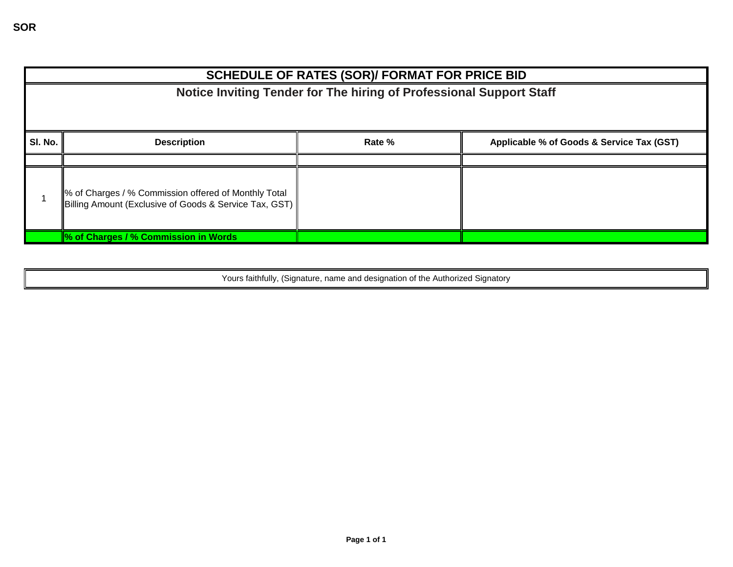**SOR**

## SCHEDULE OF RATES (SOR)/ FORMAT FOR PRICE BID

### Notice Inviting Tender for The hiring of Professional Support Staff

| Sl. No. | Description | Rate % | Applicable % of Goods & Service Tax (GST) |
|---|---|---|---|
| | | | |
| 1 | % of Charges / % Commission offered of Monthly Total Billing Amount (Exclusive of Goods & Service Tax, GST) | | |
| | **% of Charges / % Commission in Words** | | |

Yours faithfully, (Signature, name and designation of the Authorized Signatory